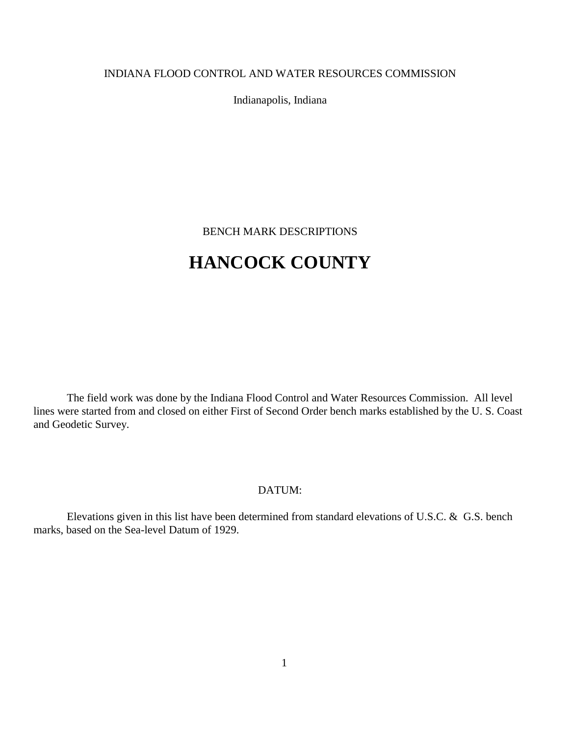INDIANA FLOOD CONTROL AND WATER RESOURCES COMMISSION

Indianapolis, Indiana

BENCH MARK DESCRIPTIONS

# HANCOCK COUNTY

The field work was done by the Indiana Flood Control and Water Resources Commission. All level lines were started from and closed on either First of Second Order bench marks established by the U. S. Coast and Geodetic Survey.

DATUM:

Elevations given in this list have been determined from standard elevations of U.S.C. & G.S. bench marks, based on the Sea-level Datum of 1929.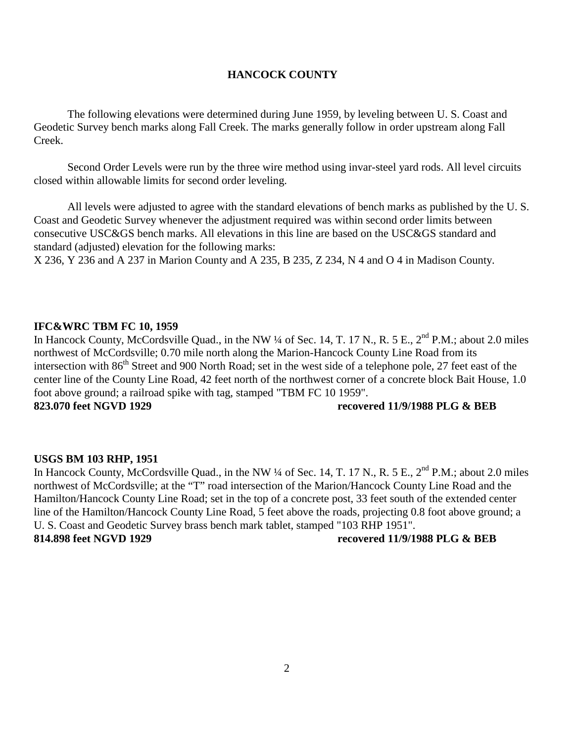# HANCOCK COUNTY

The following elevations were determined during June 1959, by leveling between U. S. Coast and Geodetic Survey bench marks along Fall Creek. The marks generally follow in order upstream along Fall Creek.

Second Order Levels were run by the three wire method using invar-steel yard rods. All level circuits closed within allowable limits for second order leveling.

All levels were adjusted to agree with the standard elevations of bench marks as published by the U. S. Coast and Geodetic Survey whenever the adjustment required was within second order limits between consecutive USC&GS bench marks. All elevations in this line are based on the USC&GS standard and standard (adjusted) elevation for the following marks:
X 236, Y 236 and A 237 in Marion County and A 235, B 235, Z 234, N 4 and O 4 in Madison County.

**IFC&WRC TBM FC 10, 1959**
In Hancock County, McCordsville Quad., in the NW ¼ of Sec. 14, T. 17 N., R. 5 E., 2nd P.M.; about 2.0 miles northwest of McCordsville; 0.70 mile north along the Marion-Hancock County Line Road from its intersection with 86th Street and 900 North Road; set in the west side of a telephone pole, 27 feet east of the center line of the County Line Road, 42 feet north of the northwest corner of a concrete block Bait House, 1.0 foot above ground; a railroad spike with tag, stamped "TBM FC 10 1959".
**823.070 feet NGVD 1929** **recovered 11/9/1988 PLG & BEB**

**USGS BM 103 RHP, 1951**
In Hancock County, McCordsville Quad., in the NW ¼ of Sec. 14, T. 17 N., R. 5 E., 2nd P.M.; about 2.0 miles northwest of McCordsville; at the "T" road intersection of the Marion/Hancock County Line Road and the Hamilton/Hancock County Line Road; set in the top of a concrete post, 33 feet south of the extended center line of the Hamilton/Hancock County Line Road, 5 feet above the roads, projecting 0.8 foot above ground; a U. S. Coast and Geodetic Survey brass bench mark tablet, stamped "103 RHP 1951".
**814.898 feet NGVD 1929** **recovered 11/9/1988 PLG & BEB**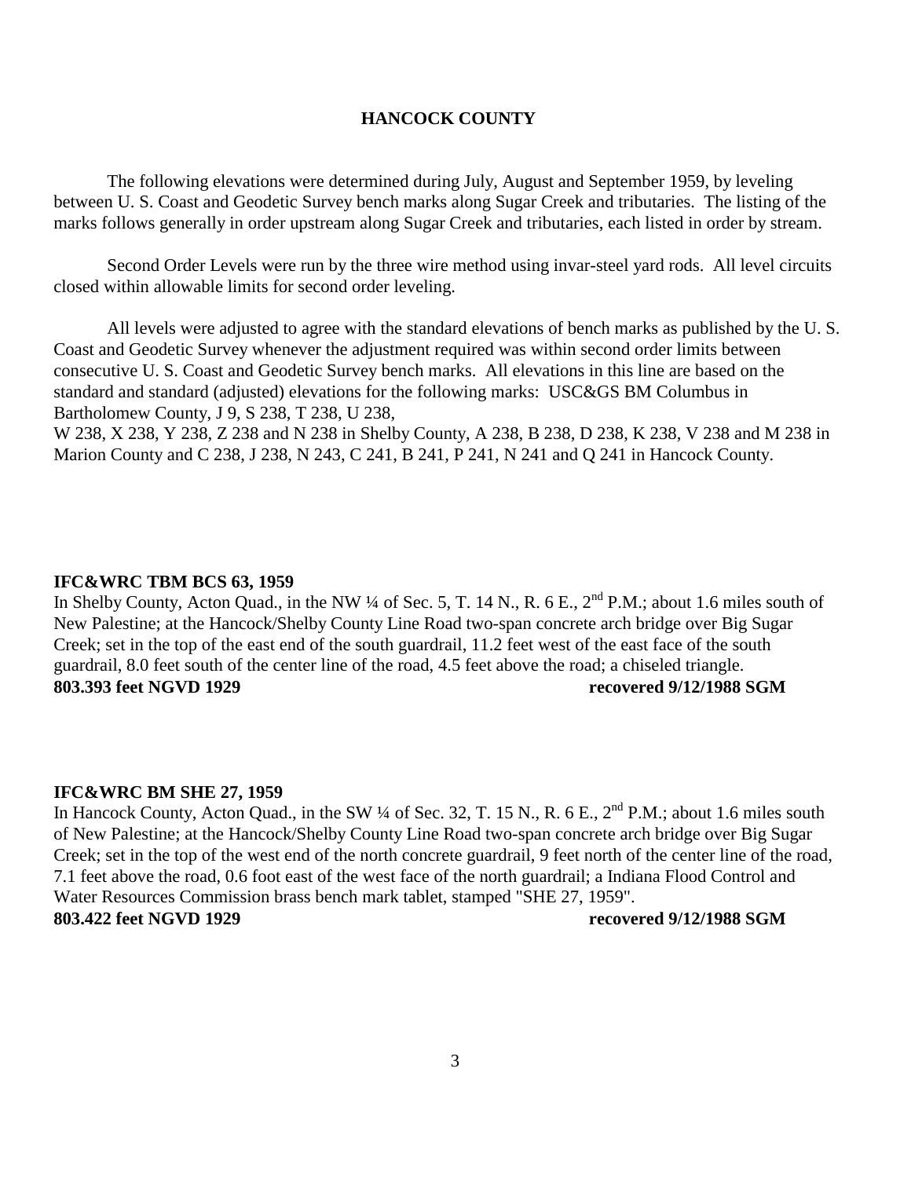## HANCOCK COUNTY

The following elevations were determined during July, August and September 1959, by leveling between U. S. Coast and Geodetic Survey bench marks along Sugar Creek and tributaries. The listing of the marks follows generally in order upstream along Sugar Creek and tributaries, each listed in order by stream.

Second Order Levels were run by the three wire method using invar-steel yard rods. All level circuits closed within allowable limits for second order leveling.

All levels were adjusted to agree with the standard elevations of bench marks as published by the U. S. Coast and Geodetic Survey whenever the adjustment required was within second order limits between consecutive U. S. Coast and Geodetic Survey bench marks. All elevations in this line are based on the standard and standard (adjusted) elevations for the following marks: USC&GS BM Columbus in Bartholomew County, J 9, S 238, T 238, U 238, W 238, X 238, Y 238, Z 238 and N 238 in Shelby County, A 238, B 238, D 238, K 238, V 238 and M 238 in Marion County and C 238, J 238, N 243, C 241, B 241, P 241, N 241 and Q 241 in Hancock County.

**IFC&WRC TBM BCS 63, 1959**
In Shelby County, Acton Quad., in the NW ¼ of Sec. 5, T. 14 N., R. 6 E., 2nd P.M.; about 1.6 miles south of New Palestine; at the Hancock/Shelby County Line Road two-span concrete arch bridge over Big Sugar Creek; set in the top of the east end of the south guardrail, 11.2 feet west of the east face of the south guardrail, 8.0 feet south of the center line of the road, 4.5 feet above the road; a chiseled triangle.
**803.393 feet NGVD 1929** **recovered 9/12/1988 SGM**

**IFC&WRC BM SHE 27, 1959**
In Hancock County, Acton Quad., in the SW ¼ of Sec. 32, T. 15 N., R. 6 E., 2nd P.M.; about 1.6 miles south of New Palestine; at the Hancock/Shelby County Line Road two-span concrete arch bridge over Big Sugar Creek; set in the top of the west end of the north concrete guardrail, 9 feet north of the center line of the road, 7.1 feet above the road, 0.6 foot east of the west face of the north guardrail; a Indiana Flood Control and Water Resources Commission brass bench mark tablet, stamped "SHE 27, 1959".
**803.422 feet NGVD 1929** **recovered 9/12/1988 SGM**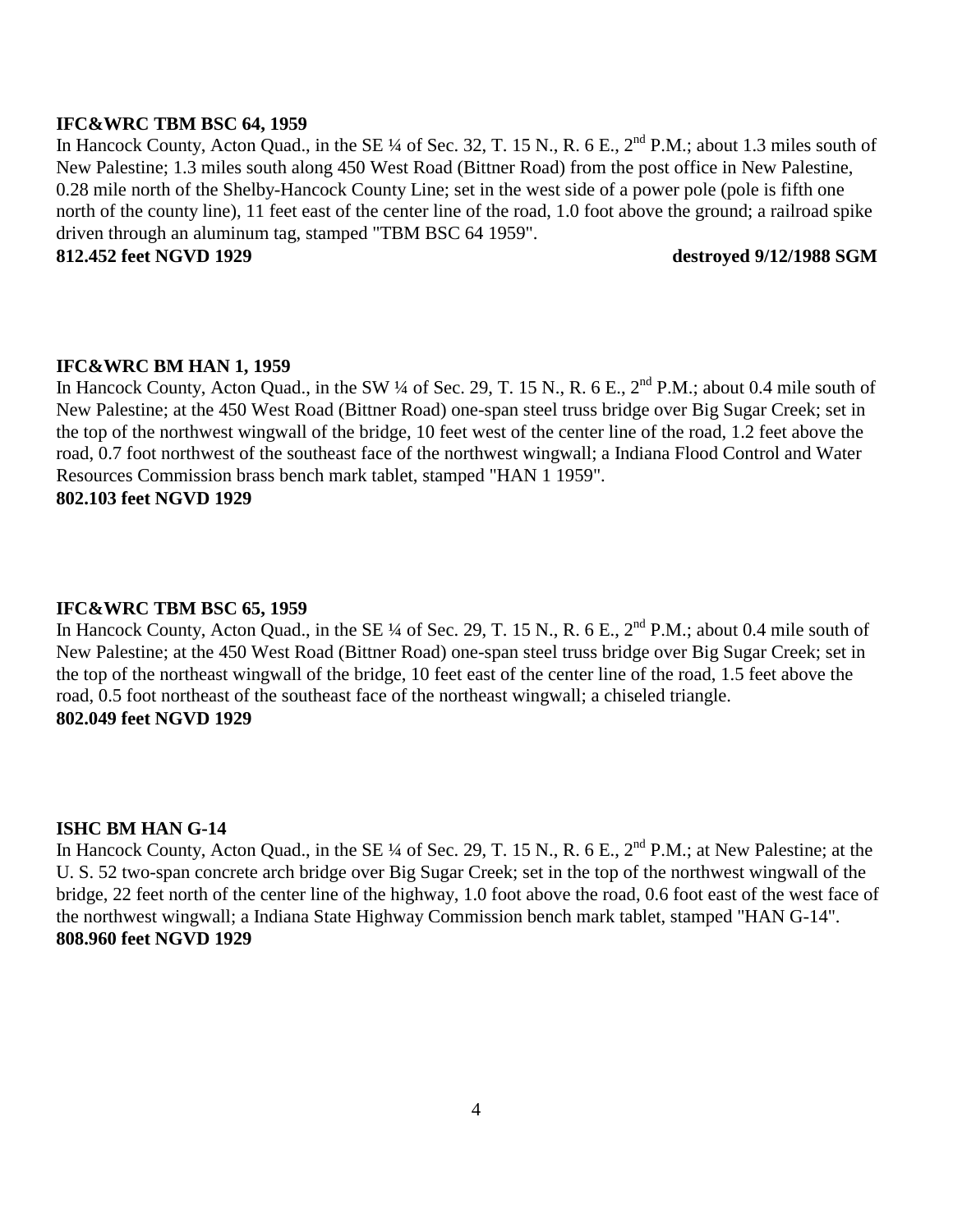**IFC&WRC TBM BSC 64, 1959**

In Hancock County, Acton Quad., in the SE ¼ of Sec. 32, T. 15 N., R. 6 E., 2nd P.M.; about 1.3 miles south of New Palestine; 1.3 miles south along 450 West Road (Bittner Road) from the post office in New Palestine, 0.28 mile north of the Shelby-Hancock County Line; set in the west side of a power pole (pole is fifth one north of the county line), 11 feet east of the center line of the road, 1.0 foot above the ground; a railroad spike driven through an aluminum tag, stamped "TBM BSC 64 1959".

**812.452 feet NGVD 1929** **destroyed 9/12/1988 SGM**

**IFC&WRC BM HAN 1, 1959**

In Hancock County, Acton Quad., in the SW ¼ of Sec. 29, T. 15 N., R. 6 E., 2nd P.M.; about 0.4 mile south of New Palestine; at the 450 West Road (Bittner Road) one-span steel truss bridge over Big Sugar Creek; set in the top of the northwest wingwall of the bridge, 10 feet west of the center line of the road, 1.2 feet above the road, 0.7 foot northwest of the southeast face of the northwest wingwall; a Indiana Flood Control and Water Resources Commission brass bench mark tablet, stamped "HAN 1 1959".

**802.103 feet NGVD 1929**

**IFC&WRC TBM BSC 65, 1959**

In Hancock County, Acton Quad., in the SE ¼ of Sec. 29, T. 15 N., R. 6 E., 2nd P.M.; about 0.4 mile south of New Palestine; at the 450 West Road (Bittner Road) one-span steel truss bridge over Big Sugar Creek; set in the top of the northeast wingwall of the bridge, 10 feet east of the center line of the road, 1.5 feet above the road, 0.5 foot northeast of the southeast face of the northeast wingwall; a chiseled triangle.

**802.049 feet NGVD 1929**

**ISHC BM HAN G-14**

In Hancock County, Acton Quad., in the SE ¼ of Sec. 29, T. 15 N., R. 6 E., 2nd P.M.; at New Palestine; at the U. S. 52 two-span concrete arch bridge over Big Sugar Creek; set in the top of the northwest wingwall of the bridge, 22 feet north of the center line of the highway, 1.0 foot above the road, 0.6 foot east of the west face of the northwest wingwall; a Indiana State Highway Commission bench mark tablet, stamped "HAN G-14".

**808.960 feet NGVD 1929**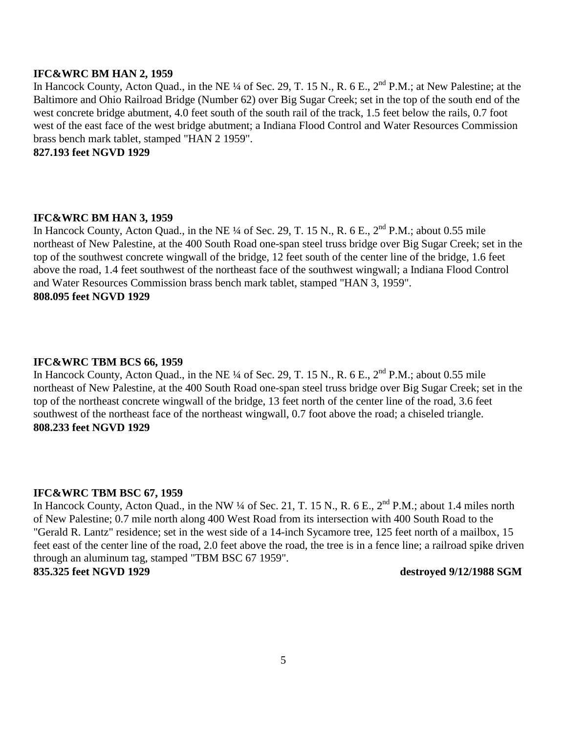**IFC&WRC BM HAN 2, 1959**

In Hancock County, Acton Quad., in the NE ¼ of Sec. 29, T. 15 N., R. 6 E., 2nd P.M.; at New Palestine; at the Baltimore and Ohio Railroad Bridge (Number 62) over Big Sugar Creek; set in the top of the south end of the west concrete bridge abutment, 4.0 feet south of the south rail of the track, 1.5 feet below the rails, 0.7 foot west of the east face of the west bridge abutment; a Indiana Flood Control and Water Resources Commission brass bench mark tablet, stamped "HAN 2 1959".

**827.193 feet NGVD 1929**

**IFC&WRC BM HAN 3, 1959**

In Hancock County, Acton Quad., in the NE ¼ of Sec. 29, T. 15 N., R. 6 E., 2nd P.M.; about 0.55 mile northeast of New Palestine, at the 400 South Road one-span steel truss bridge over Big Sugar Creek; set in the top of the southwest concrete wingwall of the bridge, 12 feet south of the center line of the bridge, 1.6 feet above the road, 1.4 feet southwest of the northeast face of the southwest wingwall; a Indiana Flood Control and Water Resources Commission brass bench mark tablet, stamped "HAN 3, 1959".

**808.095 feet NGVD 1929**

**IFC&WRC TBM BCS 66, 1959**

In Hancock County, Acton Quad., in the NE ¼ of Sec. 29, T. 15 N., R. 6 E., 2nd P.M.; about 0.55 mile northeast of New Palestine, at the 400 South Road one-span steel truss bridge over Big Sugar Creek; set in the top of the northeast concrete wingwall of the bridge, 13 feet north of the center line of the road, 3.6 feet southwest of the northeast face of the northeast wingwall, 0.7 foot above the road; a chiseled triangle.

**808.233 feet NGVD 1929**

**IFC&WRC TBM BSC 67, 1959**

In Hancock County, Acton Quad., in the NW ¼ of Sec. 21, T. 15 N., R. 6 E., 2nd P.M.; about 1.4 miles north of New Palestine; 0.7 mile north along 400 West Road from its intersection with 400 South Road to the "Gerald R. Lantz" residence; set in the west side of a 14-inch Sycamore tree, 125 feet north of a mailbox, 15 feet east of the center line of the road, 2.0 feet above the road, the tree is in a fence line; a railroad spike driven through an aluminum tag, stamped "TBM BSC 67 1959".

**835.325 feet NGVD 1929** **destroyed 9/12/1988 SGM**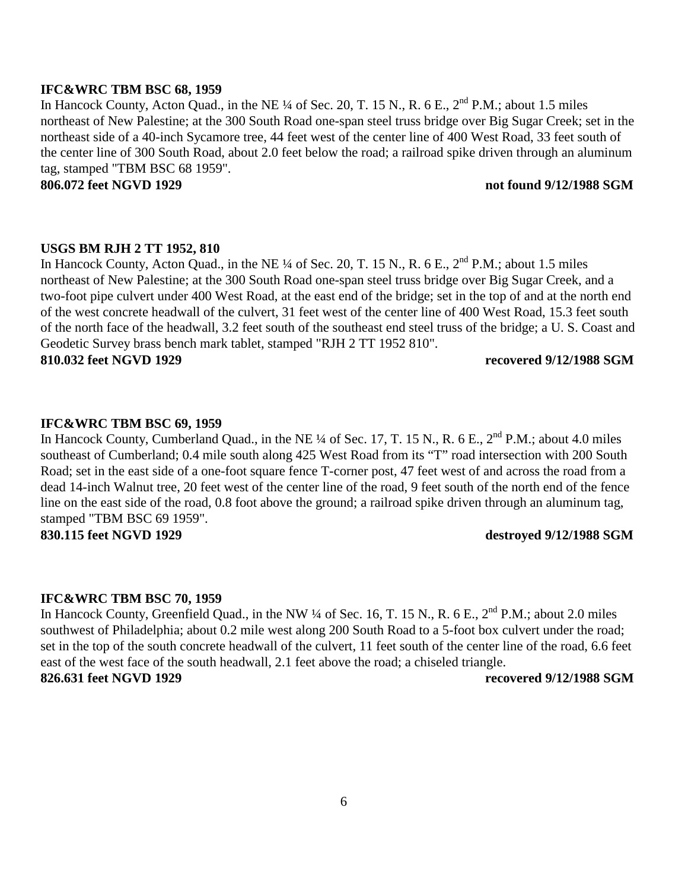**IFC&WRC TBM BSC 68, 1959**

In Hancock County, Acton Quad., in the NE ¼ of Sec. 20, T. 15 N., R. 6 E., 2nd P.M.; about 1.5 miles northeast of New Palestine; at the 300 South Road one-span steel truss bridge over Big Sugar Creek; set in the northeast side of a 40-inch Sycamore tree, 44 feet west of the center line of 400 West Road, 33 feet south of the center line of 300 South Road, about 2.0 feet below the road; a railroad spike driven through an aluminum tag, stamped "TBM BSC 68 1959".

**806.072 feet NGVD 1929** **not found 9/12/1988 SGM**

**USGS BM RJH 2 TT 1952, 810**

In Hancock County, Acton Quad., in the NE ¼ of Sec. 20, T. 15 N., R. 6 E., 2nd P.M.; about 1.5 miles northeast of New Palestine; at the 300 South Road one-span steel truss bridge over Big Sugar Creek, and a two-foot pipe culvert under 400 West Road, at the east end of the bridge; set in the top of and at the north end of the west concrete headwall of the culvert, 31 feet west of the center line of 400 West Road, 15.3 feet south of the north face of the headwall, 3.2 feet south of the southeast end steel truss of the bridge; a U. S. Coast and Geodetic Survey brass bench mark tablet, stamped "RJH 2 TT 1952 810".

**810.032 feet NGVD 1929** **recovered 9/12/1988 SGM**

**IFC&WRC TBM BSC 69, 1959**

In Hancock County, Cumberland Quad., in the NE ¼ of Sec. 17, T. 15 N., R. 6 E., 2nd P.M.; about 4.0 miles southeast of Cumberland; 0.4 mile south along 425 West Road from its "T" road intersection with 200 South Road; set in the east side of a one-foot square fence T-corner post, 47 feet west of and across the road from a dead 14-inch Walnut tree, 20 feet west of the center line of the road, 9 feet south of the north end of the fence line on the east side of the road, 0.8 foot above the ground; a railroad spike driven through an aluminum tag, stamped "TBM BSC 69 1959".

**830.115 feet NGVD 1929** **destroyed 9/12/1988 SGM**

**IFC&WRC TBM BSC 70, 1959**

In Hancock County, Greenfield Quad., in the NW ¼ of Sec. 16, T. 15 N., R. 6 E., 2nd P.M.; about 2.0 miles southwest of Philadelphia; about 0.2 mile west along 200 South Road to a 5-foot box culvert under the road; set in the top of the south concrete headwall of the culvert, 11 feet south of the center line of the road, 6.6 feet east of the west face of the south headwall, 2.1 feet above the road; a chiseled triangle.

**826.631 feet NGVD 1929** **recovered 9/12/1988 SGM**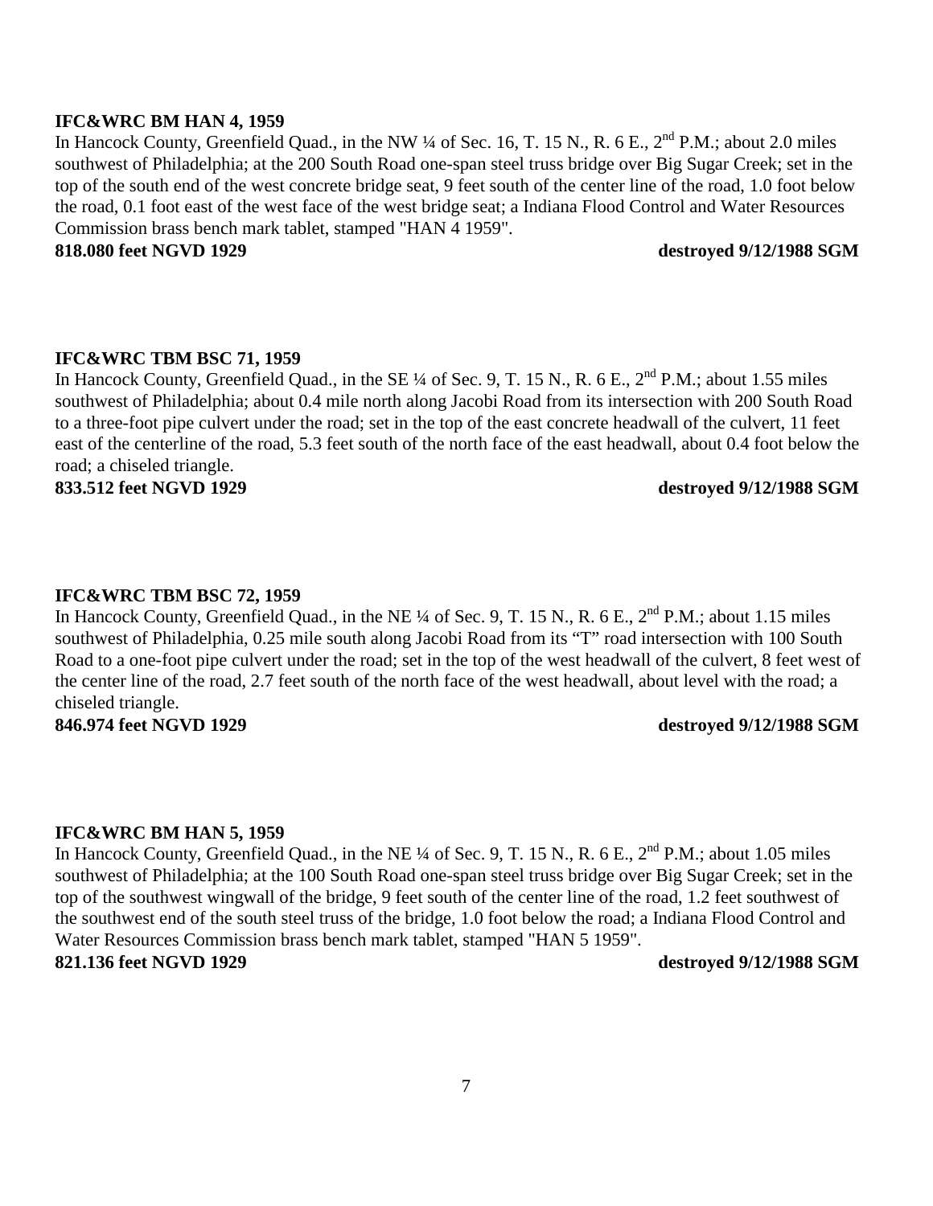**IFC&WRC BM HAN 4, 1959**

In Hancock County, Greenfield Quad., in the NW ¼ of Sec. 16, T. 15 N., R. 6 E., 2nd P.M.; about 2.0 miles southwest of Philadelphia; at the 200 South Road one-span steel truss bridge over Big Sugar Creek; set in the top of the south end of the west concrete bridge seat, 9 feet south of the center line of the road, 1.0 foot below the road, 0.1 foot east of the west face of the west bridge seat; a Indiana Flood Control and Water Resources Commission brass bench mark tablet, stamped "HAN 4 1959".

**818.080 feet NGVD 1929** **destroyed 9/12/1988 SGM**

**IFC&WRC TBM BSC 71, 1959**

In Hancock County, Greenfield Quad., in the SE ¼ of Sec. 9, T. 15 N., R. 6 E., 2nd P.M.; about 1.55 miles southwest of Philadelphia; about 0.4 mile north along Jacobi Road from its intersection with 200 South Road to a three-foot pipe culvert under the road; set in the top of the east concrete headwall of the culvert, 11 feet east of the centerline of the road, 5.3 feet south of the north face of the east headwall, about 0.4 foot below the road; a chiseled triangle.

**833.512 feet NGVD 1929** **destroyed 9/12/1988 SGM**

**IFC&WRC TBM BSC 72, 1959**

In Hancock County, Greenfield Quad., in the NE ¼ of Sec. 9, T. 15 N., R. 6 E., 2nd P.M.; about 1.15 miles southwest of Philadelphia, 0.25 mile south along Jacobi Road from its "T" road intersection with 100 South Road to a one-foot pipe culvert under the road; set in the top of the west headwall of the culvert, 8 feet west of the center line of the road, 2.7 feet south of the north face of the west headwall, about level with the road; a chiseled triangle.

**846.974 feet NGVD 1929** **destroyed 9/12/1988 SGM**

**IFC&WRC BM HAN 5, 1959**

In Hancock County, Greenfield Quad., in the NE ¼ of Sec. 9, T. 15 N., R. 6 E., 2nd P.M.; about 1.05 miles southwest of Philadelphia; at the 100 South Road one-span steel truss bridge over Big Sugar Creek; set in the top of the southwest wingwall of the bridge, 9 feet south of the center line of the road, 1.2 feet southwest of the southwest end of the south steel truss of the bridge, 1.0 foot below the road; a Indiana Flood Control and Water Resources Commission brass bench mark tablet, stamped "HAN 5 1959".

**821.136 feet NGVD 1929** **destroyed 9/12/1988 SGM**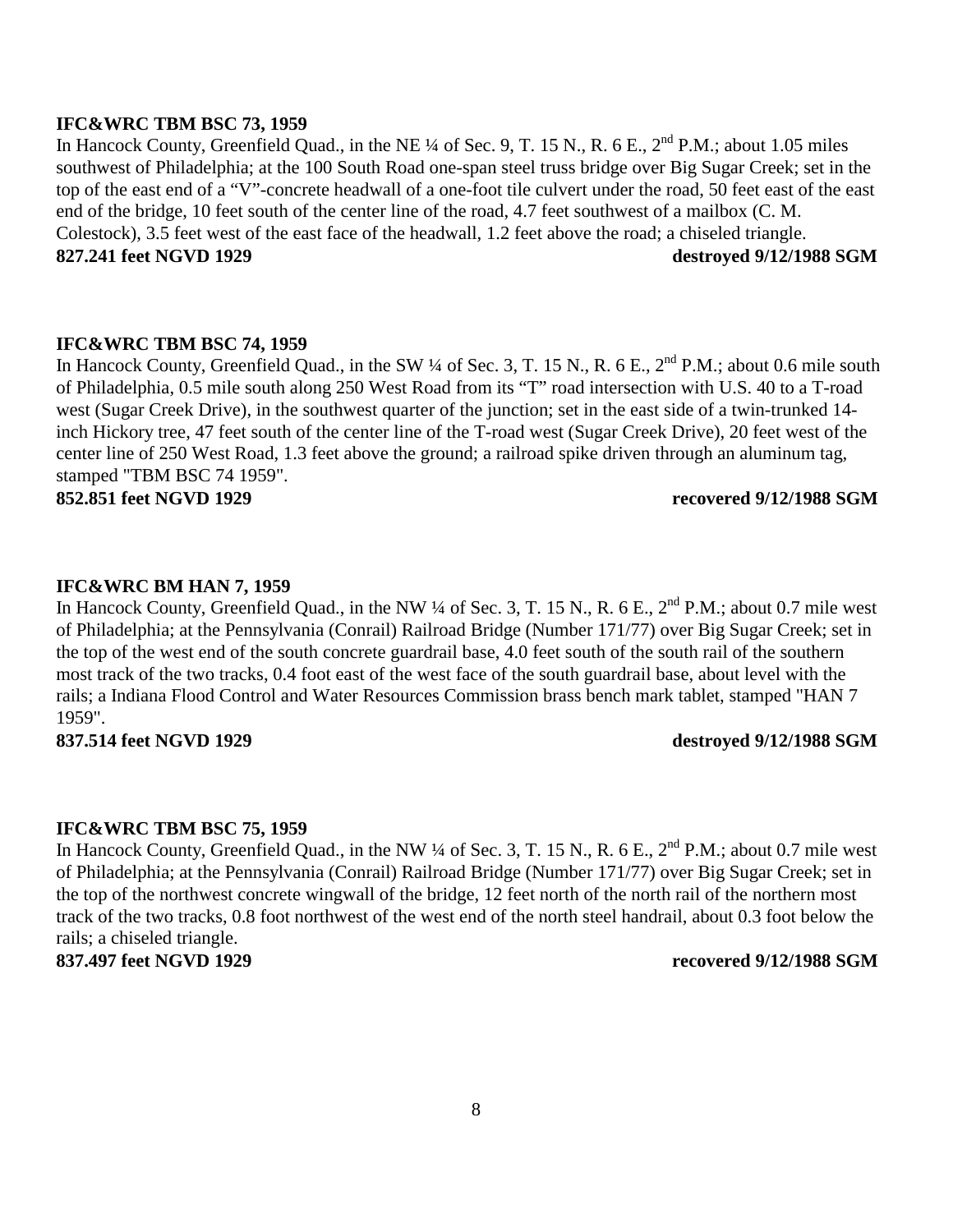**IFC&WRC TBM BSC 73, 1959**

In Hancock County, Greenfield Quad., in the NE ¼ of Sec. 9, T. 15 N., R. 6 E., 2nd P.M.; about 1.05 miles southwest of Philadelphia; at the 100 South Road one-span steel truss bridge over Big Sugar Creek; set in the top of the east end of a "V"-concrete headwall of a one-foot tile culvert under the road, 50 feet east of the east end of the bridge, 10 feet south of the center line of the road, 4.7 feet southwest of a mailbox (C. M. Colestock), 3.5 feet west of the east face of the headwall, 1.2 feet above the road; a chiseled triangle.

**827.241 feet NGVD 1929** **destroyed 9/12/1988 SGM**

**IFC&WRC TBM BSC 74, 1959**

In Hancock County, Greenfield Quad., in the SW ¼ of Sec. 3, T. 15 N., R. 6 E., 2nd P.M.; about 0.6 mile south of Philadelphia, 0.5 mile south along 250 West Road from its "T" road intersection with U.S. 40 to a T-road west (Sugar Creek Drive), in the southwest quarter of the junction; set in the east side of a twin-trunked 14-inch Hickory tree, 47 feet south of the center line of the T-road west (Sugar Creek Drive), 20 feet west of the center line of 250 West Road, 1.3 feet above the ground; a railroad spike driven through an aluminum tag, stamped "TBM BSC 74 1959".

**852.851 feet NGVD 1929** **recovered 9/12/1988 SGM**

**IFC&WRC BM HAN 7, 1959**

In Hancock County, Greenfield Quad., in the NW ¼ of Sec. 3, T. 15 N., R. 6 E., 2nd P.M.; about 0.7 mile west of Philadelphia; at the Pennsylvania (Conrail) Railroad Bridge (Number 171/77) over Big Sugar Creek; set in the top of the west end of the south concrete guardrail base, 4.0 feet south of the south rail of the southern most track of the two tracks, 0.4 foot east of the west face of the south guardrail base, about level with the rails; a Indiana Flood Control and Water Resources Commission brass bench mark tablet, stamped "HAN 7 1959".

**837.514 feet NGVD 1929** **destroyed 9/12/1988 SGM**

**IFC&WRC TBM BSC 75, 1959**

In Hancock County, Greenfield Quad., in the NW ¼ of Sec. 3, T. 15 N., R. 6 E., 2nd P.M.; about 0.7 mile west of Philadelphia; at the Pennsylvania (Conrail) Railroad Bridge (Number 171/77) over Big Sugar Creek; set in the top of the northwest concrete wingwall of the bridge, 12 feet north of the north rail of the northern most track of the two tracks, 0.8 foot northwest of the west end of the north steel handrail, about 0.3 foot below the rails; a chiseled triangle.

**837.497 feet NGVD 1929** **recovered 9/12/1988 SGM**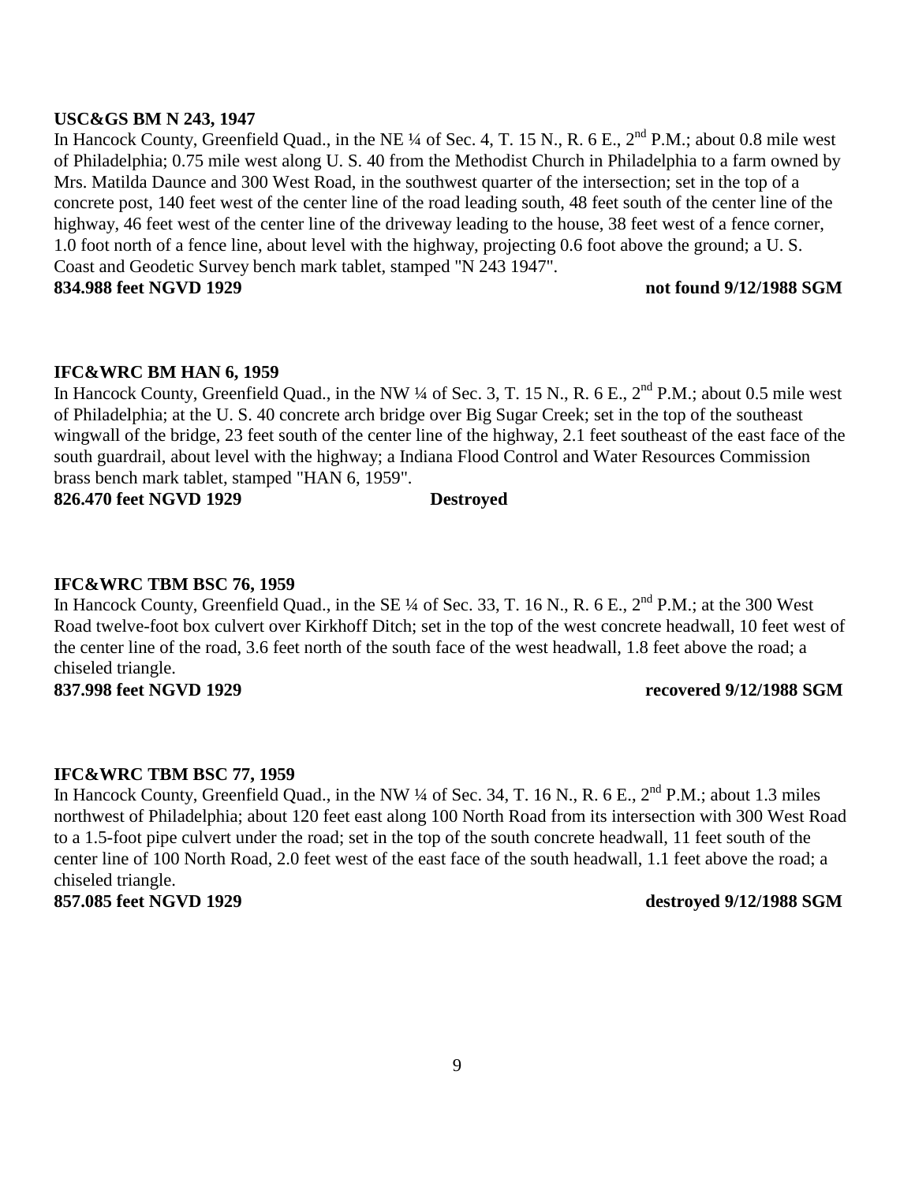**USC&GS BM N 243, 1947**

In Hancock County, Greenfield Quad., in the NE ¼ of Sec. 4, T. 15 N., R. 6 E., 2nd P.M.; about 0.8 mile west of Philadelphia; 0.75 mile west along U. S. 40 from the Methodist Church in Philadelphia to a farm owned by Mrs. Matilda Daunce and 300 West Road, in the southwest quarter of the intersection; set in the top of a concrete post, 140 feet west of the center line of the road leading south, 48 feet south of the center line of the highway, 46 feet west of the center line of the driveway leading to the house, 38 feet west of a fence corner, 1.0 foot north of a fence line, about level with the highway, projecting 0.6 foot above the ground; a U. S. Coast and Geodetic Survey bench mark tablet, stamped "N 243 1947".

**834.988 feet NGVD 1929** **not found 9/12/1988 SGM**

**IFC&WRC BM HAN 6, 1959**

In Hancock County, Greenfield Quad., in the NW ¼ of Sec. 3, T. 15 N., R. 6 E., 2nd P.M.; about 0.5 mile west of Philadelphia; at the U. S. 40 concrete arch bridge over Big Sugar Creek; set in the top of the southeast wingwall of the bridge, 23 feet south of the center line of the highway, 2.1 feet southeast of the east face of the south guardrail, about level with the highway; a Indiana Flood Control and Water Resources Commission brass bench mark tablet, stamped "HAN 6, 1959".

**826.470 feet NGVD 1929** **Destroyed**

**IFC&WRC TBM BSC 76, 1959**

In Hancock County, Greenfield Quad., in the SE ¼ of Sec. 33, T. 16 N., R. 6 E., 2nd P.M.; at the 300 West Road twelve-foot box culvert over Kirkhoff Ditch; set in the top of the west concrete headwall, 10 feet west of the center line of the road, 3.6 feet north of the south face of the west headwall, 1.8 feet above the road; a chiseled triangle.

**837.998 feet NGVD 1929** **recovered 9/12/1988 SGM**

**IFC&WRC TBM BSC 77, 1959**

In Hancock County, Greenfield Quad., in the NW ¼ of Sec. 34, T. 16 N., R. 6 E., 2nd P.M.; about 1.3 miles northwest of Philadelphia; about 120 feet east along 100 North Road from its intersection with 300 West Road to a 1.5-foot pipe culvert under the road; set in the top of the south concrete headwall, 11 feet south of the center line of 100 North Road, 2.0 feet west of the east face of the south headwall, 1.1 feet above the road; a chiseled triangle.

**857.085 feet NGVD 1929** **destroyed 9/12/1988 SGM**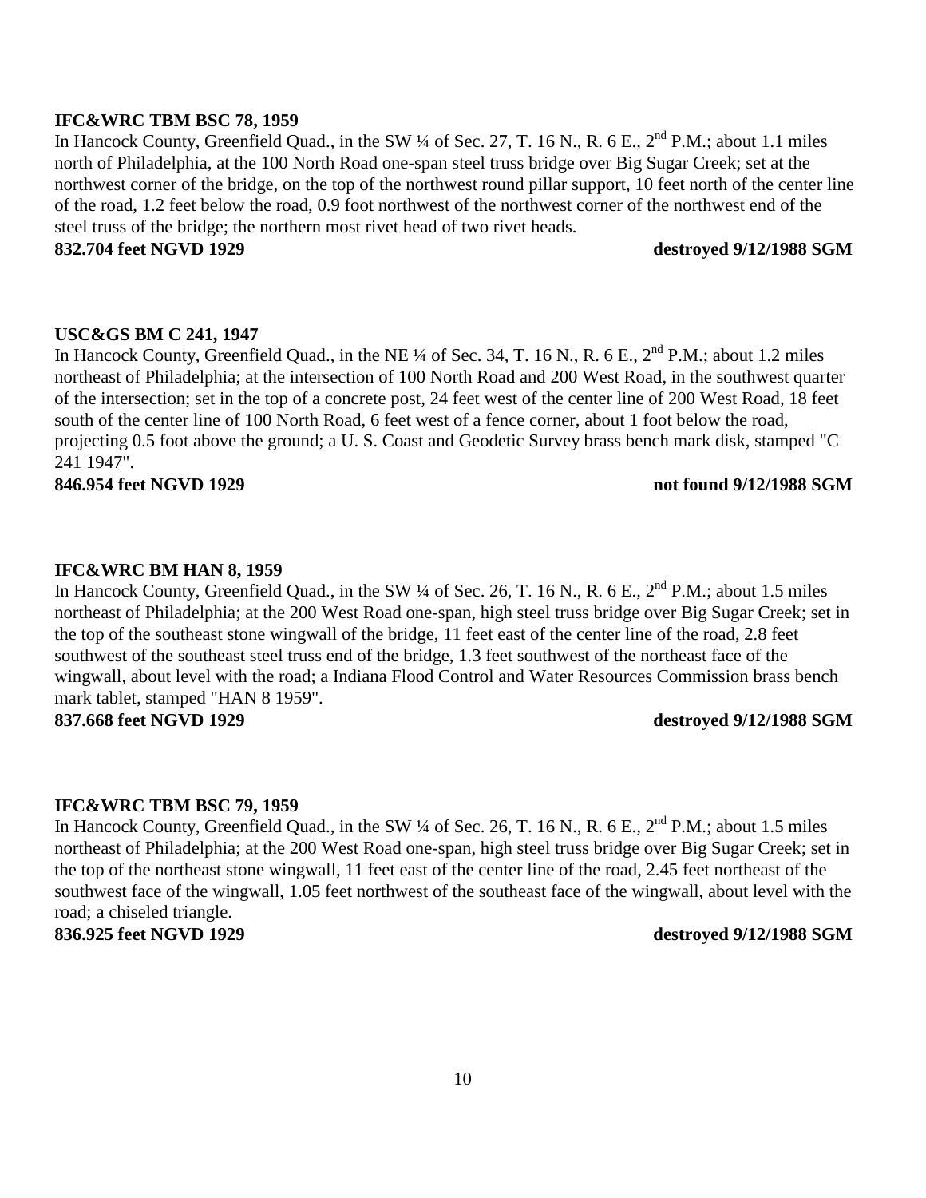**IFC&WRC TBM BSC 78, 1959**

In Hancock County, Greenfield Quad., in the SW ¼ of Sec. 27, T. 16 N., R. 6 E., 2nd P.M.; about 1.1 miles north of Philadelphia, at the 100 North Road one-span steel truss bridge over Big Sugar Creek; set at the northwest corner of the bridge, on the top of the northwest round pillar support, 10 feet north of the center line of the road, 1.2 feet below the road, 0.9 foot northwest of the northwest corner of the northwest end of the steel truss of the bridge; the northern most rivet head of two rivet heads.

**832.704 feet NGVD 1929** **destroyed 9/12/1988 SGM**

**USC&GS BM C 241, 1947**

In Hancock County, Greenfield Quad., in the NE ¼ of Sec. 34, T. 16 N., R. 6 E., 2nd P.M.; about 1.2 miles northeast of Philadelphia; at the intersection of 100 North Road and 200 West Road, in the southwest quarter of the intersection; set in the top of a concrete post, 24 feet west of the center line of 200 West Road, 18 feet south of the center line of 100 North Road, 6 feet west of a fence corner, about 1 foot below the road, projecting 0.5 foot above the ground; a U. S. Coast and Geodetic Survey brass bench mark disk, stamped "C 241 1947".

**846.954 feet NGVD 1929** **not found 9/12/1988 SGM**

**IFC&WRC BM HAN 8, 1959**

In Hancock County, Greenfield Quad., in the SW ¼ of Sec. 26, T. 16 N., R. 6 E., 2nd P.M.; about 1.5 miles northeast of Philadelphia; at the 200 West Road one-span, high steel truss bridge over Big Sugar Creek; set in the top of the southeast stone wingwall of the bridge, 11 feet east of the center line of the road, 2.8 feet southwest of the southeast steel truss end of the bridge, 1.3 feet southwest of the northeast face of the wingwall, about level with the road; a Indiana Flood Control and Water Resources Commission brass bench mark tablet, stamped "HAN 8 1959".

**837.668 feet NGVD 1929** **destroyed 9/12/1988 SGM**

**IFC&WRC TBM BSC 79, 1959**

In Hancock County, Greenfield Quad., in the SW ¼ of Sec. 26, T. 16 N., R. 6 E., 2nd P.M.; about 1.5 miles northeast of Philadelphia; at the 200 West Road one-span, high steel truss bridge over Big Sugar Creek; set in the top of the northeast stone wingwall, 11 feet east of the center line of the road, 2.45 feet northeast of the southwest face of the wingwall, 1.05 feet northwest of the southeast face of the wingwall, about level with the road; a chiseled triangle.

**836.925 feet NGVD 1929** **destroyed 9/12/1988 SGM**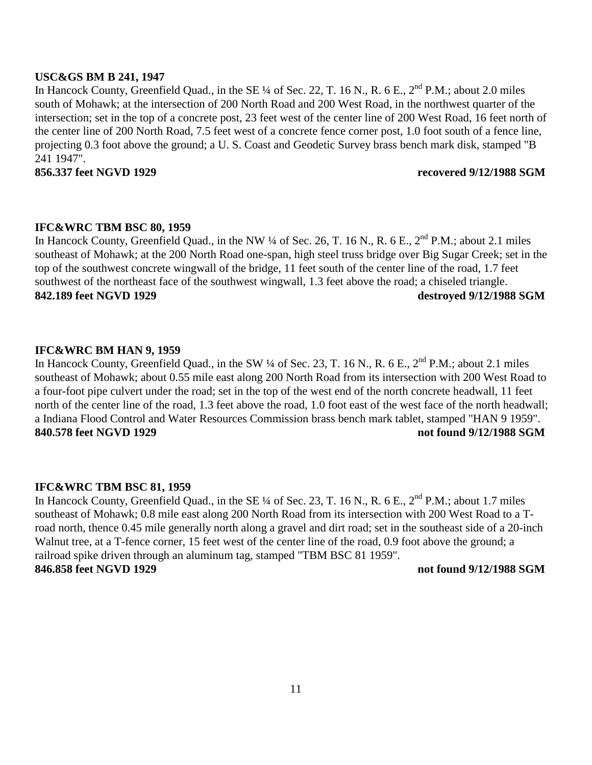**USC&GS BM B 241, 1947**

In Hancock County, Greenfield Quad., in the SE ¼ of Sec. 22, T. 16 N., R. 6 E., 2nd P.M.; about 2.0 miles south of Mohawk; at the intersection of 200 North Road and 200 West Road, in the northwest quarter of the intersection; set in the top of a concrete post, 23 feet west of the center line of 200 West Road, 16 feet north of the center line of 200 North Road, 7.5 feet west of a concrete fence corner post, 1.0 foot south of a fence line, projecting 0.3 foot above the ground; a U. S. Coast and Geodetic Survey brass bench mark disk, stamped "B 241 1947".

**856.337 feet NGVD 1929** **recovered 9/12/1988 SGM**

**IFC&WRC TBM BSC 80, 1959**

In Hancock County, Greenfield Quad., in the NW ¼ of Sec. 26, T. 16 N., R. 6 E., 2nd P.M.; about 2.1 miles southeast of Mohawk; at the 200 North Road one-span, high steel truss bridge over Big Sugar Creek; set in the top of the southwest concrete wingwall of the bridge, 11 feet south of the center line of the road, 1.7 feet southwest of the northeast face of the southwest wingwall, 1.3 feet above the road; a chiseled triangle.

**842.189 feet NGVD 1929** **destroyed 9/12/1988 SGM**

**IFC&WRC BM HAN 9, 1959**

In Hancock County, Greenfield Quad., in the SW ¼ of Sec. 23, T. 16 N., R. 6 E., 2nd P.M.; about 2.1 miles southeast of Mohawk; about 0.55 mile east along 200 North Road from its intersection with 200 West Road to a four-foot pipe culvert under the road; set in the top of the west end of the north concrete headwall, 11 feet north of the center line of the road, 1.3 feet above the road, 1.0 foot east of the west face of the north headwall; a Indiana Flood Control and Water Resources Commission brass bench mark tablet, stamped "HAN 9 1959".

**840.578 feet NGVD 1929** **not found 9/12/1988 SGM**

**IFC&WRC TBM BSC 81, 1959**

In Hancock County, Greenfield Quad., in the SE ¼ of Sec. 23, T. 16 N., R. 6 E., 2nd P.M.; about 1.7 miles southeast of Mohawk; 0.8 mile east along 200 North Road from its intersection with 200 West Road to a T-road north, thence 0.45 mile generally north along a gravel and dirt road; set in the southeast side of a 20-inch Walnut tree, at a T-fence corner, 15 feet west of the center line of the road, 0.9 foot above the ground; a railroad spike driven through an aluminum tag, stamped "TBM BSC 81 1959".

**846.858 feet NGVD 1929** **not found 9/12/1988 SGM**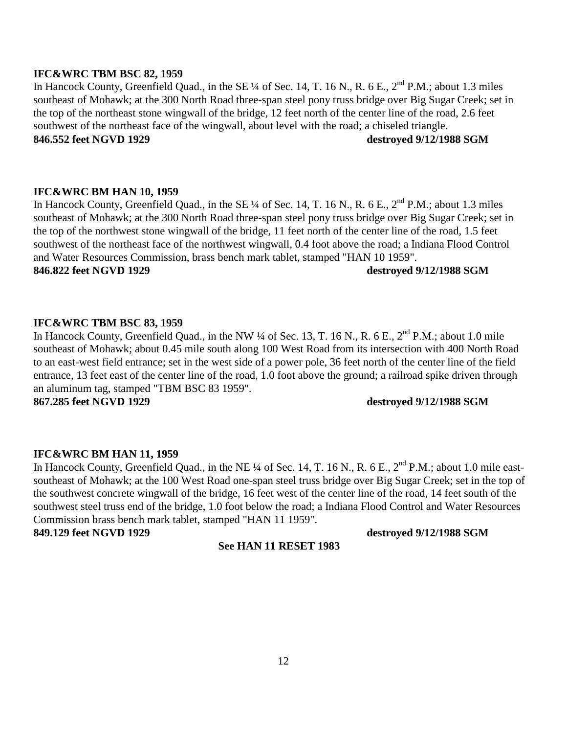**IFC&WRC TBM BSC 82, 1959**

In Hancock County, Greenfield Quad., in the SE ¼ of Sec. 14, T. 16 N., R. 6 E., 2nd P.M.; about 1.3 miles southeast of Mohawk; at the 300 North Road three-span steel pony truss bridge over Big Sugar Creek; set in the top of the northeast stone wingwall of the bridge, 12 feet north of the center line of the road, 2.6 feet southwest of the northeast face of the wingwall, about level with the road; a chiseled triangle.

**846.552 feet NGVD 1929** **destroyed 9/12/1988 SGM**

**IFC&WRC BM HAN 10, 1959**

In Hancock County, Greenfield Quad., in the SE ¼ of Sec. 14, T. 16 N., R. 6 E., 2nd P.M.; about 1.3 miles southeast of Mohawk; at the 300 North Road three-span steel pony truss bridge over Big Sugar Creek; set in the top of the northwest stone wingwall of the bridge, 11 feet north of the center line of the road, 1.5 feet southwest of the northeast face of the northwest wingwall, 0.4 foot above the road; a Indiana Flood Control and Water Resources Commission, brass bench mark tablet, stamped "HAN 10 1959".

**846.822 feet NGVD 1929** **destroyed 9/12/1988 SGM**

**IFC&WRC TBM BSC 83, 1959**

In Hancock County, Greenfield Quad., in the NW ¼ of Sec. 13, T. 16 N., R. 6 E., 2nd P.M.; about 1.0 mile southeast of Mohawk; about 0.45 mile south along 100 West Road from its intersection with 400 North Road to an east-west field entrance; set in the west side of a power pole, 36 feet north of the center line of the field entrance, 13 feet east of the center line of the road, 1.0 foot above the ground; a railroad spike driven through an aluminum tag, stamped "TBM BSC 83 1959".

**867.285 feet NGVD 1929** **destroyed 9/12/1988 SGM**

**IFC&WRC BM HAN 11, 1959**

In Hancock County, Greenfield Quad., in the NE ¼ of Sec. 14, T. 16 N., R. 6 E., 2nd P.M.; about 1.0 mile east-southeast of Mohawk; at the 100 West Road one-span steel truss bridge over Big Sugar Creek; set in the top of the southwest concrete wingwall of the bridge, 16 feet west of the center line of the road, 14 feet south of the southwest steel truss end of the bridge, 1.0 foot below the road; a Indiana Flood Control and Water Resources Commission brass bench mark tablet, stamped "HAN 11 1959".

**849.129 feet NGVD 1929** **destroyed 9/12/1988 SGM**

**See HAN 11 RESET 1983**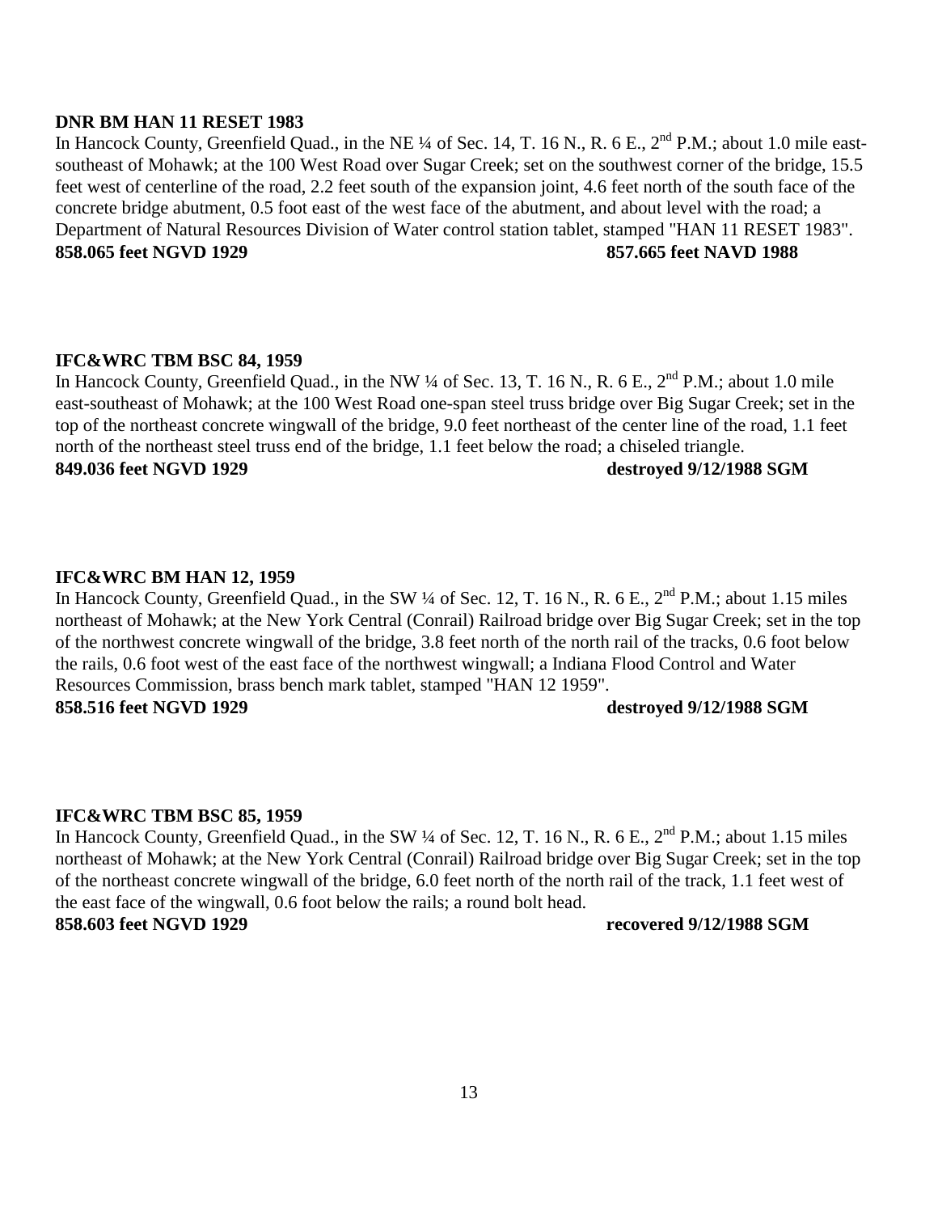**DNR BM HAN 11 RESET 1983**

In Hancock County, Greenfield Quad., in the NE ¼ of Sec. 14, T. 16 N., R. 6 E., 2nd P.M.; about 1.0 mile east-southeast of Mohawk; at the 100 West Road over Sugar Creek; set on the southwest corner of the bridge, 15.5 feet west of centerline of the road, 2.2 feet south of the expansion joint, 4.6 feet north of the south face of the concrete bridge abutment, 0.5 foot east of the west face of the abutment, and about level with the road; a Department of Natural Resources Division of Water control station tablet, stamped "HAN 11 RESET 1983".

**858.065 feet NGVD 1929** **857.665 feet NAVD 1988**

**IFC&WRC TBM BSC 84, 1959**

In Hancock County, Greenfield Quad., in the NW ¼ of Sec. 13, T. 16 N., R. 6 E., 2nd P.M.; about 1.0 mile east-southeast of Mohawk; at the 100 West Road one-span steel truss bridge over Big Sugar Creek; set in the top of the northeast concrete wingwall of the bridge, 9.0 feet northeast of the center line of the road, 1.1 feet north of the northeast steel truss end of the bridge, 1.1 feet below the road; a chiseled triangle.

**849.036 feet NGVD 1929** **destroyed 9/12/1988 SGM**

**IFC&WRC BM HAN 12, 1959**

In Hancock County, Greenfield Quad., in the SW ¼ of Sec. 12, T. 16 N., R. 6 E., 2nd P.M.; about 1.15 miles northeast of Mohawk; at the New York Central (Conrail) Railroad bridge over Big Sugar Creek; set in the top of the northwest concrete wingwall of the bridge, 3.8 feet north of the north rail of the tracks, 0.6 foot below the rails, 0.6 foot west of the east face of the northwest wingwall; a Indiana Flood Control and Water Resources Commission, brass bench mark tablet, stamped "HAN 12 1959".

**858.516 feet NGVD 1929** **destroyed 9/12/1988 SGM**

**IFC&WRC TBM BSC 85, 1959**

In Hancock County, Greenfield Quad., in the SW ¼ of Sec. 12, T. 16 N., R. 6 E., 2nd P.M.; about 1.15 miles northeast of Mohawk; at the New York Central (Conrail) Railroad bridge over Big Sugar Creek; set in the top of the northeast concrete wingwall of the bridge, 6.0 feet north of the north rail of the track, 1.1 feet west of the east face of the wingwall, 0.6 foot below the rails; a round bolt head.

**858.603 feet NGVD 1929** **recovered 9/12/1988 SGM**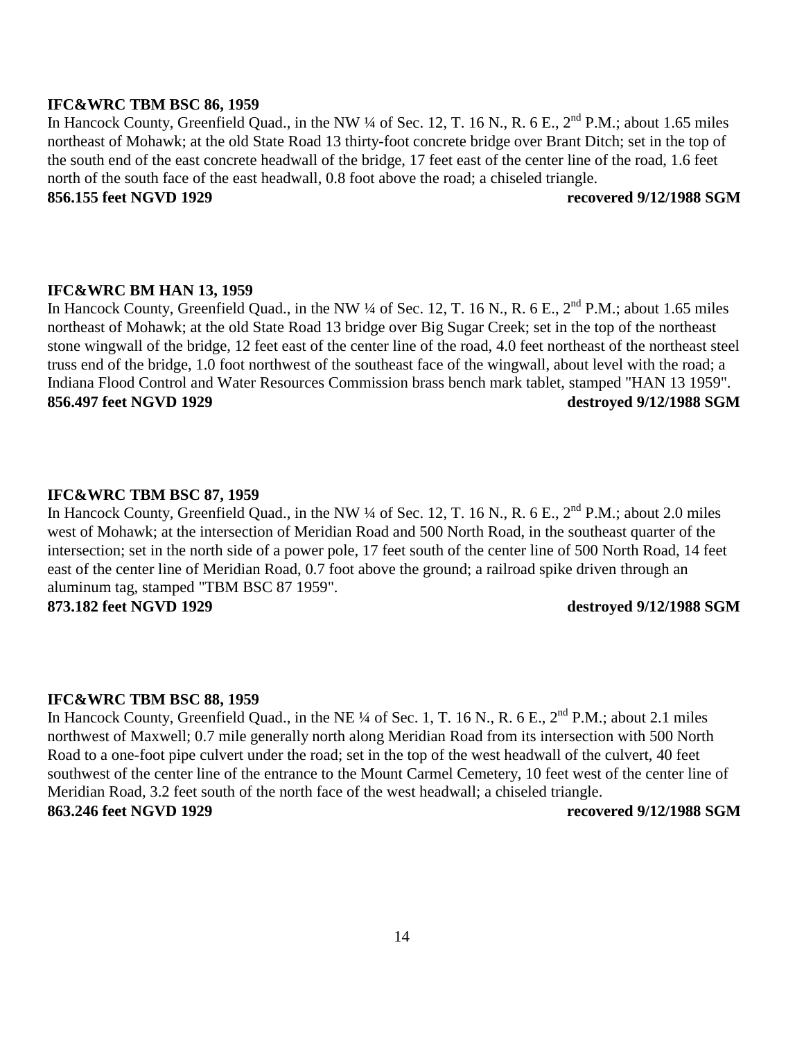**IFC&WRC TBM BSC 86, 1959**

In Hancock County, Greenfield Quad., in the NW ¼ of Sec. 12, T. 16 N., R. 6 E., 2nd P.M.; about 1.65 miles northeast of Mohawk; at the old State Road 13 thirty-foot concrete bridge over Brant Ditch; set in the top of the south end of the east concrete headwall of the bridge, 17 feet east of the center line of the road, 1.6 feet north of the south face of the east headwall, 0.8 foot above the road; a chiseled triangle.

**856.155 feet NGVD 1929** **recovered 9/12/1988 SGM**

**IFC&WRC BM HAN 13, 1959**

In Hancock County, Greenfield Quad., in the NW ¼ of Sec. 12, T. 16 N., R. 6 E., 2nd P.M.; about 1.65 miles northeast of Mohawk; at the old State Road 13 bridge over Big Sugar Creek; set in the top of the northeast stone wingwall of the bridge, 12 feet east of the center line of the road, 4.0 feet northeast of the northeast steel truss end of the bridge, 1.0 foot northwest of the southeast face of the wingwall, about level with the road; a Indiana Flood Control and Water Resources Commission brass bench mark tablet, stamped "HAN 13 1959".

**856.497 feet NGVD 1929** **destroyed 9/12/1988 SGM**

**IFC&WRC TBM BSC 87, 1959**

In Hancock County, Greenfield Quad., in the NW ¼ of Sec. 12, T. 16 N., R. 6 E., 2nd P.M.; about 2.0 miles west of Mohawk; at the intersection of Meridian Road and 500 North Road, in the southeast quarter of the intersection; set in the north side of a power pole, 17 feet south of the center line of 500 North Road, 14 feet east of the center line of Meridian Road, 0.7 foot above the ground; a railroad spike driven through an aluminum tag, stamped "TBM BSC 87 1959".

**873.182 feet NGVD 1929** **destroyed 9/12/1988 SGM**

**IFC&WRC TBM BSC 88, 1959**

In Hancock County, Greenfield Quad., in the NE ¼ of Sec. 1, T. 16 N., R. 6 E., 2nd P.M.; about 2.1 miles northwest of Maxwell; 0.7 mile generally north along Meridian Road from its intersection with 500 North Road to a one-foot pipe culvert under the road; set in the top of the west headwall of the culvert, 40 feet southwest of the center line of the entrance to the Mount Carmel Cemetery, 10 feet west of the center line of Meridian Road, 3.2 feet south of the north face of the west headwall; a chiseled triangle.

**863.246 feet NGVD 1929** **recovered 9/12/1988 SGM**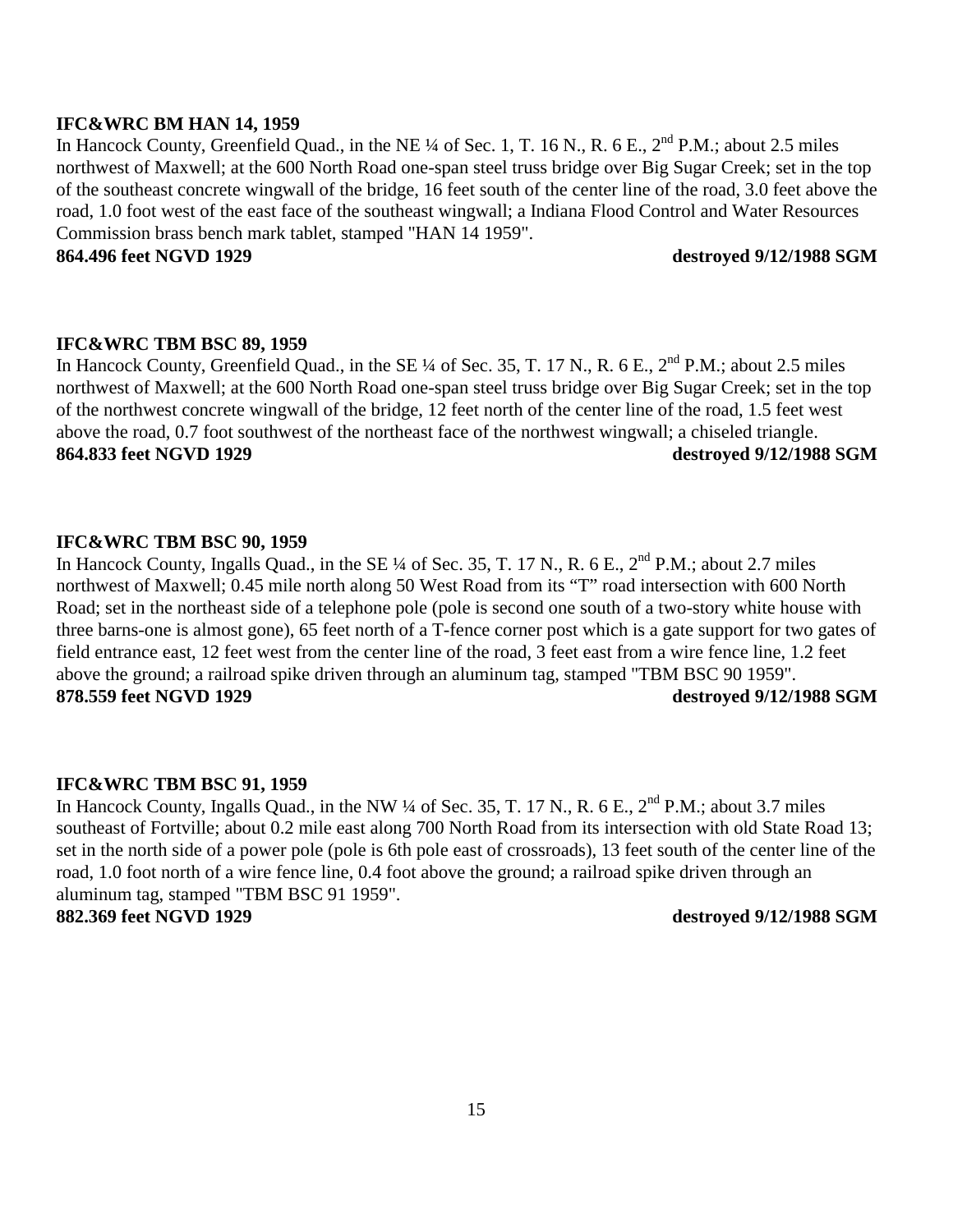**IFC&WRC BM HAN 14, 1959**

In Hancock County, Greenfield Quad., in the NE ¼ of Sec. 1, T. 16 N., R. 6 E., 2nd P.M.; about 2.5 miles northwest of Maxwell; at the 600 North Road one-span steel truss bridge over Big Sugar Creek; set in the top of the southeast concrete wingwall of the bridge, 16 feet south of the center line of the road, 3.0 feet above the road, 1.0 foot west of the east face of the southeast wingwall; a Indiana Flood Control and Water Resources Commission brass bench mark tablet, stamped "HAN 14 1959".

**864.496 feet NGVD 1929** **destroyed 9/12/1988 SGM**

**IFC&WRC TBM BSC 89, 1959**

In Hancock County, Greenfield Quad., in the SE ¼ of Sec. 35, T. 17 N., R. 6 E., 2nd P.M.; about 2.5 miles northwest of Maxwell; at the 600 North Road one-span steel truss bridge over Big Sugar Creek; set in the top of the northwest concrete wingwall of the bridge, 12 feet north of the center line of the road, 1.5 feet west above the road, 0.7 foot southwest of the northeast face of the northwest wingwall; a chiseled triangle.

**864.833 feet NGVD 1929** **destroyed 9/12/1988 SGM**

**IFC&WRC TBM BSC 90, 1959**

In Hancock County, Ingalls Quad., in the SE ¼ of Sec. 35, T. 17 N., R. 6 E., 2nd P.M.; about 2.7 miles northwest of Maxwell; 0.45 mile north along 50 West Road from its "T" road intersection with 600 North Road; set in the northeast side of a telephone pole (pole is second one south of a two-story white house with three barns-one is almost gone), 65 feet north of a T-fence corner post which is a gate support for two gates of field entrance east, 12 feet west from the center line of the road, 3 feet east from a wire fence line, 1.2 feet above the ground; a railroad spike driven through an aluminum tag, stamped "TBM BSC 90 1959".

**878.559 feet NGVD 1929** **destroyed 9/12/1988 SGM**

**IFC&WRC TBM BSC 91, 1959**

In Hancock County, Ingalls Quad., in the NW ¼ of Sec. 35, T. 17 N., R. 6 E., 2nd P.M.; about 3.7 miles southeast of Fortville; about 0.2 mile east along 700 North Road from its intersection with old State Road 13; set in the north side of a power pole (pole is 6th pole east of crossroads), 13 feet south of the center line of the road, 1.0 foot north of a wire fence line, 0.4 foot above the ground; a railroad spike driven through an aluminum tag, stamped "TBM BSC 91 1959".

**882.369 feet NGVD 1929** **destroyed 9/12/1988 SGM**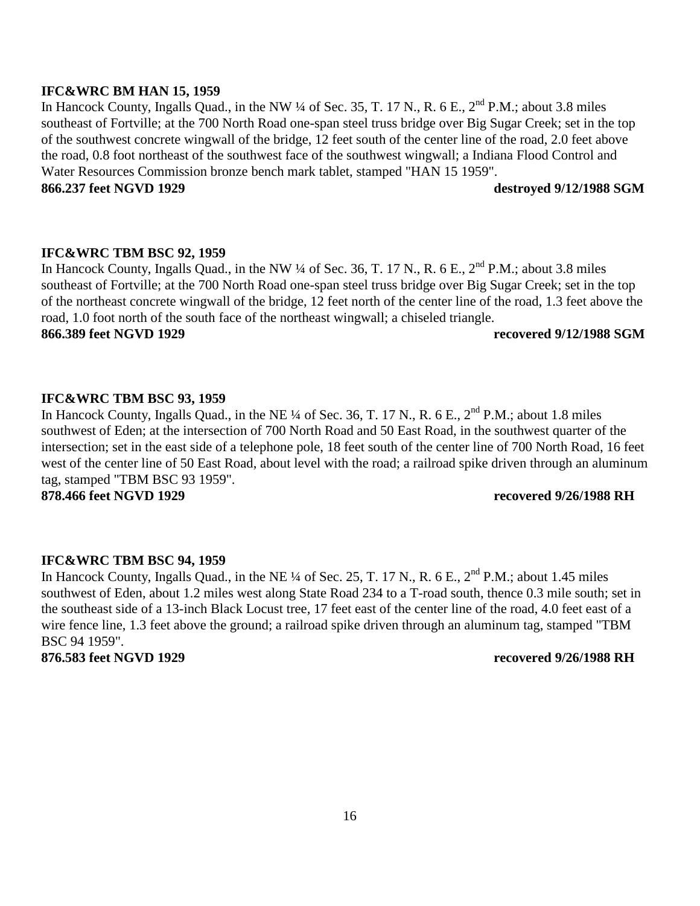**IFC&WRC BM HAN 15, 1959**

In Hancock County, Ingalls Quad., in the NW ¼ of Sec. 35, T. 17 N., R. 6 E., 2nd P.M.; about 3.8 miles southeast of Fortville; at the 700 North Road one-span steel truss bridge over Big Sugar Creek; set in the top of the southwest concrete wingwall of the bridge, 12 feet south of the center line of the road, 2.0 feet above the road, 0.8 foot northeast of the southwest face of the southwest wingwall; a Indiana Flood Control and Water Resources Commission bronze bench mark tablet, stamped "HAN 15 1959".

**866.237 feet NGVD 1929** **destroyed 9/12/1988 SGM**

**IFC&WRC TBM BSC 92, 1959**

In Hancock County, Ingalls Quad., in the NW ¼ of Sec. 36, T. 17 N., R. 6 E., 2nd P.M.; about 3.8 miles southeast of Fortville; at the 700 North Road one-span steel truss bridge over Big Sugar Creek; set in the top of the northeast concrete wingwall of the bridge, 12 feet north of the center line of the road, 1.3 feet above the road, 1.0 foot north of the south face of the northeast wingwall; a chiseled triangle.

**866.389 feet NGVD 1929** **recovered 9/12/1988 SGM**

**IFC&WRC TBM BSC 93, 1959**

In Hancock County, Ingalls Quad., in the NE ¼ of Sec. 36, T. 17 N., R. 6 E., 2nd P.M.; about 1.8 miles southwest of Eden; at the intersection of 700 North Road and 50 East Road, in the southwest quarter of the intersection; set in the east side of a telephone pole, 18 feet south of the center line of 700 North Road, 16 feet west of the center line of 50 East Road, about level with the road; a railroad spike driven through an aluminum tag, stamped "TBM BSC 93 1959".

**878.466 feet NGVD 1929** **recovered 9/26/1988 RH**

**IFC&WRC TBM BSC 94, 1959**

In Hancock County, Ingalls Quad., in the NE ¼ of Sec. 25, T. 17 N., R. 6 E., 2nd P.M.; about 1.45 miles southwest of Eden, about 1.2 miles west along State Road 234 to a T-road south, thence 0.3 mile south; set in the southeast side of a 13-inch Black Locust tree, 17 feet east of the center line of the road, 4.0 feet east of a wire fence line, 1.3 feet above the ground; a railroad spike driven through an aluminum tag, stamped "TBM BSC 94 1959".

**876.583 feet NGVD 1929** **recovered 9/26/1988 RH**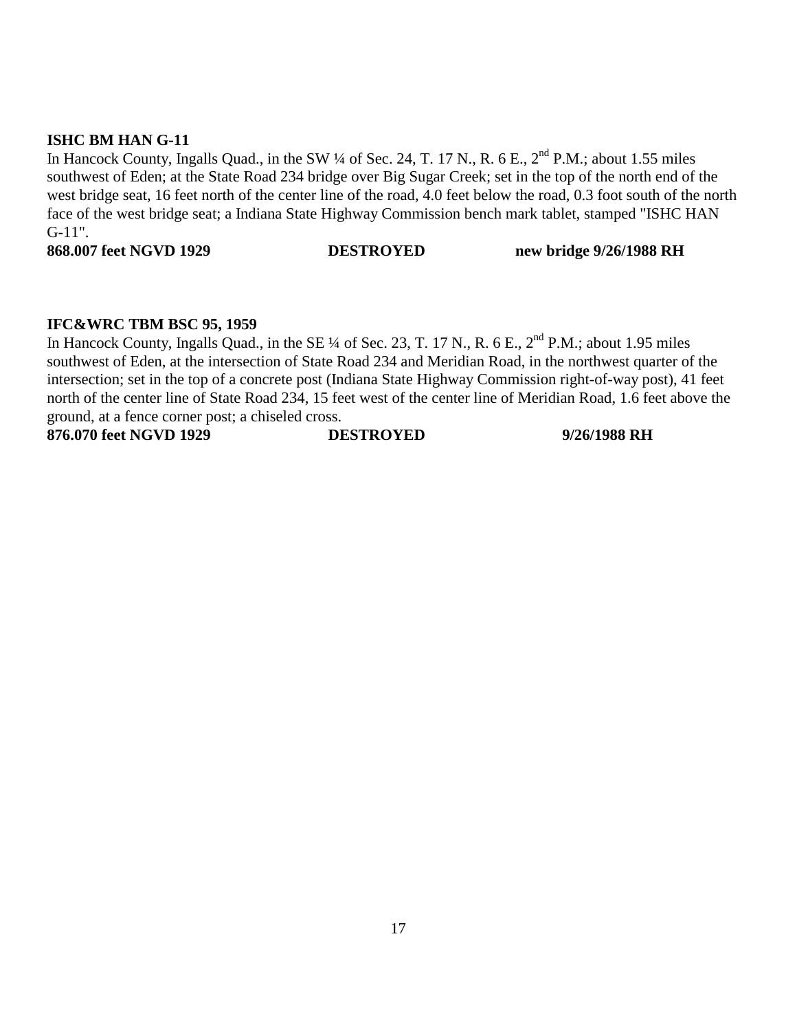**ISHC BM HAN G-11**

In Hancock County, Ingalls Quad., in the SW ¼ of Sec. 24, T. 17 N., R. 6 E., 2nd P.M.; about 1.55 miles southwest of Eden; at the State Road 234 bridge over Big Sugar Creek; set in the top of the north end of the west bridge seat, 16 feet north of the center line of the road, 4.0 feet below the road, 0.3 foot south of the north face of the west bridge seat; a Indiana State Highway Commission bench mark tablet, stamped "ISHC HAN G-11".

**868.007 feet NGVD 1929 DESTROYED new bridge 9/26/1988 RH**

**IFC&WRC TBM BSC 95, 1959**

In Hancock County, Ingalls Quad., in the SE ¼ of Sec. 23, T. 17 N., R. 6 E., 2nd P.M.; about 1.95 miles southwest of Eden, at the intersection of State Road 234 and Meridian Road, in the northwest quarter of the intersection; set in the top of a concrete post (Indiana State Highway Commission right-of-way post), 41 feet north of the center line of State Road 234, 15 feet west of the center line of Meridian Road, 1.6 feet above the ground, at a fence corner post; a chiseled cross.

**876.070 feet NGVD 1929 DESTROYED 9/26/1988 RH**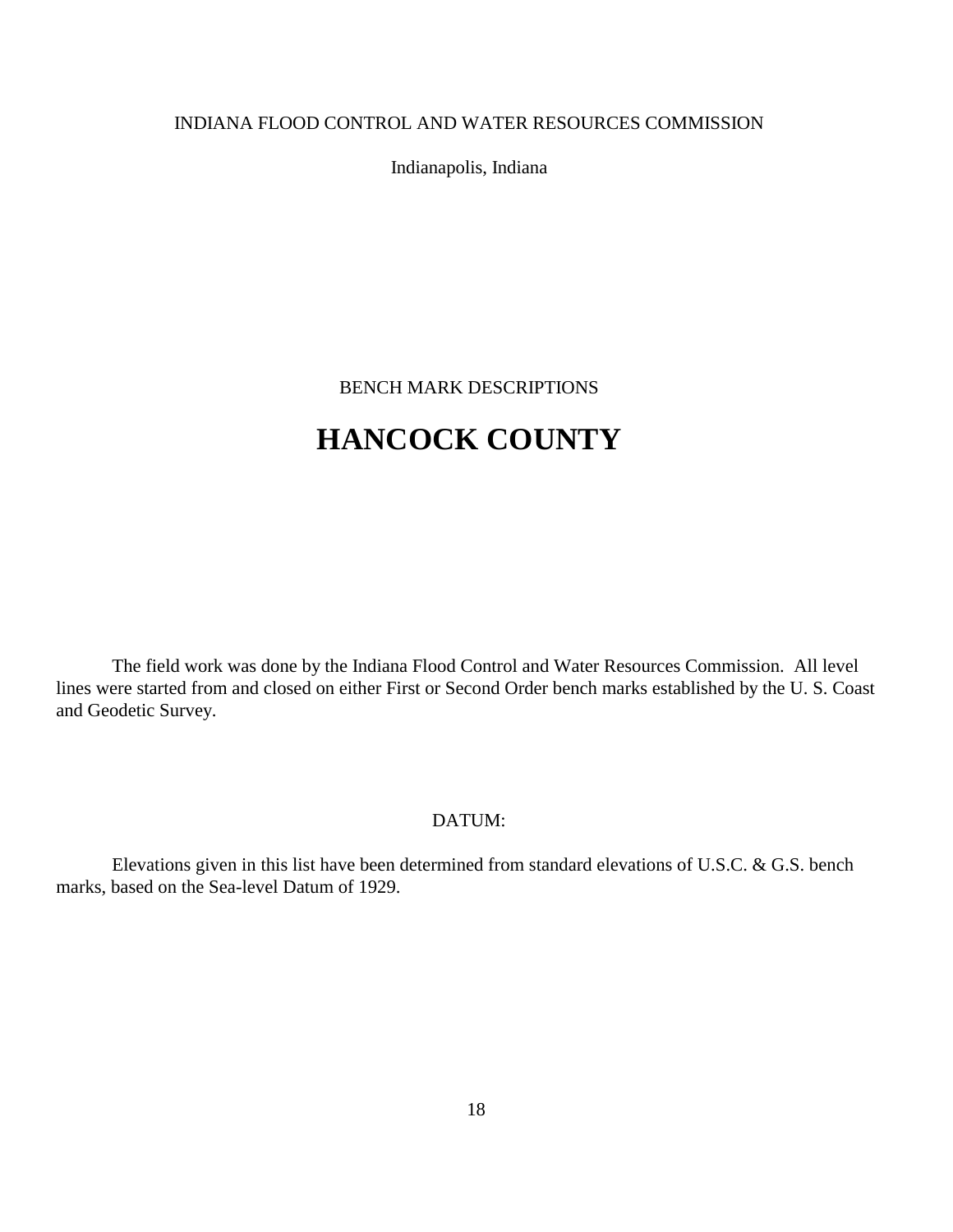INDIANA FLOOD CONTROL AND WATER RESOURCES COMMISSION

Indianapolis, Indiana

BENCH MARK DESCRIPTIONS

# HANCOCK COUNTY

The field work was done by the Indiana Flood Control and Water Resources Commission. All level lines were started from and closed on either First or Second Order bench marks established by the U. S. Coast and Geodetic Survey.

DATUM:

Elevations given in this list have been determined from standard elevations of U.S.C. & G.S. bench marks, based on the Sea-level Datum of 1929.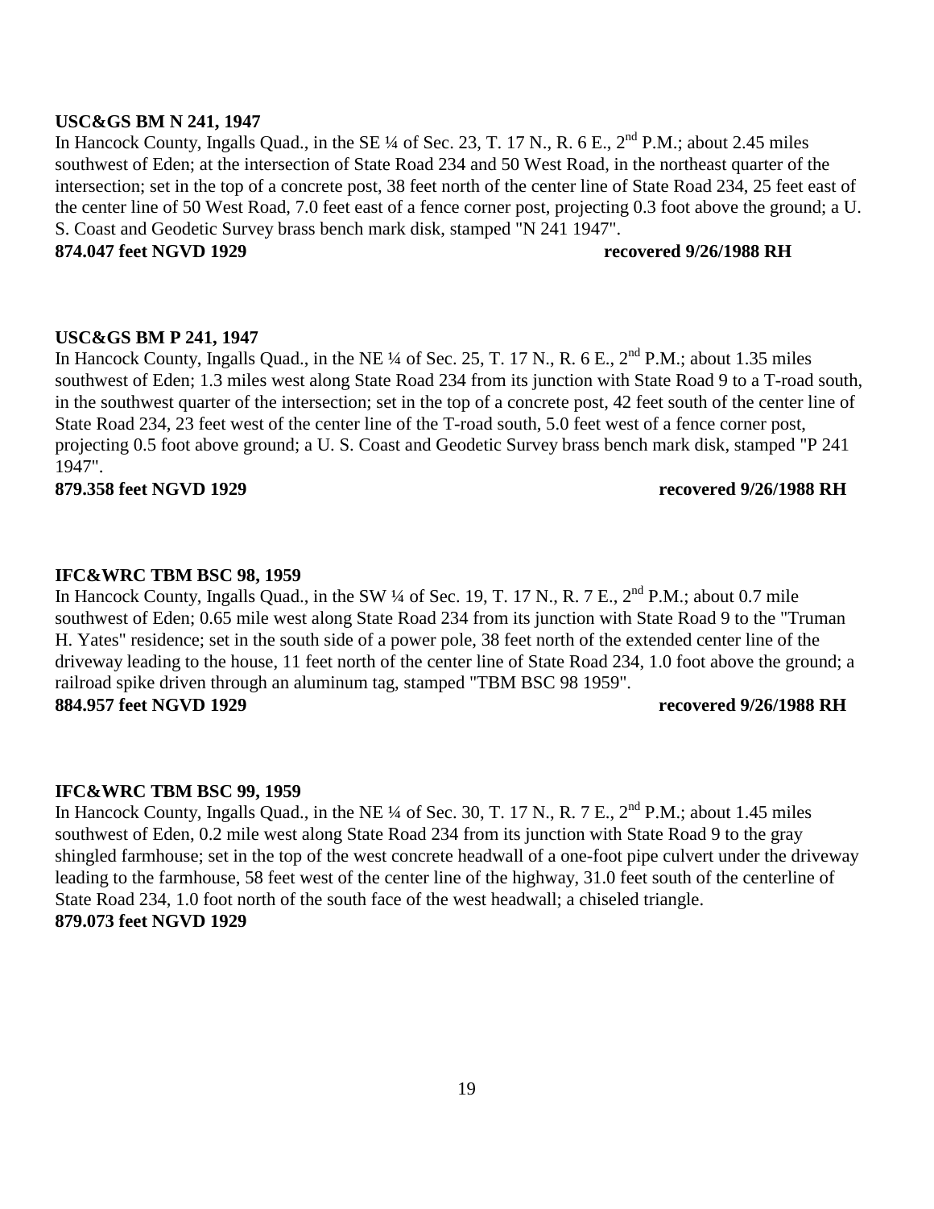**USC&GS BM N 241, 1947**

In Hancock County, Ingalls Quad., in the SE ¼ of Sec. 23, T. 17 N., R. 6 E., 2nd P.M.; about 2.45 miles southwest of Eden; at the intersection of State Road 234 and 50 West Road, in the northeast quarter of the intersection; set in the top of a concrete post, 38 feet north of the center line of State Road 234, 25 feet east of the center line of 50 West Road, 7.0 feet east of a fence corner post, projecting 0.3 foot above the ground; a U. S. Coast and Geodetic Survey brass bench mark disk, stamped "N 241 1947".

**874.047 feet NGVD 1929** **recovered 9/26/1988 RH**

**USC&GS BM P 241, 1947**

In Hancock County, Ingalls Quad., in the NE ¼ of Sec. 25, T. 17 N., R. 6 E., 2nd P.M.; about 1.35 miles southwest of Eden; 1.3 miles west along State Road 234 from its junction with State Road 9 to a T-road south, in the southwest quarter of the intersection; set in the top of a concrete post, 42 feet south of the center line of State Road 234, 23 feet west of the center line of the T-road south, 5.0 feet west of a fence corner post, projecting 0.5 foot above ground; a U. S. Coast and Geodetic Survey brass bench mark disk, stamped "P 241 1947".

**879.358 feet NGVD 1929** **recovered 9/26/1988 RH**

**IFC&WRC TBM BSC 98, 1959**

In Hancock County, Ingalls Quad., in the SW ¼ of Sec. 19, T. 17 N., R. 7 E., 2nd P.M.; about 0.7 mile southwest of Eden; 0.65 mile west along State Road 234 from its junction with State Road 9 to the "Truman H. Yates" residence; set in the south side of a power pole, 38 feet north of the extended center line of the driveway leading to the house, 11 feet north of the center line of State Road 234, 1.0 foot above the ground; a railroad spike driven through an aluminum tag, stamped "TBM BSC 98 1959".

**884.957 feet NGVD 1929** **recovered 9/26/1988 RH**

**IFC&WRC TBM BSC 99, 1959**

In Hancock County, Ingalls Quad., in the NE ¼ of Sec. 30, T. 17 N., R. 7 E., 2nd P.M.; about 1.45 miles southwest of Eden, 0.2 mile west along State Road 234 from its junction with State Road 9 to the gray shingled farmhouse; set in the top of the west concrete headwall of a one-foot pipe culvert under the driveway leading to the farmhouse, 58 feet west of the center line of the highway, 31.0 feet south of the centerline of State Road 234, 1.0 foot north of the south face of the west headwall; a chiseled triangle.

**879.073 feet NGVD 1929**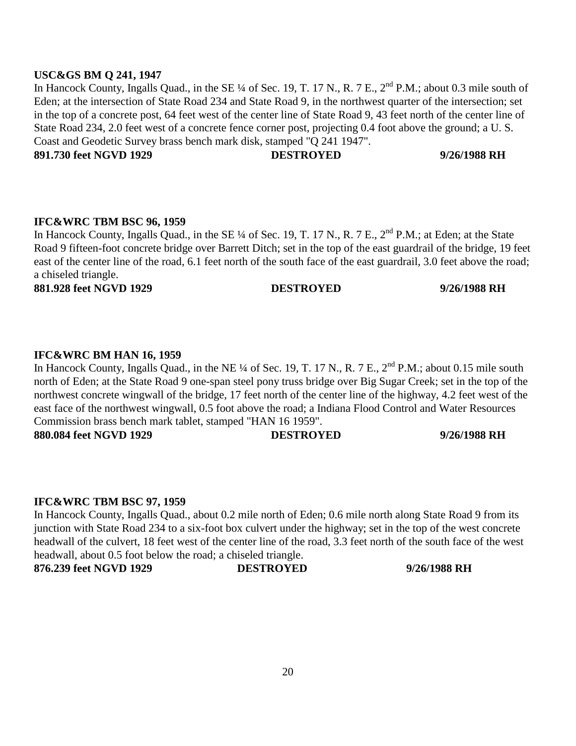**USC&GS BM Q 241, 1947**

In Hancock County, Ingalls Quad., in the SE ¼ of Sec. 19, T. 17 N., R. 7 E., 2nd P.M.; about 0.3 mile south of Eden; at the intersection of State Road 234 and State Road 9, in the northwest quarter of the intersection; set in the top of a concrete post, 64 feet west of the center line of State Road 9, 43 feet north of the center line of State Road 234, 2.0 feet west of a concrete fence corner post, projecting 0.4 foot above the ground; a U. S. Coast and Geodetic Survey brass bench mark disk, stamped "Q 241 1947".

**891.730 feet NGVD 1929 DESTROYED 9/26/1988 RH**

**IFC&WRC TBM BSC 96, 1959**

In Hancock County, Ingalls Quad., in the SE ¼ of Sec. 19, T. 17 N., R. 7 E., 2nd P.M.; at Eden; at the State Road 9 fifteen-foot concrete bridge over Barrett Ditch; set in the top of the east guardrail of the bridge, 19 feet east of the center line of the road, 6.1 feet north of the south face of the east guardrail, 3.0 feet above the road; a chiseled triangle.

**881.928 feet NGVD 1929 DESTROYED 9/26/1988 RH**

**IFC&WRC BM HAN 16, 1959**

In Hancock County, Ingalls Quad., in the NE ¼ of Sec. 19, T. 17 N., R. 7 E., 2nd P.M.; about 0.15 mile south north of Eden; at the State Road 9 one-span steel pony truss bridge over Big Sugar Creek; set in the top of the northwest concrete wingwall of the bridge, 17 feet north of the center line of the highway, 4.2 feet west of the east face of the northwest wingwall, 0.5 foot above the road; a Indiana Flood Control and Water Resources Commission brass bench mark tablet, stamped "HAN 16 1959".

**880.084 feet NGVD 1929 DESTROYED 9/26/1988 RH**

**IFC&WRC TBM BSC 97, 1959**

In Hancock County, Ingalls Quad., about 0.2 mile north of Eden; 0.6 mile north along State Road 9 from its junction with State Road 234 to a six-foot box culvert under the highway; set in the top of the west concrete headwall of the culvert, 18 feet west of the center line of the road, 3.3 feet north of the south face of the west headwall, about 0.5 foot below the road; a chiseled triangle.

**876.239 feet NGVD 1929 DESTROYED 9/26/1988 RH**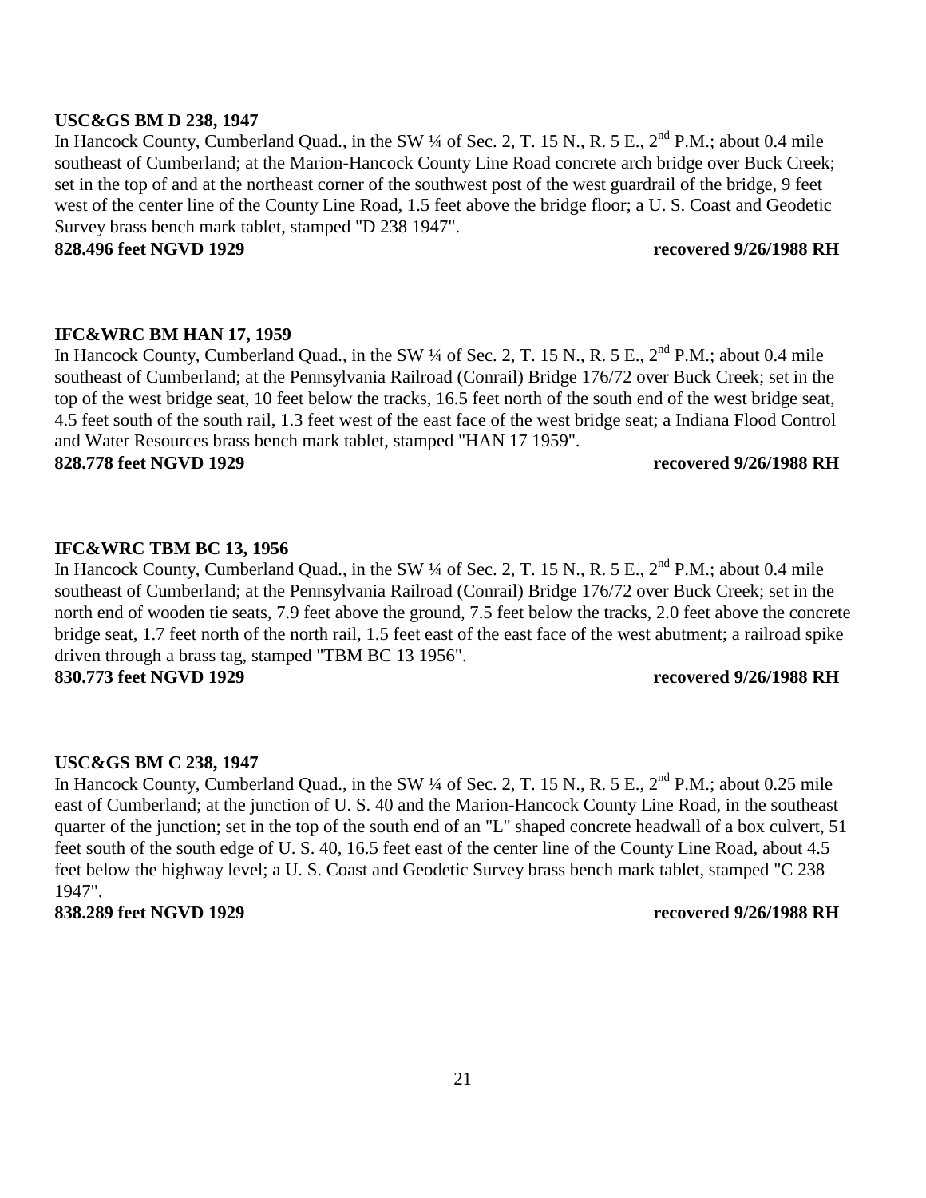**USC&GS BM D 238, 1947**

In Hancock County, Cumberland Quad., in the SW ¼ of Sec. 2, T. 15 N., R. 5 E., 2nd P.M.; about 0.4 mile southeast of Cumberland; at the Marion-Hancock County Line Road concrete arch bridge over Buck Creek; set in the top of and at the northeast corner of the southwest post of the west guardrail of the bridge, 9 feet west of the center line of the County Line Road, 1.5 feet above the bridge floor; a U. S. Coast and Geodetic Survey brass bench mark tablet, stamped "D 238 1947".

**828.496 feet NGVD 1929 recovered 9/26/1988 RH**

**IFC&WRC BM HAN 17, 1959**

In Hancock County, Cumberland Quad., in the SW ¼ of Sec. 2, T. 15 N., R. 5 E., 2nd P.M.; about 0.4 mile southeast of Cumberland; at the Pennsylvania Railroad (Conrail) Bridge 176/72 over Buck Creek; set in the top of the west bridge seat, 10 feet below the tracks, 16.5 feet north of the south end of the west bridge seat, 4.5 feet south of the south rail, 1.3 feet west of the east face of the west bridge seat; a Indiana Flood Control and Water Resources brass bench mark tablet, stamped "HAN 17 1959".

**828.778 feet NGVD 1929 recovered 9/26/1988 RH**

**IFC&WRC TBM BC 13, 1956**

In Hancock County, Cumberland Quad., in the SW ¼ of Sec. 2, T. 15 N., R. 5 E., 2nd P.M.; about 0.4 mile southeast of Cumberland; at the Pennsylvania Railroad (Conrail) Bridge 176/72 over Buck Creek; set in the north end of wooden tie seats, 7.9 feet above the ground, 7.5 feet below the tracks, 2.0 feet above the concrete bridge seat, 1.7 feet north of the north rail, 1.5 feet east of the east face of the west abutment; a railroad spike driven through a brass tag, stamped "TBM BC 13 1956".

**830.773 feet NGVD 1929 recovered 9/26/1988 RH**

**USC&GS BM C 238, 1947**

In Hancock County, Cumberland Quad., in the SW ¼ of Sec. 2, T. 15 N., R. 5 E., 2nd P.M.; about 0.25 mile east of Cumberland; at the junction of U. S. 40 and the Marion-Hancock County Line Road, in the southeast quarter of the junction; set in the top of the south end of an "L" shaped concrete headwall of a box culvert, 51 feet south of the south edge of U. S. 40, 16.5 feet east of the center line of the County Line Road, about 4.5 feet below the highway level; a U. S. Coast and Geodetic Survey brass bench mark tablet, stamped "C 238 1947".

**838.289 feet NGVD 1929 recovered 9/26/1988 RH**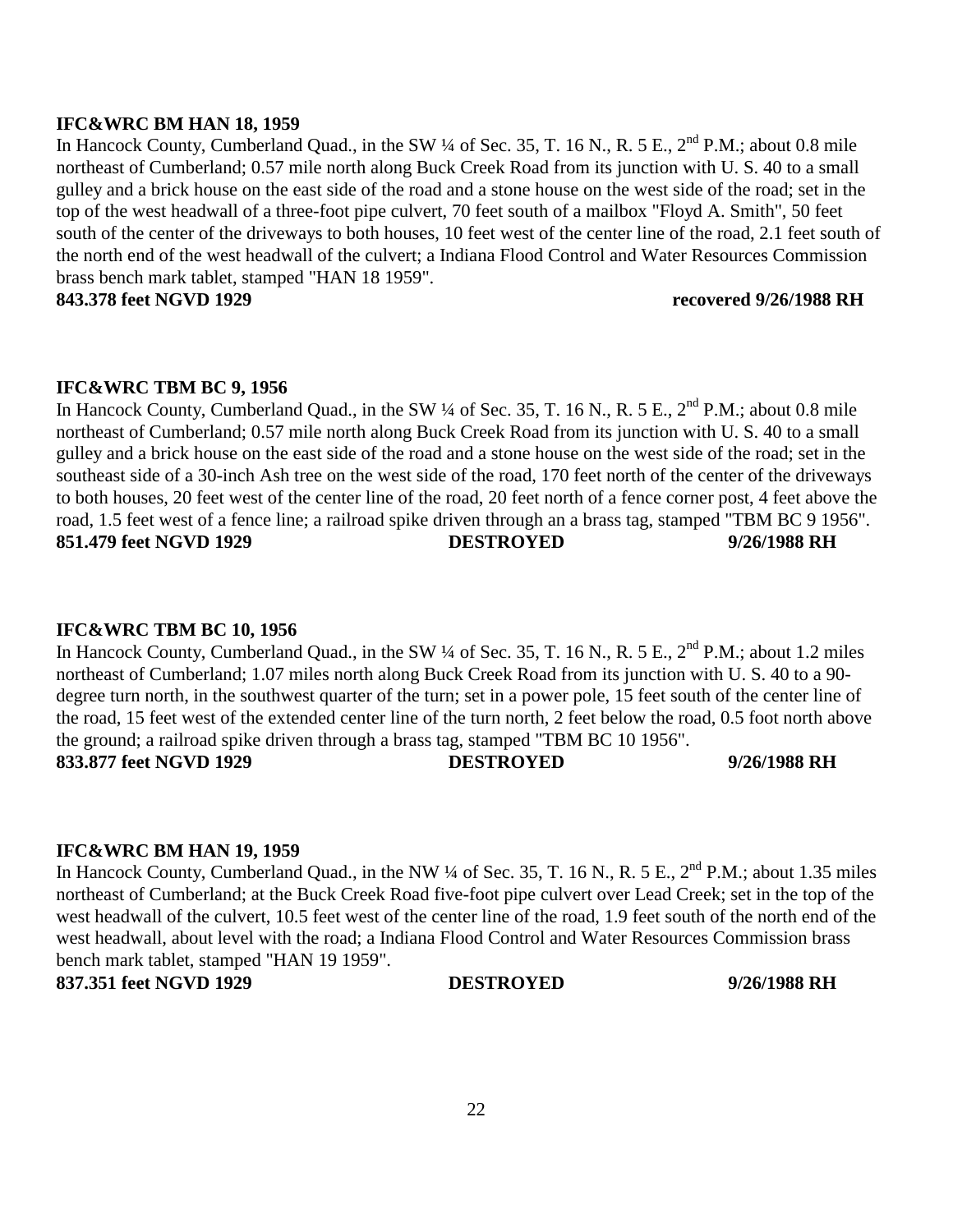**IFC&WRC BM HAN 18, 1959**

In Hancock County, Cumberland Quad., in the SW ¼ of Sec. 35, T. 16 N., R. 5 E., 2nd P.M.; about 0.8 mile northeast of Cumberland; 0.57 mile north along Buck Creek Road from its junction with U. S. 40 to a small gulley and a brick house on the east side of the road and a stone house on the west side of the road; set in the top of the west headwall of a three-foot pipe culvert, 70 feet south of a mailbox "Floyd A. Smith", 50 feet south of the center of the driveways to both houses, 10 feet west of the center line of the road, 2.1 feet south of the north end of the west headwall of the culvert; a Indiana Flood Control and Water Resources Commission brass bench mark tablet, stamped "HAN 18 1959".

**843.378 feet NGVD 1929 recovered 9/26/1988 RH**

**IFC&WRC TBM BC 9, 1956**

In Hancock County, Cumberland Quad., in the SW ¼ of Sec. 35, T. 16 N., R. 5 E., 2nd P.M.; about 0.8 mile northeast of Cumberland; 0.57 mile north along Buck Creek Road from its junction with U. S. 40 to a small gulley and a brick house on the east side of the road and a stone house on the west side of the road; set in the southeast side of a 30-inch Ash tree on the west side of the road, 170 feet north of the center of the driveways to both houses, 20 feet west of the center line of the road, 20 feet north of a fence corner post, 4 feet above the road, 1.5 feet west of a fence line; a railroad spike driven through an a brass tag, stamped "TBM BC 9 1956".

**851.479 feet NGVD 1929 DESTROYED 9/26/1988 RH**

**IFC&WRC TBM BC 10, 1956**

In Hancock County, Cumberland Quad., in the SW ¼ of Sec. 35, T. 16 N., R. 5 E., 2nd P.M.; about 1.2 miles northeast of Cumberland; 1.07 miles north along Buck Creek Road from its junction with U. S. 40 to a 90-degree turn north, in the southwest quarter of the turn; set in a power pole, 15 feet south of the center line of the road, 15 feet west of the extended center line of the turn north, 2 feet below the road, 0.5 foot north above the ground; a railroad spike driven through a brass tag, stamped "TBM BC 10 1956".

**833.877 feet NGVD 1929 DESTROYED 9/26/1988 RH**

**IFC&WRC BM HAN 19, 1959**

In Hancock County, Cumberland Quad., in the NW ¼ of Sec. 35, T. 16 N., R. 5 E., 2nd P.M.; about 1.35 miles northeast of Cumberland; at the Buck Creek Road five-foot pipe culvert over Lead Creek; set in the top of the west headwall of the culvert, 10.5 feet west of the center line of the road, 1.9 feet south of the north end of the west headwall, about level with the road; a Indiana Flood Control and Water Resources Commission brass bench mark tablet, stamped "HAN 19 1959".

**837.351 feet NGVD 1929 DESTROYED 9/26/1988 RH**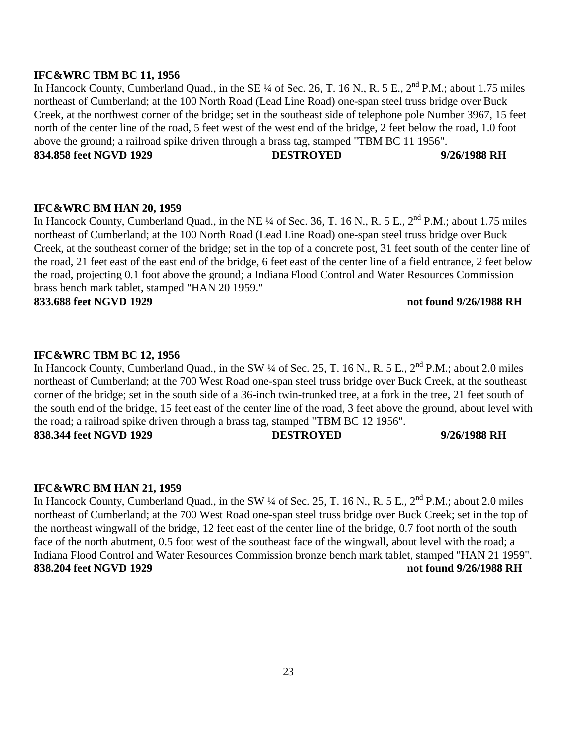**IFC&WRC TBM BC 11, 1956**

In Hancock County, Cumberland Quad., in the SE ¼ of Sec. 26, T. 16 N., R. 5 E., 2nd P.M.; about 1.75 miles northeast of Cumberland; at the 100 North Road (Lead Line Road) one-span steel truss bridge over Buck Creek, at the northwest corner of the bridge; set in the southeast side of telephone pole Number 3967, 15 feet north of the center line of the road, 5 feet west of the west end of the bridge, 2 feet below the road, 1.0 foot above the ground; a railroad spike driven through a brass tag, stamped "TBM BC 11 1956".

**834.858 feet NGVD 1929 DESTROYED 9/26/1988 RH**

**IFC&WRC BM HAN 20, 1959**

In Hancock County, Cumberland Quad., in the NE ¼ of Sec. 36, T. 16 N., R. 5 E., 2nd P.M.; about 1.75 miles northeast of Cumberland; at the 100 North Road (Lead Line Road) one-span steel truss bridge over Buck Creek, at the southeast corner of the bridge; set in the top of a concrete post, 31 feet south of the center line of the road, 21 feet east of the east end of the bridge, 6 feet east of the center line of a field entrance, 2 feet below the road, projecting 0.1 foot above the ground; a Indiana Flood Control and Water Resources Commission brass bench mark tablet, stamped "HAN 20 1959."

**833.688 feet NGVD 1929 not found 9/26/1988 RH**

**IFC&WRC TBM BC 12, 1956**

In Hancock County, Cumberland Quad., in the SW ¼ of Sec. 25, T. 16 N., R. 5 E., 2nd P.M.; about 2.0 miles northeast of Cumberland; at the 700 West Road one-span steel truss bridge over Buck Creek, at the southeast corner of the bridge; set in the south side of a 36-inch twin-trunked tree, at a fork in the tree, 21 feet south of the south end of the bridge, 15 feet east of the center line of the road, 3 feet above the ground, about level with the road; a railroad spike driven through a brass tag, stamped "TBM BC 12 1956".

**838.344 feet NGVD 1929 DESTROYED 9/26/1988 RH**

**IFC&WRC BM HAN 21, 1959**

In Hancock County, Cumberland Quad., in the SW ¼ of Sec. 25, T. 16 N., R. 5 E., 2nd P.M.; about 2.0 miles northeast of Cumberland; at the 700 West Road one-span steel truss bridge over Buck Creek; set in the top of the northeast wingwall of the bridge, 12 feet east of the center line of the bridge, 0.7 foot north of the south face of the north abutment, 0.5 foot west of the southeast face of the wingwall, about level with the road; a Indiana Flood Control and Water Resources Commission bronze bench mark tablet, stamped "HAN 21 1959".

**838.204 feet NGVD 1929 not found 9/26/1988 RH**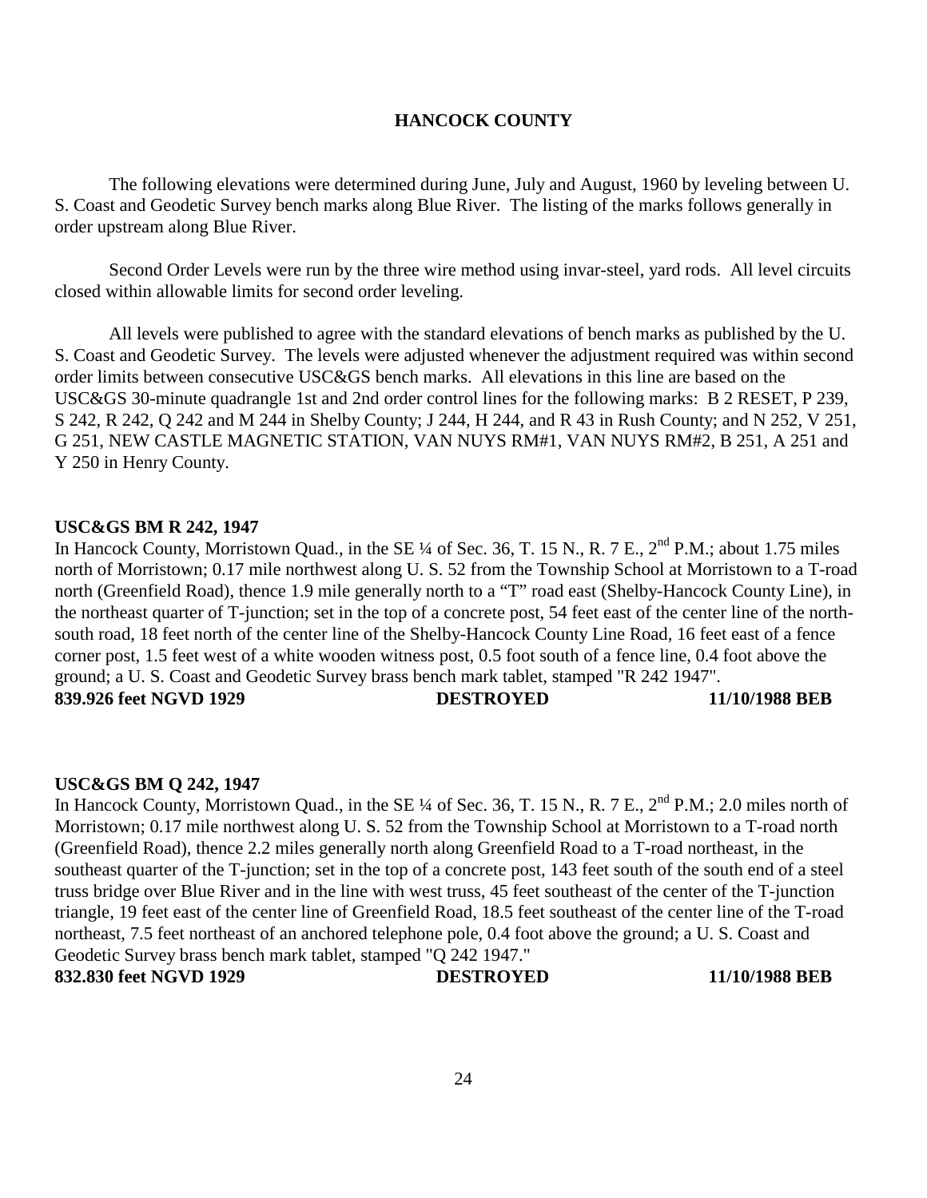## HANCOCK COUNTY

The following elevations were determined during June, July and August, 1960 by leveling between U. S. Coast and Geodetic Survey bench marks along Blue River. The listing of the marks follows generally in order upstream along Blue River.

Second Order Levels were run by the three wire method using invar-steel, yard rods. All level circuits closed within allowable limits for second order leveling.

All levels were published to agree with the standard elevations of bench marks as published by the U. S. Coast and Geodetic Survey. The levels were adjusted whenever the adjustment required was within second order limits between consecutive USC&GS bench marks. All elevations in this line are based on the USC&GS 30-minute quadrangle 1st and 2nd order control lines for the following marks: B 2 RESET, P 239, S 242, R 242, Q 242 and M 244 in Shelby County; J 244, H 244, and R 43 in Rush County; and N 252, V 251, G 251, NEW CASTLE MAGNETIC STATION, VAN NUYS RM#1, VAN NUYS RM#2, B 251, A 251 and Y 250 in Henry County.

**USC&GS BM R 242, 1947**
In Hancock County, Morristown Quad., in the SE ¼ of Sec. 36, T. 15 N., R. 7 E., 2nd P.M.; about 1.75 miles north of Morristown; 0.17 mile northwest along U. S. 52 from the Township School at Morristown to a T-road north (Greenfield Road), thence 1.9 mile generally north to a "T" road east (Shelby-Hancock County Line), in the northeast quarter of T-junction; set in the top of a concrete post, 54 feet east of the center line of the north-south road, 18 feet north of the center line of the Shelby-Hancock County Line Road, 16 feet east of a fence corner post, 1.5 feet west of a white wooden witness post, 0.5 foot south of a fence line, 0.4 foot above the ground; a U. S. Coast and Geodetic Survey brass bench mark tablet, stamped "R 242 1947".
**839.926 feet NGVD 1929 DESTROYED 11/10/1988 BEB**

**USC&GS BM Q 242, 1947**
In Hancock County, Morristown Quad., in the SE ¼ of Sec. 36, T. 15 N., R. 7 E., 2nd P.M.; 2.0 miles north of Morristown; 0.17 mile northwest along U. S. 52 from the Township School at Morristown to a T-road north (Greenfield Road), thence 2.2 miles generally north along Greenfield Road to a T-road northeast, in the southeast quarter of the T-junction; set in the top of a concrete post, 143 feet south of the south end of a steel truss bridge over Blue River and in the line with west truss, 45 feet southeast of the center of the T-junction triangle, 19 feet east of the center line of Greenfield Road, 18.5 feet southeast of the center line of the T-road northeast, 7.5 feet northeast of an anchored telephone pole, 0.4 foot above the ground; a U. S. Coast and Geodetic Survey brass bench mark tablet, stamped "Q 242 1947."
**832.830 feet NGVD 1929 DESTROYED 11/10/1988 BEB**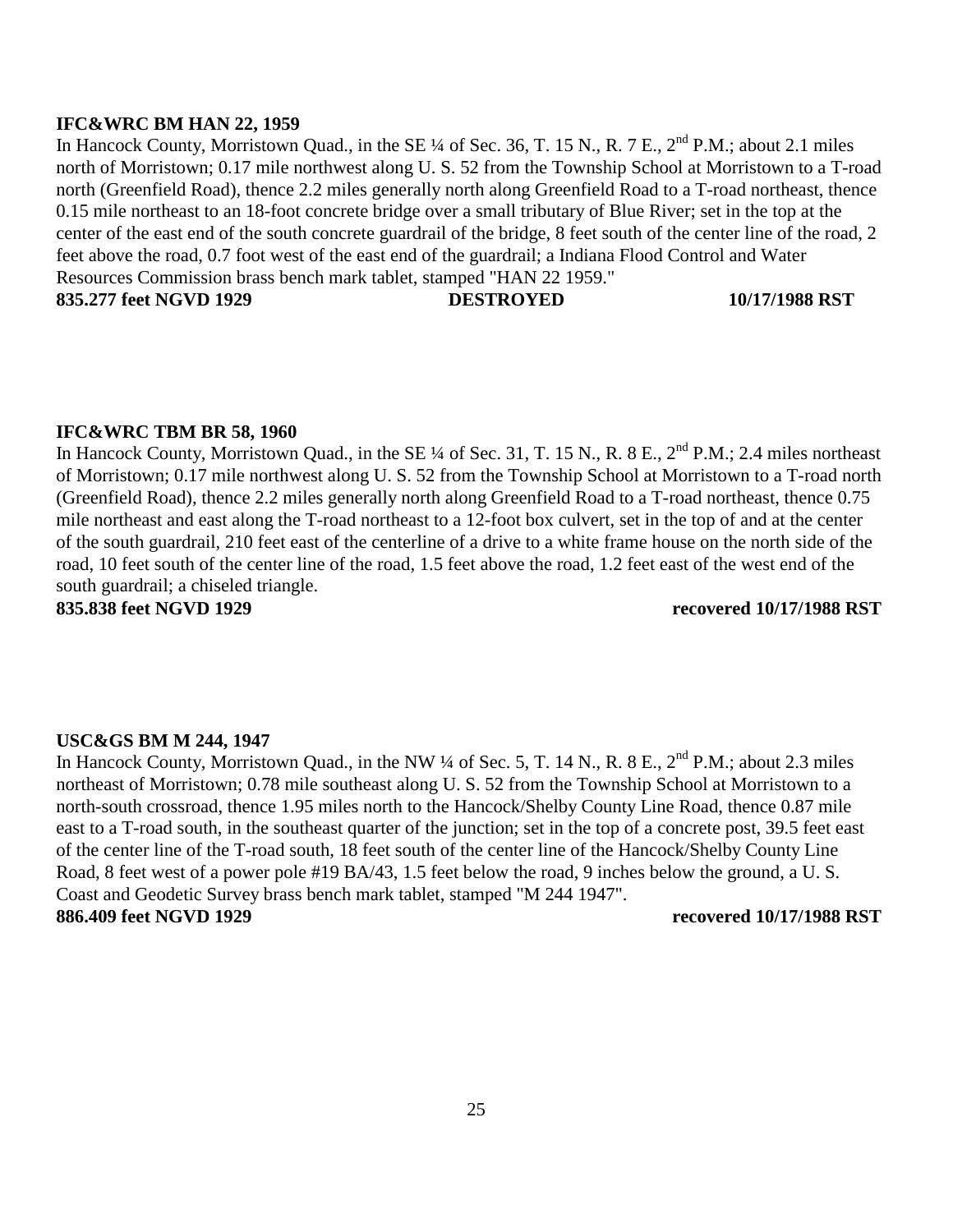**IFC&WRC BM HAN 22, 1959**

In Hancock County, Morristown Quad., in the SE ¼ of Sec. 36, T. 15 N., R. 7 E., 2nd P.M.; about 2.1 miles north of Morristown; 0.17 mile northwest along U. S. 52 from the Township School at Morristown to a T-road north (Greenfield Road), thence 2.2 miles generally north along Greenfield Road to a T-road northeast, thence 0.15 mile northeast to an 18-foot concrete bridge over a small tributary of Blue River; set in the top at the center of the east end of the south concrete guardrail of the bridge, 8 feet south of the center line of the road, 2 feet above the road, 0.7 foot west of the east end of the guardrail; a Indiana Flood Control and Water Resources Commission brass bench mark tablet, stamped "HAN 22 1959."

**835.277 feet NGVD 1929 DESTROYED 10/17/1988 RST**

**IFC&WRC TBM BR 58, 1960**

In Hancock County, Morristown Quad., in the SE ¼ of Sec. 31, T. 15 N., R. 8 E., 2nd P.M.; 2.4 miles northeast of Morristown; 0.17 mile northwest along U. S. 52 from the Township School at Morristown to a T-road north (Greenfield Road), thence 2.2 miles generally north along Greenfield Road to a T-road northeast, thence 0.75 mile northeast and east along the T-road northeast to a 12-foot box culvert, set in the top of and at the center of the south guardrail, 210 feet east of the centerline of a drive to a white frame house on the north side of the road, 10 feet south of the center line of the road, 1.5 feet above the road, 1.2 feet east of the west end of the south guardrail; a chiseled triangle.

**835.838 feet NGVD 1929 recovered 10/17/1988 RST**

**USC&GS BM M 244, 1947**

In Hancock County, Morristown Quad., in the NW ¼ of Sec. 5, T. 14 N., R. 8 E., 2nd P.M.; about 2.3 miles northeast of Morristown; 0.78 mile southeast along U. S. 52 from the Township School at Morristown to a north-south crossroad, thence 1.95 miles north to the Hancock/Shelby County Line Road, thence 0.87 mile east to a T-road south, in the southeast quarter of the junction; set in the top of a concrete post, 39.5 feet east of the center line of the T-road south, 18 feet south of the center line of the Hancock/Shelby County Line Road, 8 feet west of a power pole #19 BA/43, 1.5 feet below the road, 9 inches below the ground, a U. S. Coast and Geodetic Survey brass bench mark tablet, stamped "M 244 1947".

**886.409 feet NGVD 1929 recovered 10/17/1988 RST**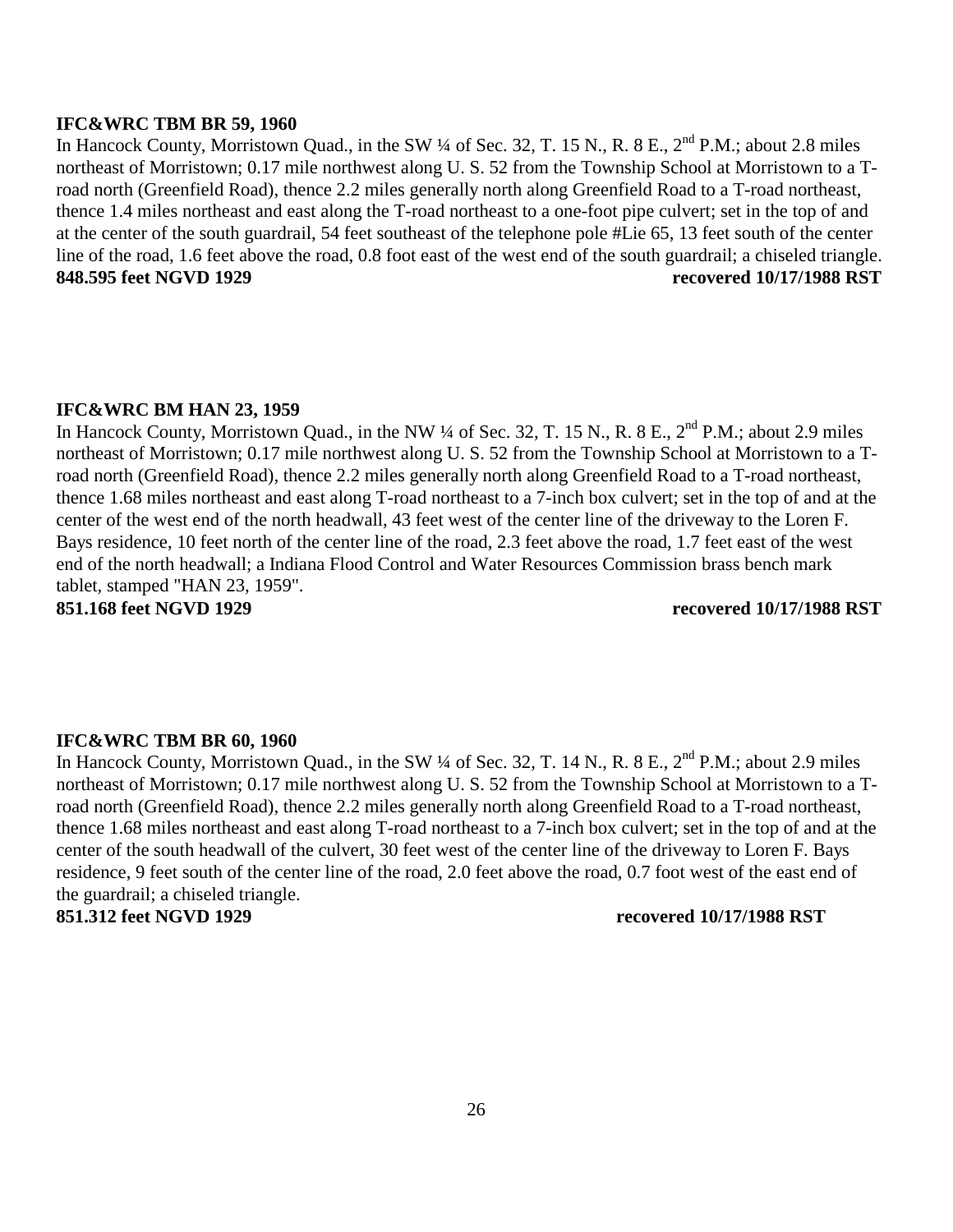**IFC&WRC TBM BR 59, 1960**

In Hancock County, Morristown Quad., in the SW ¼ of Sec. 32, T. 15 N., R. 8 E., 2nd P.M.; about 2.8 miles northeast of Morristown; 0.17 mile northwest along U. S. 52 from the Township School at Morristown to a T-road north (Greenfield Road), thence 2.2 miles generally north along Greenfield Road to a T-road northeast, thence 1.4 miles northeast and east along the T-road northeast to a one-foot pipe culvert; set in the top of and at the center of the south guardrail, 54 feet southeast of the telephone pole #Lie 65, 13 feet south of the center line of the road, 1.6 feet above the road, 0.8 foot east of the west end of the south guardrail; a chiseled triangle.

**848.595 feet NGVD 1929** **recovered 10/17/1988 RST**

**IFC&WRC BM HAN 23, 1959**

In Hancock County, Morristown Quad., in the NW ¼ of Sec. 32, T. 15 N., R. 8 E., 2nd P.M.; about 2.9 miles northeast of Morristown; 0.17 mile northwest along U. S. 52 from the Township School at Morristown to a T-road north (Greenfield Road), thence 2.2 miles generally north along Greenfield Road to a T-road northeast, thence 1.68 miles northeast and east along T-road northeast to a 7-inch box culvert; set in the top of and at the center of the west end of the north headwall, 43 feet west of the center line of the driveway to the Loren F. Bays residence, 10 feet north of the center line of the road, 2.3 feet above the road, 1.7 feet east of the west end of the north headwall; a Indiana Flood Control and Water Resources Commission brass bench mark tablet, stamped "HAN 23, 1959".

**851.168 feet NGVD 1929** **recovered 10/17/1988 RST**

**IFC&WRC TBM BR 60, 1960**

In Hancock County, Morristown Quad., in the SW ¼ of Sec. 32, T. 14 N., R. 8 E., 2nd P.M.; about 2.9 miles northeast of Morristown; 0.17 mile northwest along U. S. 52 from the Township School at Morristown to a T-road north (Greenfield Road), thence 2.2 miles generally north along Greenfield Road to a T-road northeast, thence 1.68 miles northeast and east along T-road northeast to a 7-inch box culvert; set in the top of and at the center of the south headwall of the culvert, 30 feet west of the center line of the driveway to Loren F. Bays residence, 9 feet south of the center line of the road, 2.0 feet above the road, 0.7 foot west of the east end of the guardrail; a chiseled triangle.

**851.312 feet NGVD 1929** **recovered 10/17/1988 RST**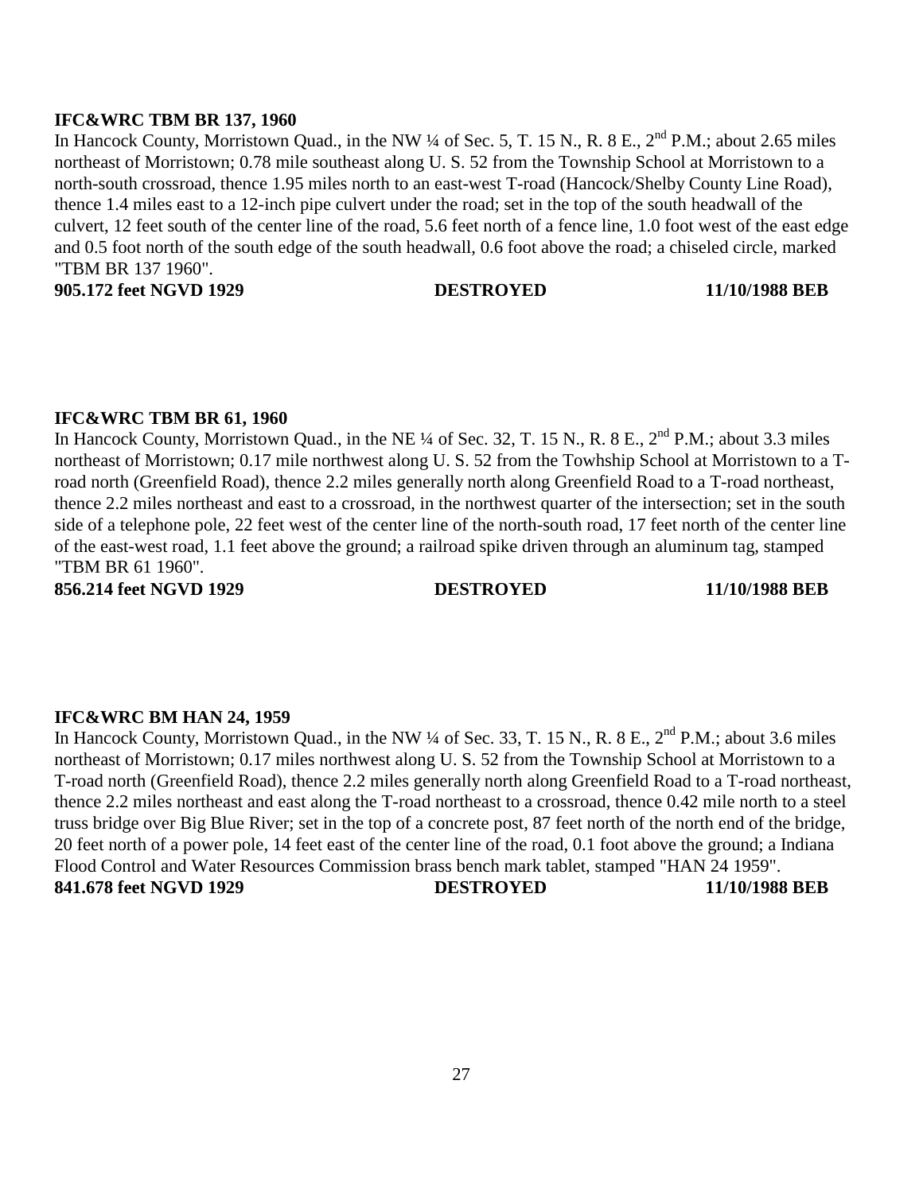**IFC&WRC TBM BR 137, 1960**

In Hancock County, Morristown Quad., in the NW ¼ of Sec. 5, T. 15 N., R. 8 E., 2nd P.M.; about 2.65 miles northeast of Morristown; 0.78 mile southeast along U. S. 52 from the Township School at Morristown to a north-south crossroad, thence 1.95 miles north to an east-west T-road (Hancock/Shelby County Line Road), thence 1.4 miles east to a 12-inch pipe culvert under the road; set in the top of the south headwall of the culvert, 12 feet south of the center line of the road, 5.6 feet north of a fence line, 1.0 foot west of the east edge and 0.5 foot north of the south edge of the south headwall, 0.6 foot above the road; a chiseled circle, marked "TBM BR 137 1960".

**905.172 feet NGVD 1929 DESTROYED 11/10/1988 BEB**

**IFC&WRC TBM BR 61, 1960**

In Hancock County, Morristown Quad., in the NE ¼ of Sec. 32, T. 15 N., R. 8 E., 2nd P.M.; about 3.3 miles northeast of Morristown; 0.17 mile northwest along U. S. 52 from the Towhship School at Morristown to a T-road north (Greenfield Road), thence 2.2 miles generally north along Greenfield Road to a T-road northeast, thence 2.2 miles northeast and east to a crossroad, in the northwest quarter of the intersection; set in the south side of a telephone pole, 22 feet west of the center line of the north-south road, 17 feet north of the center line of the east-west road, 1.1 feet above the ground; a railroad spike driven through an aluminum tag, stamped "TBM BR 61 1960".

**856.214 feet NGVD 1929 DESTROYED 11/10/1988 BEB**

**IFC&WRC BM HAN 24, 1959**

In Hancock County, Morristown Quad., in the NW ¼ of Sec. 33, T. 15 N., R. 8 E., 2nd P.M.; about 3.6 miles northeast of Morristown; 0.17 miles northwest along U. S. 52 from the Township School at Morristown to a T-road north (Greenfield Road), thence 2.2 miles generally north along Greenfield Road to a T-road northeast, thence 2.2 miles northeast and east along the T-road northeast to a crossroad, thence 0.42 mile north to a steel truss bridge over Big Blue River; set in the top of a concrete post, 87 feet north of the north end of the bridge, 20 feet north of a power pole, 14 feet east of the center line of the road, 0.1 foot above the ground; a Indiana Flood Control and Water Resources Commission brass bench mark tablet, stamped "HAN 24 1959".

**841.678 feet NGVD 1929 DESTROYED 11/10/1988 BEB**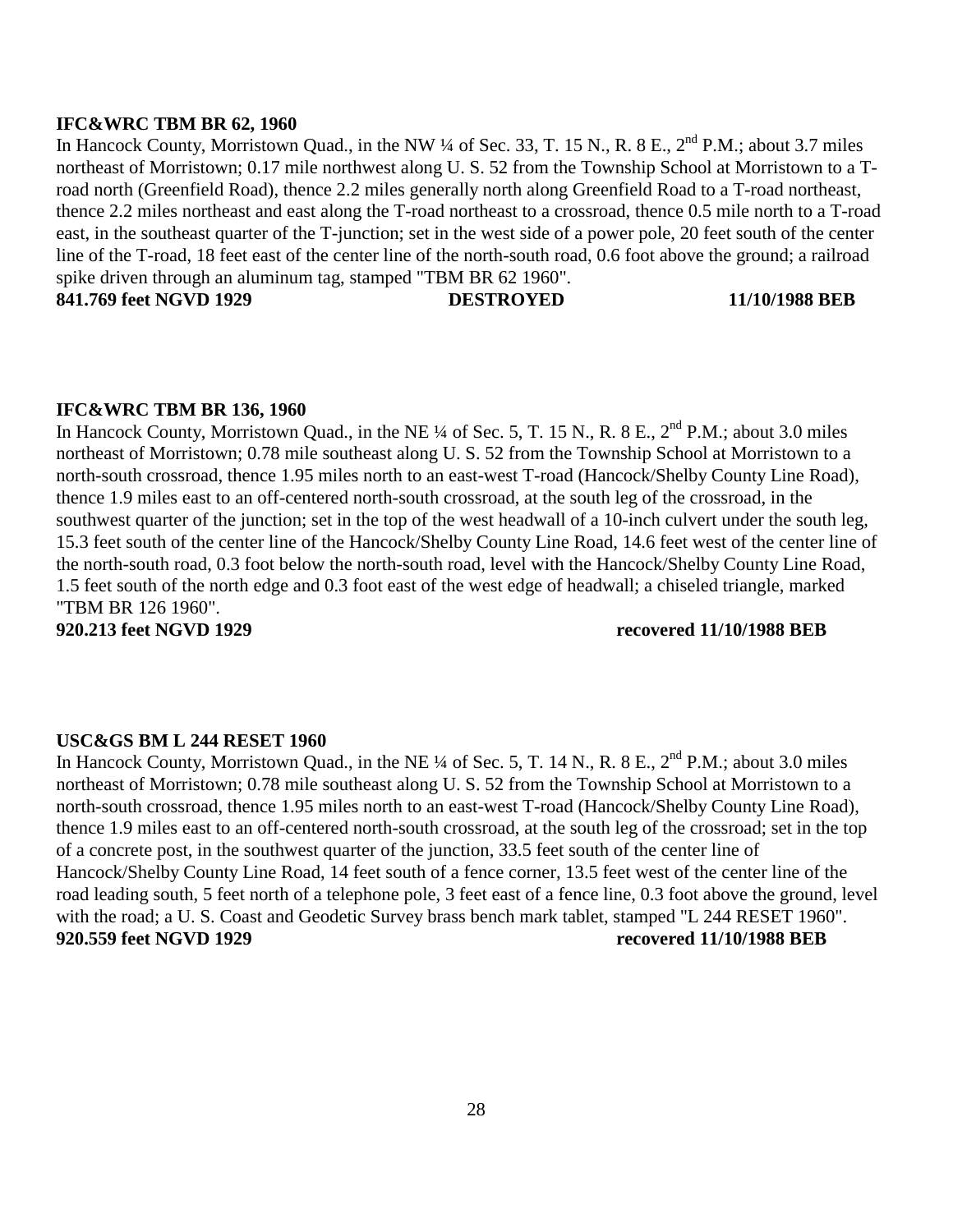**IFC&WRC TBM BR 62, 1960**

In Hancock County, Morristown Quad., in the NW ¼ of Sec. 33, T. 15 N., R. 8 E., 2nd P.M.; about 3.7 miles northeast of Morristown; 0.17 mile northwest along U. S. 52 from the Township School at Morristown to a T-road north (Greenfield Road), thence 2.2 miles generally north along Greenfield Road to a T-road northeast, thence 2.2 miles northeast and east along the T-road northeast to a crossroad, thence 0.5 mile north to a T-road east, in the southeast quarter of the T-junction; set in the west side of a power pole, 20 feet south of the center line of the T-road, 18 feet east of the center line of the north-south road, 0.6 foot above the ground; a railroad spike driven through an aluminum tag, stamped "TBM BR 62 1960".

**841.769 feet NGVD 1929 DESTROYED 11/10/1988 BEB**

**IFC&WRC TBM BR 136, 1960**

In Hancock County, Morristown Quad., in the NE ¼ of Sec. 5, T. 15 N., R. 8 E., 2nd P.M.; about 3.0 miles northeast of Morristown; 0.78 mile southeast along U. S. 52 from the Township School at Morristown to a north-south crossroad, thence 1.95 miles north to an east-west T-road (Hancock/Shelby County Line Road), thence 1.9 miles east to an off-centered north-south crossroad, at the south leg of the crossroad, in the southwest quarter of the junction; set in the top of the west headwall of a 10-inch culvert under the south leg, 15.3 feet south of the center line of the Hancock/Shelby County Line Road, 14.6 feet west of the center line of the north-south road, 0.3 foot below the north-south road, level with the Hancock/Shelby County Line Road, 1.5 feet south of the north edge and 0.3 foot east of the west edge of headwall; a chiseled triangle, marked "TBM BR 126 1960".

**920.213 feet NGVD 1929 recovered 11/10/1988 BEB**

**USC&GS BM L 244 RESET 1960**

In Hancock County, Morristown Quad., in the NE ¼ of Sec. 5, T. 14 N., R. 8 E., 2nd P.M.; about 3.0 miles northeast of Morristown; 0.78 mile southeast along U. S. 52 from the Township School at Morristown to a north-south crossroad, thence 1.95 miles north to an east-west T-road (Hancock/Shelby County Line Road), thence 1.9 miles east to an off-centered north-south crossroad, at the south leg of the crossroad; set in the top of a concrete post, in the southwest quarter of the junction, 33.5 feet south of the center line of Hancock/Shelby County Line Road, 14 feet south of a fence corner, 13.5 feet west of the center line of the road leading south, 5 feet north of a telephone pole, 3 feet east of a fence line, 0.3 foot above the ground, level with the road; a U. S. Coast and Geodetic Survey brass bench mark tablet, stamped "L 244 RESET 1960".

**920.559 feet NGVD 1929 recovered 11/10/1988 BEB**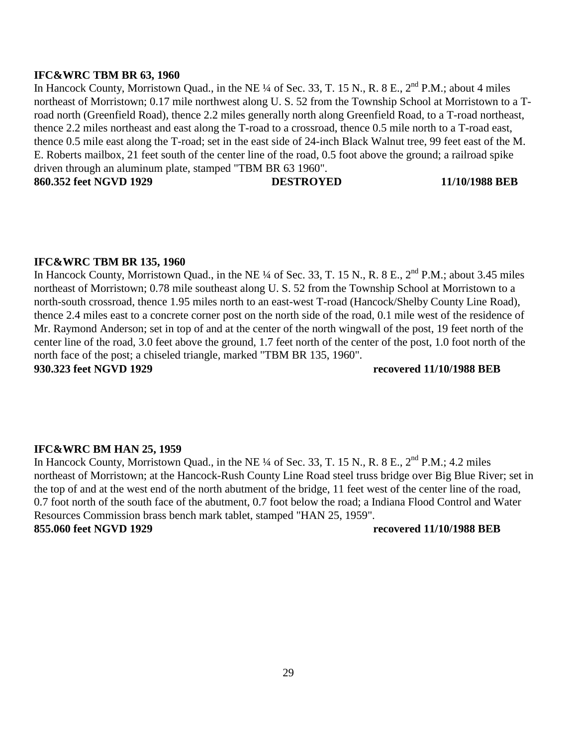**IFC&WRC TBM BR 63, 1960**

In Hancock County, Morristown Quad., in the NE ¼ of Sec. 33, T. 15 N., R. 8 E., 2nd P.M.; about 4 miles northeast of Morristown; 0.17 mile northwest along U. S. 52 from the Township School at Morristown to a T-road north (Greenfield Road), thence 2.2 miles generally north along Greenfield Road, to a T-road northeast, thence 2.2 miles northeast and east along the T-road to a crossroad, thence 0.5 mile north to a T-road east, thence 0.5 mile east along the T-road; set in the east side of 24-inch Black Walnut tree, 99 feet east of the M. E. Roberts mailbox, 21 feet south of the center line of the road, 0.5 foot above the ground; a railroad spike driven through an aluminum plate, stamped "TBM BR 63 1960".

**860.352 feet NGVD 1929 DESTROYED 11/10/1988 BEB**

**IFC&WRC TBM BR 135, 1960**

In Hancock County, Morristown Quad., in the NE ¼ of Sec. 33, T. 15 N., R. 8 E., 2nd P.M.; about 3.45 miles northeast of Morristown; 0.78 mile southeast along U. S. 52 from the Township School at Morristown to a north-south crossroad, thence 1.95 miles north to an east-west T-road (Hancock/Shelby County Line Road), thence 2.4 miles east to a concrete corner post on the north side of the road, 0.1 mile west of the residence of Mr. Raymond Anderson; set in top of and at the center of the north wingwall of the post, 19 feet north of the center line of the road, 3.0 feet above the ground, 1.7 feet north of the center of the post, 1.0 foot north of the north face of the post; a chiseled triangle, marked "TBM BR 135, 1960".

**930.323 feet NGVD 1929 recovered 11/10/1988 BEB**

**IFC&WRC BM HAN 25, 1959**

In Hancock County, Morristown Quad., in the NE ¼ of Sec. 33, T. 15 N., R. 8 E., 2nd P.M.; 4.2 miles northeast of Morristown; at the Hancock-Rush County Line Road steel truss bridge over Big Blue River; set in the top of and at the west end of the north abutment of the bridge, 11 feet west of the center line of the road, 0.7 foot north of the south face of the abutment, 0.7 foot below the road; a Indiana Flood Control and Water Resources Commission brass bench mark tablet, stamped "HAN 25, 1959".

**855.060 feet NGVD 1929 recovered 11/10/1988 BEB**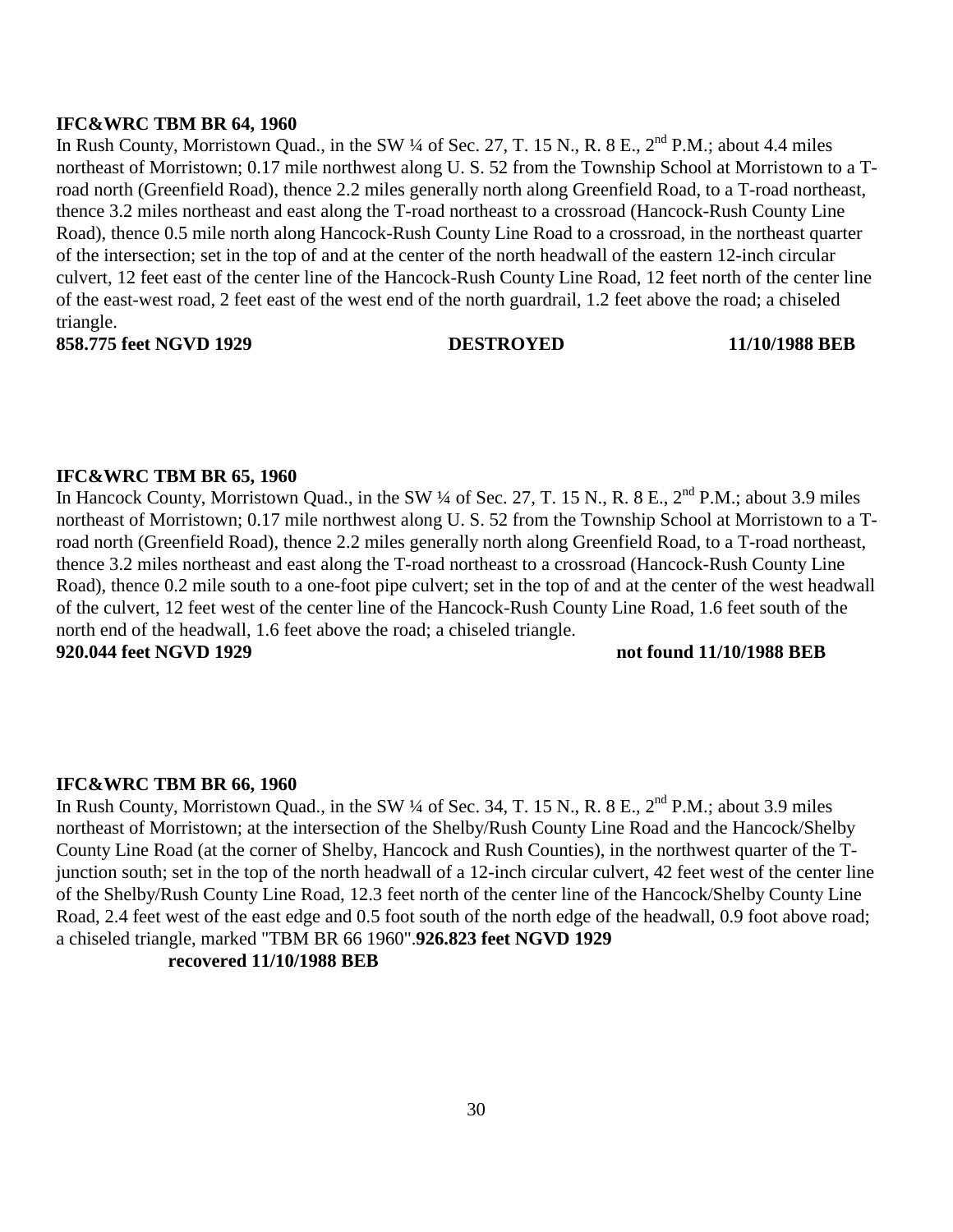**IFC&WRC TBM BR 64, 1960**

In Rush County, Morristown Quad., in the SW ¼ of Sec. 27, T. 15 N., R. 8 E., 2nd P.M.; about 4.4 miles northeast of Morristown; 0.17 mile northwest along U. S. 52 from the Township School at Morristown to a T-road north (Greenfield Road), thence 2.2 miles generally north along Greenfield Road, to a T-road northeast, thence 3.2 miles northeast and east along the T-road northeast to a crossroad (Hancock-Rush County Line Road), thence 0.5 mile north along Hancock-Rush County Line Road to a crossroad, in the northeast quarter of the intersection; set in the top of and at the center of the north headwall of the eastern 12-inch circular culvert, 12 feet east of the center line of the Hancock-Rush County Line Road, 12 feet north of the center line of the east-west road, 2 feet east of the west end of the north guardrail, 1.2 feet above the road; a chiseled triangle.

**858.775 feet NGVD 1929 DESTROYED 11/10/1988 BEB**

**IFC&WRC TBM BR 65, 1960**

In Hancock County, Morristown Quad., in the SW ¼ of Sec. 27, T. 15 N., R. 8 E., 2nd P.M.; about 3.9 miles northeast of Morristown; 0.17 mile northwest along U. S. 52 from the Township School at Morristown to a T-road north (Greenfield Road), thence 2.2 miles generally north along Greenfield Road, to a T-road northeast, thence 3.2 miles northeast and east along the T-road northeast to a crossroad (Hancock-Rush County Line Road), thence 0.2 mile south to a one-foot pipe culvert; set in the top of and at the center of the west headwall of the culvert, 12 feet west of the center line of the Hancock-Rush County Line Road, 1.6 feet south of the north end of the headwall, 1.6 feet above the road; a chiseled triangle.

**920.044 feet NGVD 1929 not found 11/10/1988 BEB**

**IFC&WRC TBM BR 66, 1960**

In Rush County, Morristown Quad., in the SW ¼ of Sec. 34, T. 15 N., R. 8 E., 2nd P.M.; about 3.9 miles northeast of Morristown; at the intersection of the Shelby/Rush County Line Road and the Hancock/Shelby County Line Road (at the corner of Shelby, Hancock and Rush Counties), in the northwest quarter of the T-junction south; set in the top of the north headwall of a 12-inch circular culvert, 42 feet west of the center line of the Shelby/Rush County Line Road, 12.3 feet north of the center line of the Hancock/Shelby County Line Road, 2.4 feet west of the east edge and 0.5 foot south of the north edge of the headwall, 0.9 foot above road; a chiseled triangle, marked "TBM BR 66 1960".**926.823 feet NGVD 1929**

**recovered 11/10/1988 BEB**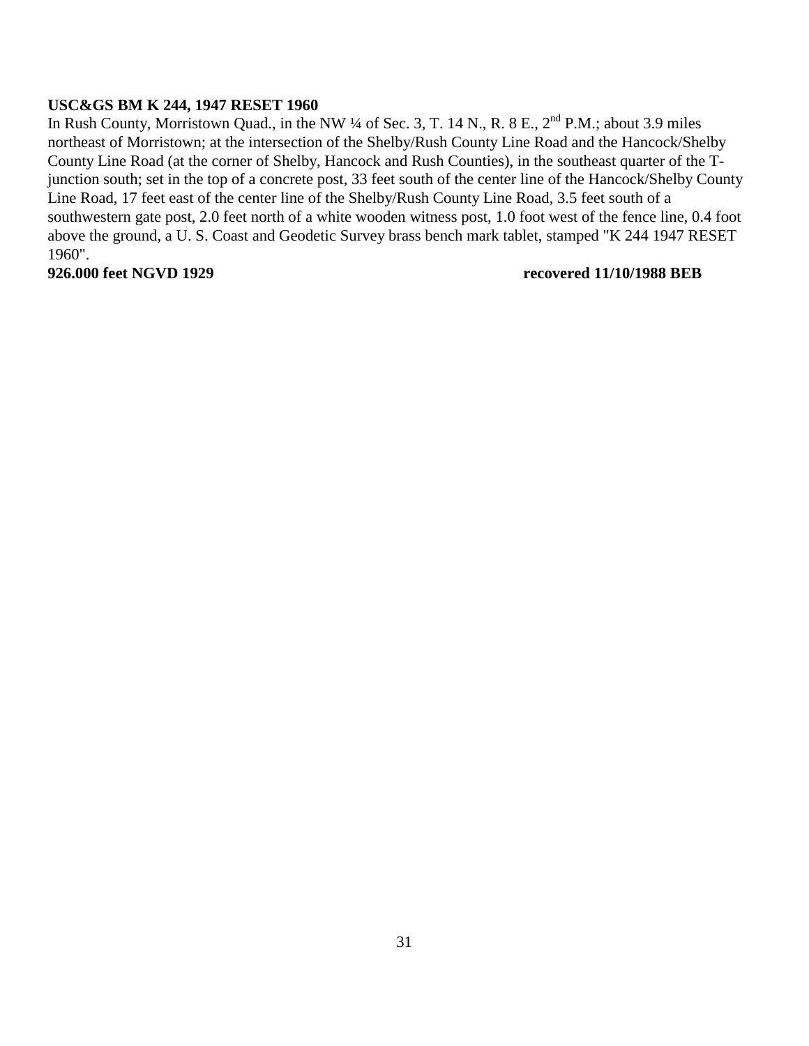**USC&GS BM K 244, 1947 RESET 1960**

In Rush County, Morristown Quad., in the NW ¼ of Sec. 3, T. 14 N., R. 8 E., 2nd P.M.; about 3.9 miles northeast of Morristown; at the intersection of the Shelby/Rush County Line Road and the Hancock/Shelby County Line Road (at the corner of Shelby, Hancock and Rush Counties), in the southeast quarter of the T-junction south; set in the top of a concrete post, 33 feet south of the center line of the Hancock/Shelby County Line Road, 17 feet east of the center line of the Shelby/Rush County Line Road, 3.5 feet south of a southwestern gate post, 2.0 feet north of a white wooden witness post, 1.0 foot west of the fence line, 0.4 foot above the ground, a U. S. Coast and Geodetic Survey brass bench mark tablet, stamped "K 244 1947 RESET 1960".

**926.000 feet NGVD 1929** **recovered 11/10/1988 BEB**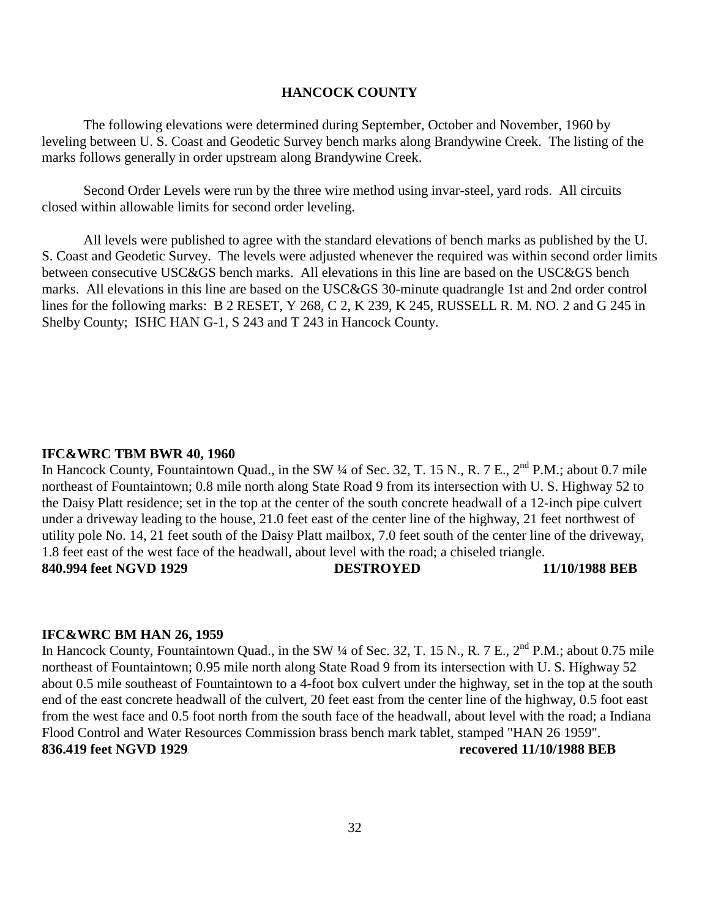## HANCOCK COUNTY

The following elevations were determined during September, October and November, 1960 by leveling between U. S. Coast and Geodetic Survey bench marks along Brandywine Creek. The listing of the marks follows generally in order upstream along Brandywine Creek.

Second Order Levels were run by the three wire method using invar-steel, yard rods. All circuits closed within allowable limits for second order leveling.

All levels were published to agree with the standard elevations of bench marks as published by the U. S. Coast and Geodetic Survey. The levels were adjusted whenever the required was within second order limits between consecutive USC&GS bench marks. All elevations in this line are based on the USC&GS bench marks. All elevations in this line are based on the USC&GS 30-minute quadrangle 1st and 2nd order control lines for the following marks: B 2 RESET, Y 268, C 2, K 239, K 245, RUSSELL R. M. NO. 2 and G 245 in Shelby County; ISHC HAN G-1, S 243 and T 243 in Hancock County.

**IFC&WRC TBM BWR 40, 1960**
In Hancock County, Fountaintown Quad., in the SW ¼ of Sec. 32, T. 15 N., R. 7 E., 2nd P.M.; about 0.7 mile northeast of Fountaintown; 0.8 mile north along State Road 9 from its intersection with U. S. Highway 52 to the Daisy Platt residence; set in the top at the center of the south concrete headwall of a 12-inch pipe culvert under a driveway leading to the house, 21.0 feet east of the center line of the highway, 21 feet northwest of utility pole No. 14, 21 feet south of the Daisy Platt mailbox, 7.0 feet south of the center line of the driveway, 1.8 feet east of the west face of the headwall, about level with the road; a chiseled triangle.
**840.994 feet NGVD 1929 DESTROYED 11/10/1988 BEB**

**IFC&WRC BM HAN 26, 1959**
In Hancock County, Fountaintown Quad., in the SW ¼ of Sec. 32, T. 15 N., R. 7 E., 2nd P.M.; about 0.75 mile northeast of Fountaintown; 0.95 mile north along State Road 9 from its intersection with U. S. Highway 52 about 0.5 mile southeast of Fountaintown to a 4-foot box culvert under the highway, set in the top at the south end of the east concrete headwall of the culvert, 20 feet east from the center line of the highway, 0.5 foot east from the west face and 0.5 foot north from the south face of the headwall, about level with the road; a Indiana Flood Control and Water Resources Commission brass bench mark tablet, stamped "HAN 26 1959".
**836.419 feet NGVD 1929 recovered 11/10/1988 BEB**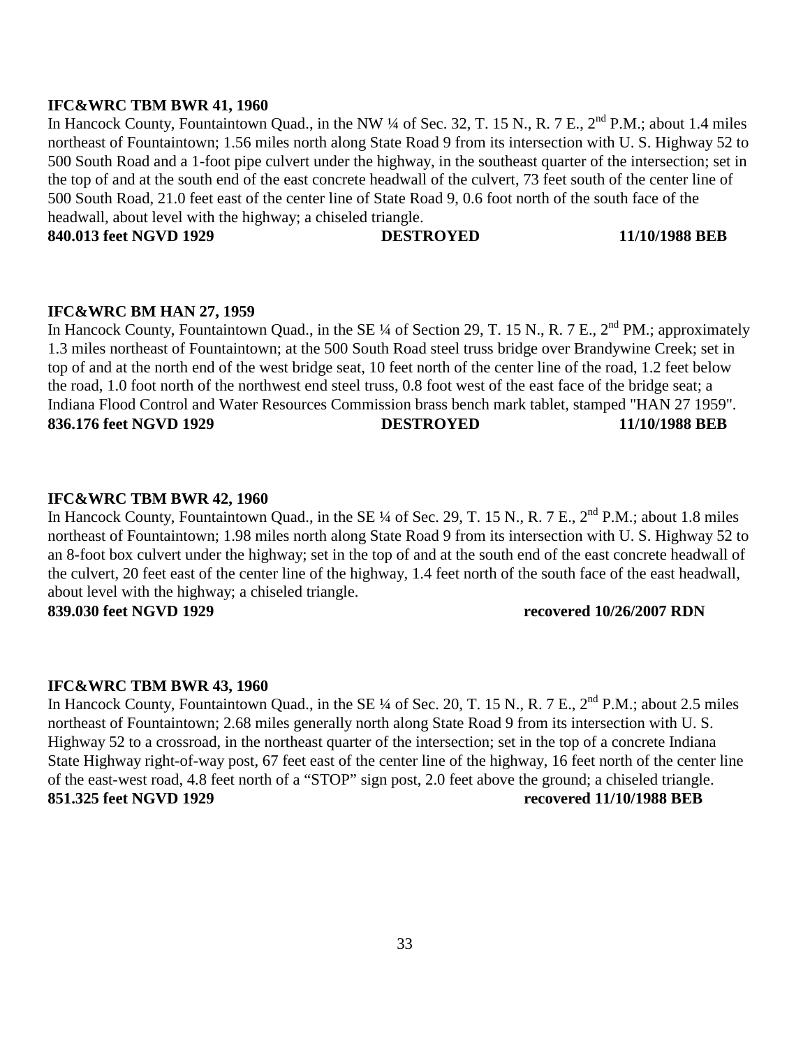**IFC&WRC TBM BWR 41, 1960**

In Hancock County, Fountaintown Quad., in the NW ¼ of Sec. 32, T. 15 N., R. 7 E., 2nd P.M.; about 1.4 miles northeast of Fountaintown; 1.56 miles north along State Road 9 from its intersection with U. S. Highway 52 to 500 South Road and a 1-foot pipe culvert under the highway, in the southeast quarter of the intersection; set in the top of and at the south end of the east concrete headwall of the culvert, 73 feet south of the center line of 500 South Road, 21.0 feet east of the center line of State Road 9, 0.6 foot north of the south face of the headwall, about level with the highway; a chiseled triangle.

**840.013 feet NGVD 1929 DESTROYED 11/10/1988 BEB**

**IFC&WRC BM HAN 27, 1959**

In Hancock County, Fountaintown Quad., in the SE ¼ of Section 29, T. 15 N., R. 7 E., 2nd PM.; approximately 1.3 miles northeast of Fountaintown; at the 500 South Road steel truss bridge over Brandywine Creek; set in top of and at the north end of the west bridge seat, 10 feet north of the center line of the road, 1.2 feet below the road, 1.0 foot north of the northwest end steel truss, 0.8 foot west of the east face of the bridge seat; a Indiana Flood Control and Water Resources Commission brass bench mark tablet, stamped "HAN 27 1959".

**836.176 feet NGVD 1929 DESTROYED 11/10/1988 BEB**

**IFC&WRC TBM BWR 42, 1960**

In Hancock County, Fountaintown Quad., in the SE ¼ of Sec. 29, T. 15 N., R. 7 E., 2nd P.M.; about 1.8 miles northeast of Fountaintown; 1.98 miles north along State Road 9 from its intersection with U. S. Highway 52 to an 8-foot box culvert under the highway; set in the top of and at the south end of the east concrete headwall of the culvert, 20 feet east of the center line of the highway, 1.4 feet north of the south face of the east headwall, about level with the highway; a chiseled triangle.

**839.030 feet NGVD 1929 recovered 10/26/2007 RDN**

**IFC&WRC TBM BWR 43, 1960**

In Hancock County, Fountaintown Quad., in the SE ¼ of Sec. 20, T. 15 N., R. 7 E., 2nd P.M.; about 2.5 miles northeast of Fountaintown; 2.68 miles generally north along State Road 9 from its intersection with U. S. Highway 52 to a crossroad, in the northeast quarter of the intersection; set in the top of a concrete Indiana State Highway right-of-way post, 67 feet east of the center line of the highway, 16 feet north of the center line of the east-west road, 4.8 feet north of a "STOP" sign post, 2.0 feet above the ground; a chiseled triangle.

**851.325 feet NGVD 1929 recovered 11/10/1988 BEB**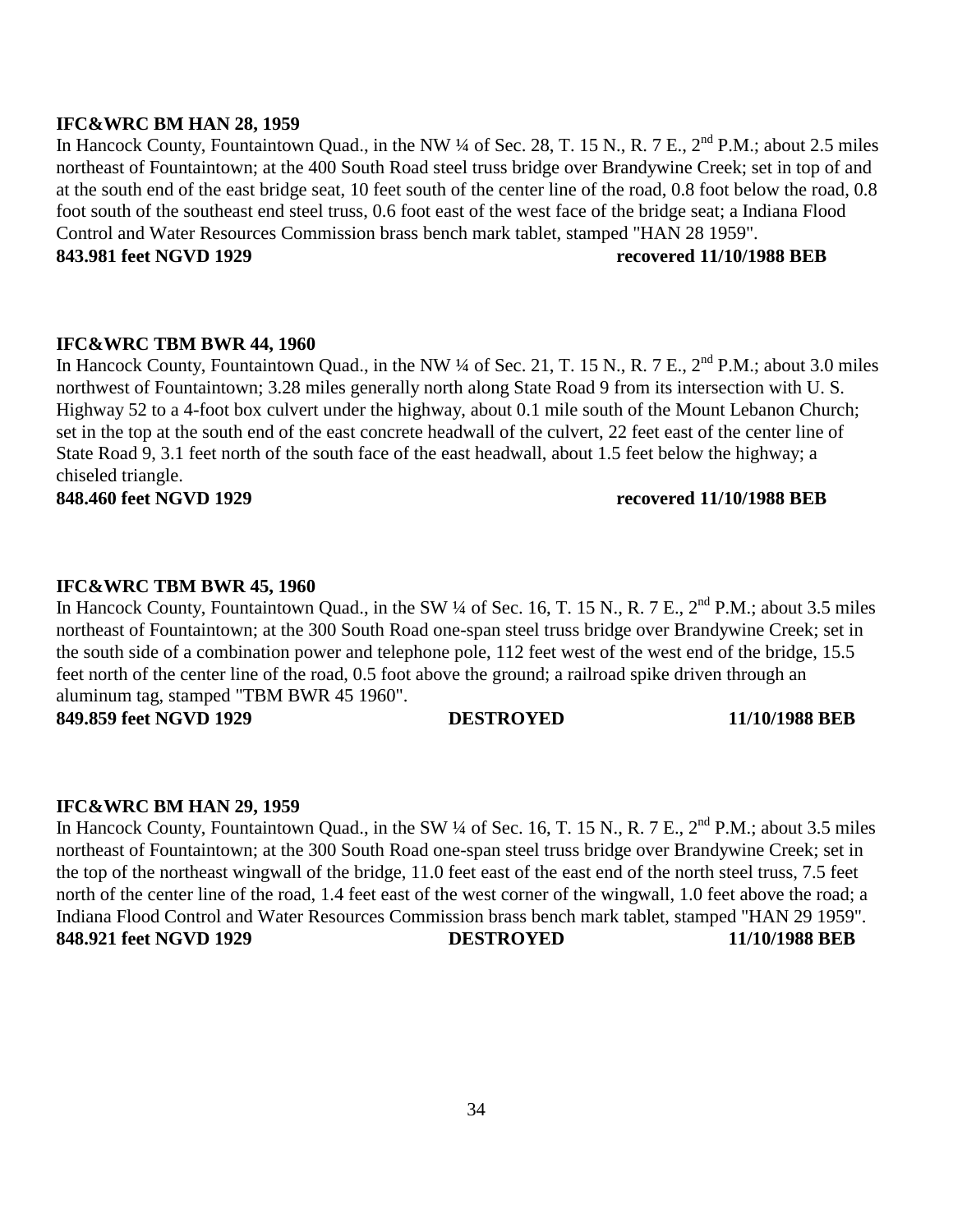**IFC&WRC BM HAN 28, 1959**

In Hancock County, Fountaintown Quad., in the NW ¼ of Sec. 28, T. 15 N., R. 7 E., 2nd P.M.; about 2.5 miles northeast of Fountaintown; at the 400 South Road steel truss bridge over Brandywine Creek; set in top of and at the south end of the east bridge seat, 10 feet south of the center line of the road, 0.8 foot below the road, 0.8 foot south of the southeast end steel truss, 0.6 foot east of the west face of the bridge seat; a Indiana Flood Control and Water Resources Commission brass bench mark tablet, stamped "HAN 28 1959".

**843.981 feet NGVD 1929 recovered 11/10/1988 BEB**

**IFC&WRC TBM BWR 44, 1960**

In Hancock County, Fountaintown Quad., in the NW ¼ of Sec. 21, T. 15 N., R. 7 E., 2nd P.M.; about 3.0 miles northwest of Fountaintown; 3.28 miles generally north along State Road 9 from its intersection with U. S. Highway 52 to a 4-foot box culvert under the highway, about 0.1 mile south of the Mount Lebanon Church; set in the top at the south end of the east concrete headwall of the culvert, 22 feet east of the center line of State Road 9, 3.1 feet north of the south face of the east headwall, about 1.5 feet below the highway; a chiseled triangle.

**848.460 feet NGVD 1929 recovered 11/10/1988 BEB**

**IFC&WRC TBM BWR 45, 1960**

In Hancock County, Fountaintown Quad., in the SW ¼ of Sec. 16, T. 15 N., R. 7 E., 2nd P.M.; about 3.5 miles northeast of Fountaintown; at the 300 South Road one-span steel truss bridge over Brandywine Creek; set in the south side of a combination power and telephone pole, 112 feet west of the west end of the bridge, 15.5 feet north of the center line of the road, 0.5 foot above the ground; a railroad spike driven through an aluminum tag, stamped "TBM BWR 45 1960".

**849.859 feet NGVD 1929 DESTROYED 11/10/1988 BEB**

**IFC&WRC BM HAN 29, 1959**

In Hancock County, Fountaintown Quad., in the SW ¼ of Sec. 16, T. 15 N., R. 7 E., 2nd P.M.; about 3.5 miles northeast of Fountaintown; at the 300 South Road one-span steel truss bridge over Brandywine Creek; set in the top of the northeast wingwall of the bridge, 11.0 feet east of the east end of the north steel truss, 7.5 feet north of the center line of the road, 1.4 feet east of the west corner of the wingwall, 1.0 feet above the road; a Indiana Flood Control and Water Resources Commission brass bench mark tablet, stamped "HAN 29 1959".

**848.921 feet NGVD 1929 DESTROYED 11/10/1988 BEB**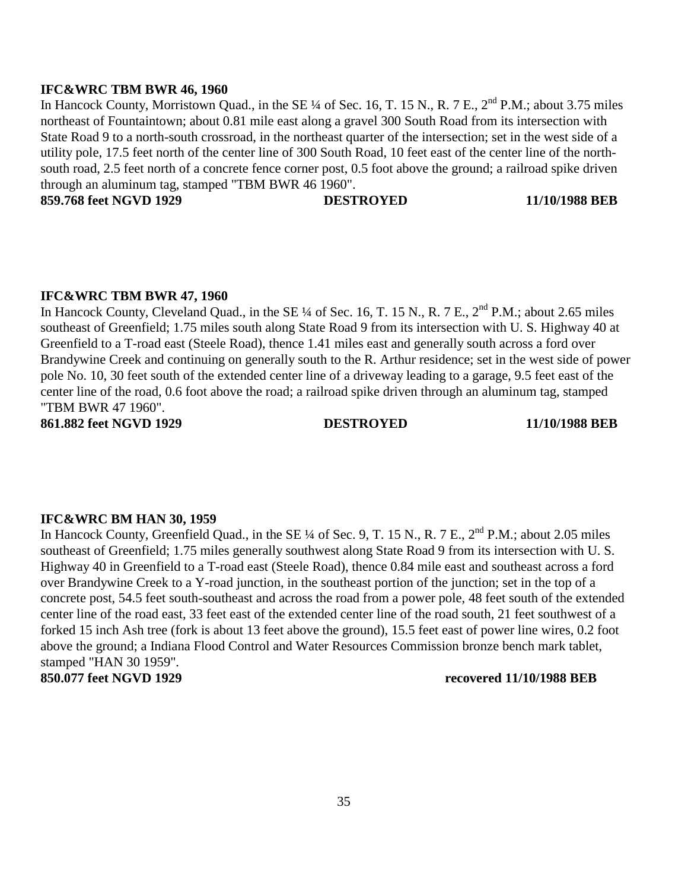**IFC&WRC TBM BWR 46, 1960**

In Hancock County, Morristown Quad., in the SE ¼ of Sec. 16, T. 15 N., R. 7 E., 2nd P.M.; about 3.75 miles northeast of Fountaintown; about 0.81 mile east along a gravel 300 South Road from its intersection with State Road 9 to a north-south crossroad, in the northeast quarter of the intersection; set in the west side of a utility pole, 17.5 feet north of the center line of 300 South Road, 10 feet east of the center line of the north-south road, 2.5 feet north of a concrete fence corner post, 0.5 foot above the ground; a railroad spike driven through an aluminum tag, stamped "TBM BWR 46 1960".

**859.768 feet NGVD 1929 DESTROYED 11/10/1988 BEB**

**IFC&WRC TBM BWR 47, 1960**

In Hancock County, Cleveland Quad., in the SE ¼ of Sec. 16, T. 15 N., R. 7 E., 2nd P.M.; about 2.65 miles southeast of Greenfield; 1.75 miles south along State Road 9 from its intersection with U. S. Highway 40 at Greenfield to a T-road east (Steele Road), thence 1.41 miles east and generally south across a ford over Brandywine Creek and continuing on generally south to the R. Arthur residence; set in the west side of power pole No. 10, 30 feet south of the extended center line of a driveway leading to a garage, 9.5 feet east of the center line of the road, 0.6 foot above the road; a railroad spike driven through an aluminum tag, stamped "TBM BWR 47 1960".

**861.882 feet NGVD 1929 DESTROYED 11/10/1988 BEB**

**IFC&WRC BM HAN 30, 1959**

In Hancock County, Greenfield Quad., in the SE ¼ of Sec. 9, T. 15 N., R. 7 E., 2nd P.M.; about 2.05 miles southeast of Greenfield; 1.75 miles generally southwest along State Road 9 from its intersection with U. S. Highway 40 in Greenfield to a T-road east (Steele Road), thence 0.84 mile east and southeast across a ford over Brandywine Creek to a Y-road junction, in the southeast portion of the junction; set in the top of a concrete post, 54.5 feet south-southeast and across the road from a power pole, 48 feet south of the extended center line of the road east, 33 feet east of the extended center line of the road south, 21 feet southwest of a forked 15 inch Ash tree (fork is about 13 feet above the ground), 15.5 feet east of power line wires, 0.2 foot above the ground; a Indiana Flood Control and Water Resources Commission bronze bench mark tablet, stamped "HAN 30 1959".

**850.077 feet NGVD 1929 recovered 11/10/1988 BEB**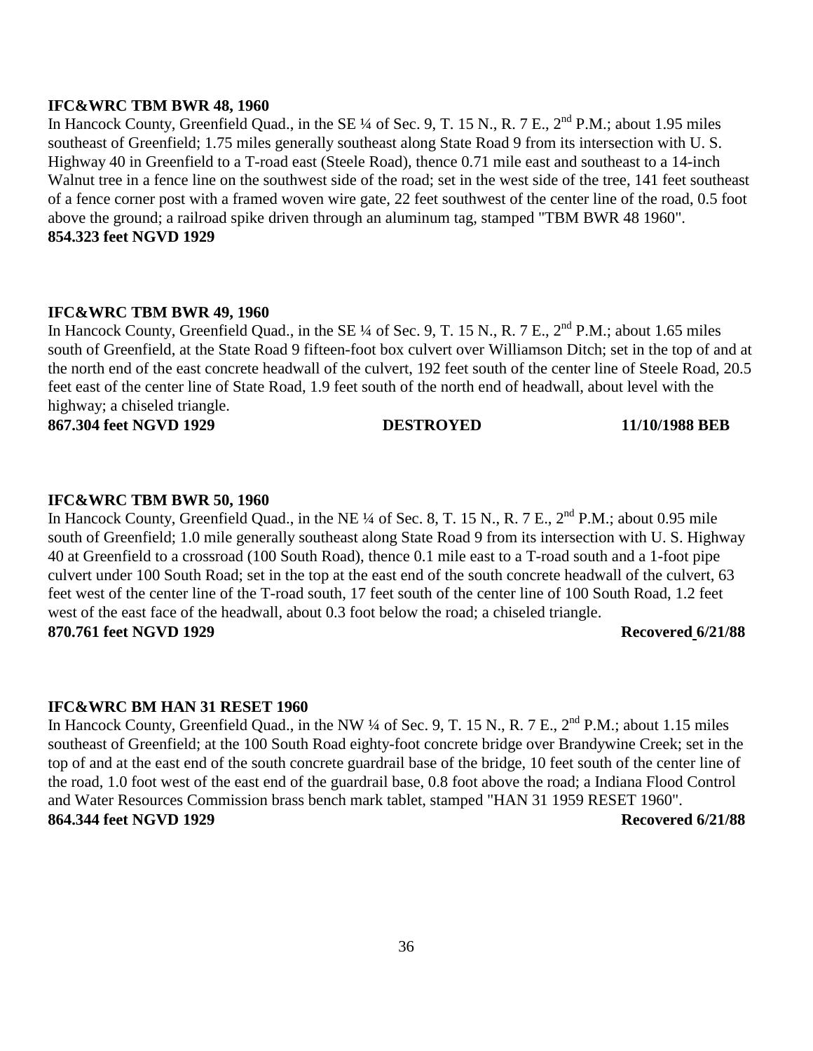**IFC&WRC TBM BWR 48, 1960**

In Hancock County, Greenfield Quad., in the SE ¼ of Sec. 9, T. 15 N., R. 7 E., 2nd P.M.; about 1.95 miles southeast of Greenfield; 1.75 miles generally southeast along State Road 9 from its intersection with U. S. Highway 40 in Greenfield to a T-road east (Steele Road), thence 0.71 mile east and southeast to a 14-inch Walnut tree in a fence line on the southwest side of the road; set in the west side of the tree, 141 feet southeast of a fence corner post with a framed woven wire gate, 22 feet southwest of the center line of the road, 0.5 foot above the ground; a railroad spike driven through an aluminum tag, stamped "TBM BWR 48 1960".

**854.323 feet NGVD 1929**

**IFC&WRC TBM BWR 49, 1960**

In Hancock County, Greenfield Quad., in the SE ¼ of Sec. 9, T. 15 N., R. 7 E., 2nd P.M.; about 1.65 miles south of Greenfield, at the State Road 9 fifteen-foot box culvert over Williamson Ditch; set in the top of and at the north end of the east concrete headwall of the culvert, 192 feet south of the center line of Steele Road, 20.5 feet east of the center line of State Road, 1.9 feet south of the north end of headwall, about level with the highway; a chiseled triangle.

**867.304 feet NGVD 1929 DESTROYED 11/10/1988 BEB**

**IFC&WRC TBM BWR 50, 1960**

In Hancock County, Greenfield Quad., in the NE ¼ of Sec. 8, T. 15 N., R. 7 E., 2nd P.M.; about 0.95 mile south of Greenfield; 1.0 mile generally southeast along State Road 9 from its intersection with U. S. Highway 40 at Greenfield to a crossroad (100 South Road), thence 0.1 mile east to a T-road south and a 1-foot pipe culvert under 100 South Road; set in the top at the east end of the south concrete headwall of the culvert, 63 feet west of the center line of the T-road south, 17 feet south of the center line of 100 South Road, 1.2 feet west of the east face of the headwall, about 0.3 foot below the road; a chiseled triangle.

**870.761 feet NGVD 1929 Recovered 6/21/88**

**IFC&WRC BM HAN 31 RESET 1960**

In Hancock County, Greenfield Quad., in the NW ¼ of Sec. 9, T. 15 N., R. 7 E., 2nd P.M.; about 1.15 miles southeast of Greenfield; at the 100 South Road eighty-foot concrete bridge over Brandywine Creek; set in the top of and at the east end of the south concrete guardrail base of the bridge, 10 feet south of the center line of the road, 1.0 foot west of the east end of the guardrail base, 0.8 foot above the road; a Indiana Flood Control and Water Resources Commission brass bench mark tablet, stamped "HAN 31 1959 RESET 1960".

**864.344 feet NGVD 1929 Recovered 6/21/88**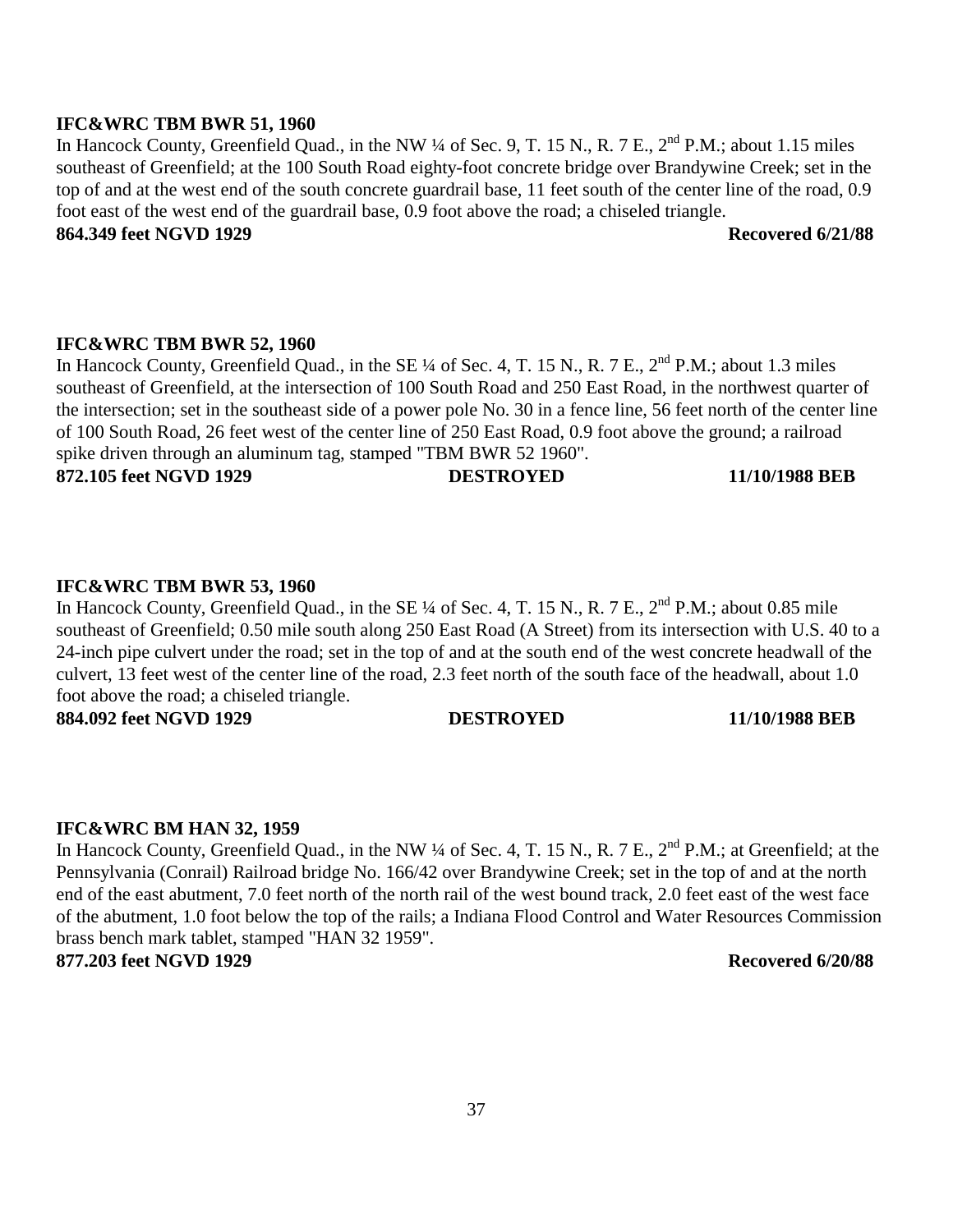**IFC&WRC TBM BWR 51, 1960**

In Hancock County, Greenfield Quad., in the NW ¼ of Sec. 9, T. 15 N., R. 7 E., 2nd P.M.; about 1.15 miles southeast of Greenfield; at the 100 South Road eighty-foot concrete bridge over Brandywine Creek; set in the top of and at the west end of the south concrete guardrail base, 11 feet south of the center line of the road, 0.9 foot east of the west end of the guardrail base, 0.9 foot above the road; a chiseled triangle.

**864.349 feet NGVD 1929** **Recovered 6/21/88**

**IFC&WRC TBM BWR 52, 1960**

In Hancock County, Greenfield Quad., in the SE ¼ of Sec. 4, T. 15 N., R. 7 E., 2nd P.M.; about 1.3 miles southeast of Greenfield, at the intersection of 100 South Road and 250 East Road, in the northwest quarter of the intersection; set in the southeast side of a power pole No. 30 in a fence line, 56 feet north of the center line of 100 South Road, 26 feet west of the center line of 250 East Road, 0.9 foot above the ground; a railroad spike driven through an aluminum tag, stamped "TBM BWR 52 1960".

**872.105 feet NGVD 1929** **DESTROYED** **11/10/1988 BEB**

**IFC&WRC TBM BWR 53, 1960**

In Hancock County, Greenfield Quad., in the SE ¼ of Sec. 4, T. 15 N., R. 7 E., 2nd P.M.; about 0.85 mile southeast of Greenfield; 0.50 mile south along 250 East Road (A Street) from its intersection with U.S. 40 to a 24-inch pipe culvert under the road; set in the top of and at the south end of the west concrete headwall of the culvert, 13 feet west of the center line of the road, 2.3 feet north of the south face of the headwall, about 1.0 foot above the road; a chiseled triangle.

**884.092 feet NGVD 1929** **DESTROYED** **11/10/1988 BEB**

**IFC&WRC BM HAN 32, 1959**

In Hancock County, Greenfield Quad., in the NW ¼ of Sec. 4, T. 15 N., R. 7 E., 2nd P.M.; at Greenfield; at the Pennsylvania (Conrail) Railroad bridge No. 166/42 over Brandywine Creek; set in the top of and at the north end of the east abutment, 7.0 feet north of the north rail of the west bound track, 2.0 feet east of the west face of the abutment, 1.0 foot below the top of the rails; a Indiana Flood Control and Water Resources Commission brass bench mark tablet, stamped "HAN 32 1959".

**877.203 feet NGVD 1929** **Recovered 6/20/88**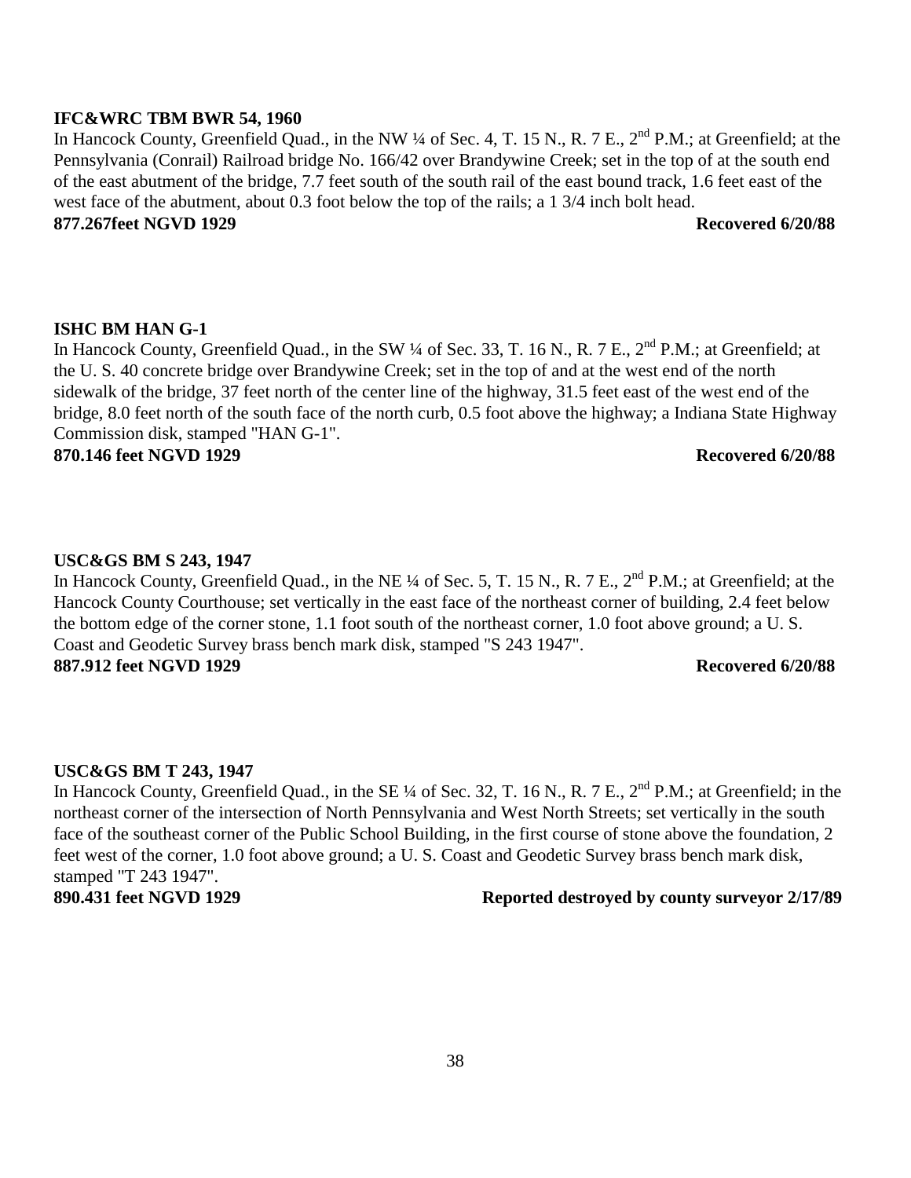**IFC&WRC TBM BWR 54, 1960**

In Hancock County, Greenfield Quad., in the NW ¼ of Sec. 4, T. 15 N., R. 7 E., 2nd P.M.; at Greenfield; at the Pennsylvania (Conrail) Railroad bridge No. 166/42 over Brandywine Creek; set in the top of at the south end of the east abutment of the bridge, 7.7 feet south of the south rail of the east bound track, 1.6 feet east of the west face of the abutment, about 0.3 foot below the top of the rails; a 1 3/4 inch bolt head.

**877.267feet NGVD 1929** **Recovered 6/20/88**

**ISHC BM HAN G-1**

In Hancock County, Greenfield Quad., in the SW ¼ of Sec. 33, T. 16 N., R. 7 E., 2nd P.M.; at Greenfield; at the U. S. 40 concrete bridge over Brandywine Creek; set in the top of and at the west end of the north sidewalk of the bridge, 37 feet north of the center line of the highway, 31.5 feet east of the west end of the bridge, 8.0 feet north of the south face of the north curb, 0.5 foot above the highway; a Indiana State Highway Commission disk, stamped "HAN G-1".

**870.146 feet NGVD 1929** **Recovered 6/20/88**

**USC&GS BM S 243, 1947**

In Hancock County, Greenfield Quad., in the NE ¼ of Sec. 5, T. 15 N., R. 7 E., 2nd P.M.; at Greenfield; at the Hancock County Courthouse; set vertically in the east face of the northeast corner of building, 2.4 feet below the bottom edge of the corner stone, 1.1 foot south of the northeast corner, 1.0 foot above ground; a U. S. Coast and Geodetic Survey brass bench mark disk, stamped "S 243 1947".

**887.912 feet NGVD 1929** **Recovered 6/20/88**

**USC&GS BM T 243, 1947**

In Hancock County, Greenfield Quad., in the SE ¼ of Sec. 32, T. 16 N., R. 7 E., 2nd P.M.; at Greenfield; in the northeast corner of the intersection of North Pennsylvania and West North Streets; set vertically in the south face of the southeast corner of the Public School Building, in the first course of stone above the foundation, 2 feet west of the corner, 1.0 foot above ground; a U. S. Coast and Geodetic Survey brass bench mark disk, stamped "T 243 1947".

**890.431 feet NGVD 1929** **Reported destroyed by county surveyor 2/17/89**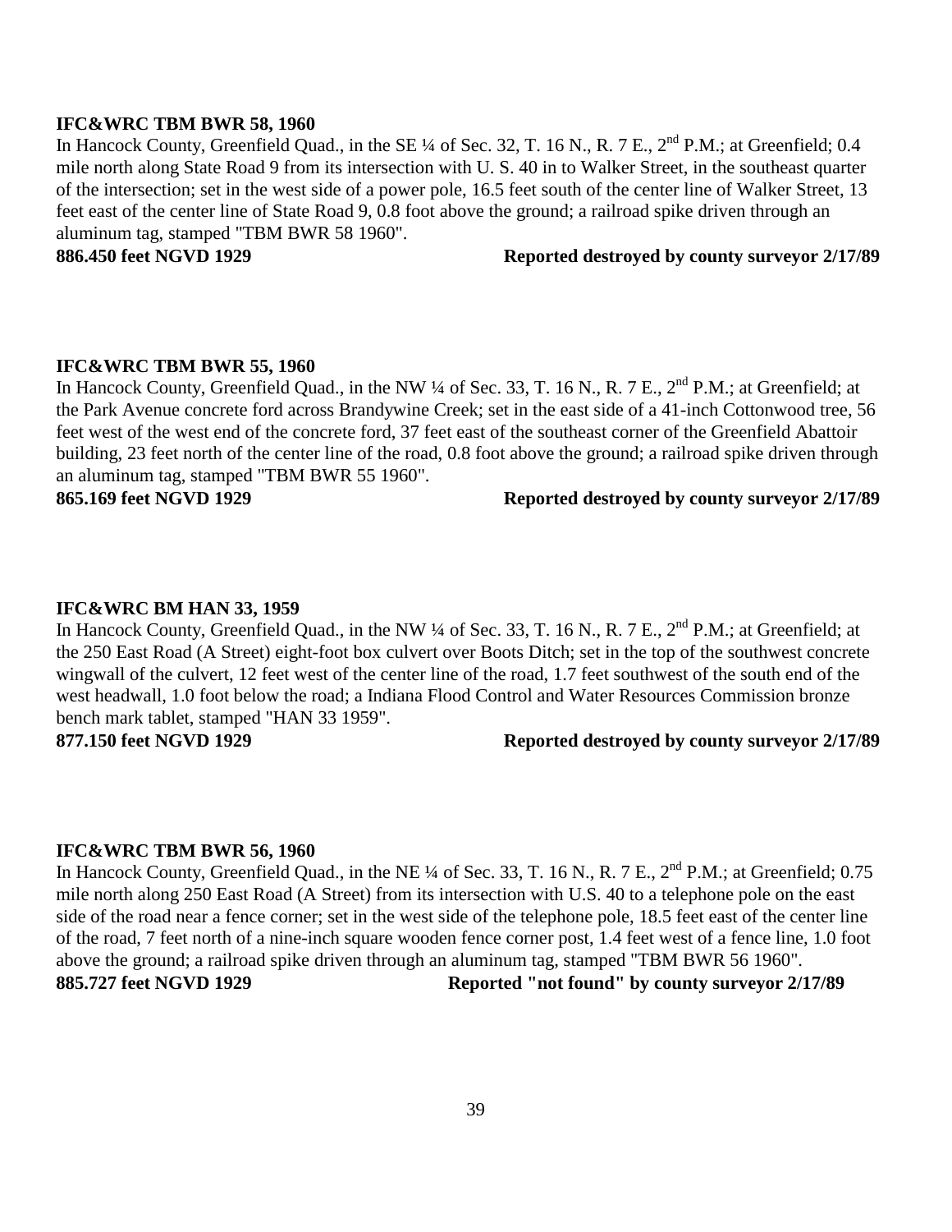**IFC&WRC TBM BWR 58, 1960**

In Hancock County, Greenfield Quad., in the SE ¼ of Sec. 32, T. 16 N., R. 7 E., 2nd P.M.; at Greenfield; 0.4 mile north along State Road 9 from its intersection with U. S. 40 in to Walker Street, in the southeast quarter of the intersection; set in the west side of a power pole, 16.5 feet south of the center line of Walker Street, 13 feet east of the center line of State Road 9, 0.8 foot above the ground; a railroad spike driven through an aluminum tag, stamped "TBM BWR 58 1960".

**886.450 feet NGVD 1929** **Reported destroyed by county surveyor 2/17/89**

**IFC&WRC TBM BWR 55, 1960**

In Hancock County, Greenfield Quad., in the NW ¼ of Sec. 33, T. 16 N., R. 7 E., 2nd P.M.; at Greenfield; at the Park Avenue concrete ford across Brandywine Creek; set in the east side of a 41-inch Cottonwood tree, 56 feet west of the west end of the concrete ford, 37 feet east of the southeast corner of the Greenfield Abattoir building, 23 feet north of the center line of the road, 0.8 foot above the ground; a railroad spike driven through an aluminum tag, stamped "TBM BWR 55 1960".

**865.169 feet NGVD 1929** **Reported destroyed by county surveyor 2/17/89**

**IFC&WRC BM HAN 33, 1959**

In Hancock County, Greenfield Quad., in the NW ¼ of Sec. 33, T. 16 N., R. 7 E., 2nd P.M.; at Greenfield; at the 250 East Road (A Street) eight-foot box culvert over Boots Ditch; set in the top of the southwest concrete wingwall of the culvert, 12 feet west of the center line of the road, 1.7 feet southwest of the south end of the west headwall, 1.0 foot below the road; a Indiana Flood Control and Water Resources Commission bronze bench mark tablet, stamped "HAN 33 1959".

**877.150 feet NGVD 1929** **Reported destroyed by county surveyor 2/17/89**

**IFC&WRC TBM BWR 56, 1960**

In Hancock County, Greenfield Quad., in the NE ¼ of Sec. 33, T. 16 N., R. 7 E., 2nd P.M.; at Greenfield; 0.75 mile north along 250 East Road (A Street) from its intersection with U.S. 40 to a telephone pole on the east side of the road near a fence corner; set in the west side of the telephone pole, 18.5 feet east of the center line of the road, 7 feet north of a nine-inch square wooden fence corner post, 1.4 feet west of a fence line, 1.0 foot above the ground; a railroad spike driven through an aluminum tag, stamped "TBM BWR 56 1960".

**885.727 feet NGVD 1929** **Reported "not found" by county surveyor 2/17/89**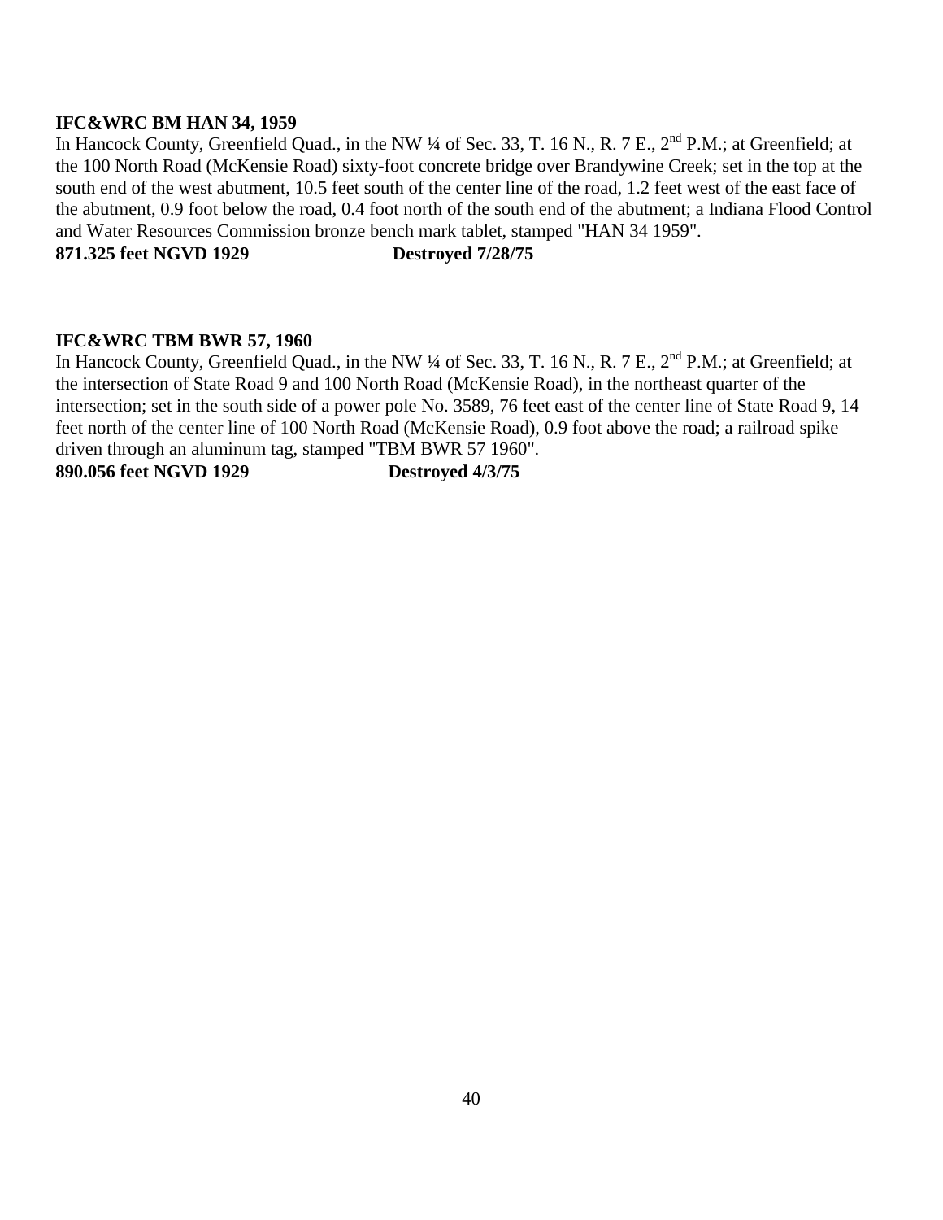**IFC&WRC BM HAN 34, 1959**

In Hancock County, Greenfield Quad., in the NW ¼ of Sec. 33, T. 16 N., R. 7 E., 2nd P.M.; at Greenfield; at the 100 North Road (McKensie Road) sixty-foot concrete bridge over Brandywine Creek; set in the top at the south end of the west abutment, 10.5 feet south of the center line of the road, 1.2 feet west of the east face of the abutment, 0.9 foot below the road, 0.4 foot north of the south end of the abutment; a Indiana Flood Control and Water Resources Commission bronze bench mark tablet, stamped "HAN 34 1959".

**871.325 feet NGVD 1929 Destroyed 7/28/75**

**IFC&WRC TBM BWR 57, 1960**

In Hancock County, Greenfield Quad., in the NW ¼ of Sec. 33, T. 16 N., R. 7 E., 2nd P.M.; at Greenfield; at the intersection of State Road 9 and 100 North Road (McKensie Road), in the northeast quarter of the intersection; set in the south side of a power pole No. 3589, 76 feet east of the center line of State Road 9, 14 feet north of the center line of 100 North Road (McKensie Road), 0.9 foot above the road; a railroad spike driven through an aluminum tag, stamped "TBM BWR 57 1960".

**890.056 feet NGVD 1929 Destroyed 4/3/75**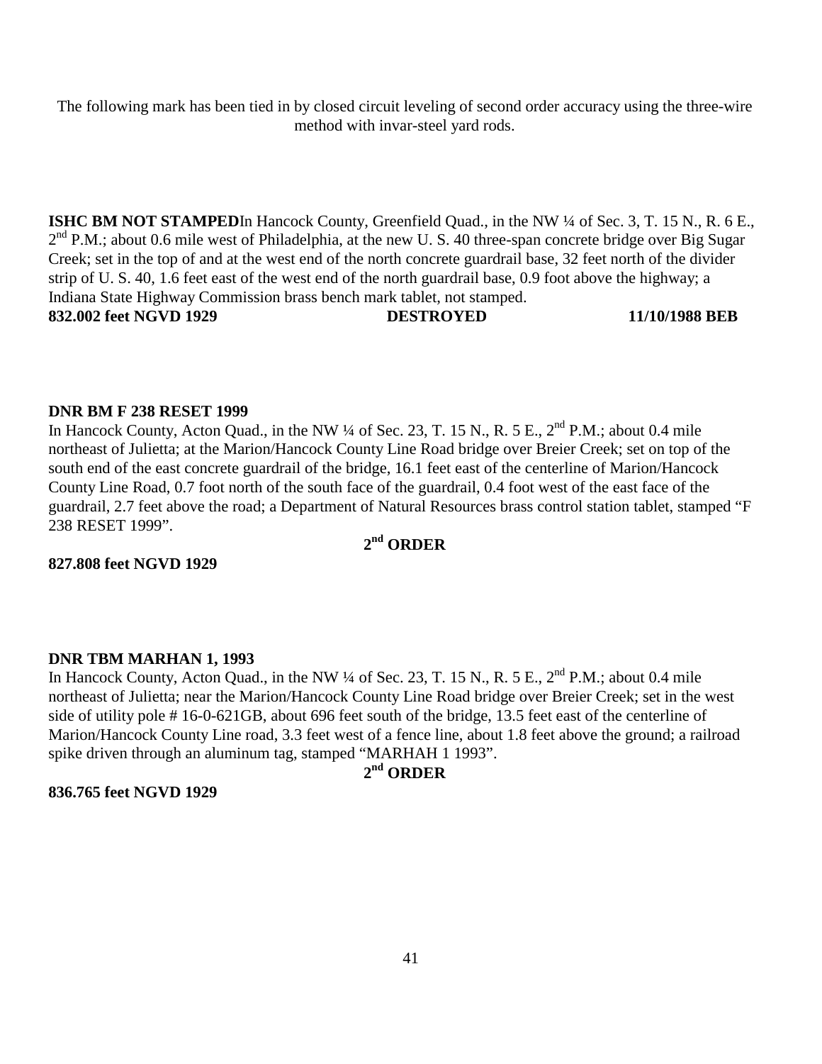The following mark has been tied in by closed circuit leveling of second order accuracy using the three-wire method with invar-steel yard rods.

**ISHC BM NOT STAMPED**In Hancock County, Greenfield Quad., in the NW ¼ of Sec. 3, T. 15 N., R. 6 E., 2nd P.M.; about 0.6 mile west of Philadelphia, at the new U. S. 40 three-span concrete bridge over Big Sugar Creek; set in the top of and at the west end of the north concrete guardrail base, 32 feet north of the divider strip of U. S. 40, 1.6 feet east of the west end of the north guardrail base, 0.9 foot above the highway; a Indiana State Highway Commission brass bench mark tablet, not stamped.

**832.002 feet NGVD 1929** **DESTROYED** **11/10/1988 BEB**

**DNR BM F 238 RESET 1999**

In Hancock County, Acton Quad., in the NW ¼ of Sec. 23, T. 15 N., R. 5 E., 2nd P.M.; about 0.4 mile northeast of Julietta; at the Marion/Hancock County Line Road bridge over Breier Creek; set on top of the south end of the east concrete guardrail of the bridge, 16.1 feet east of the centerline of Marion/Hancock County Line Road, 0.7 foot north of the south face of the guardrail, 0.4 foot west of the east face of the guardrail, 2.7 feet above the road; a Department of Natural Resources brass control station tablet, stamped "F 238 RESET 1999".

**2nd ORDER**

**827.808 feet NGVD 1929**

**DNR TBM MARHAN 1, 1993**

In Hancock County, Acton Quad., in the NW ¼ of Sec. 23, T. 15 N., R. 5 E., 2nd P.M.; about 0.4 mile northeast of Julietta; near the Marion/Hancock County Line Road bridge over Breier Creek; set in the west side of utility pole # 16-0-621GB, about 696 feet south of the bridge, 13.5 feet east of the centerline of Marion/Hancock County Line road, 3.3 feet west of a fence line, about 1.8 feet above the ground; a railroad spike driven through an aluminum tag, stamped "MARHAH 1 1993".

**2nd ORDER**

**836.765 feet NGVD 1929**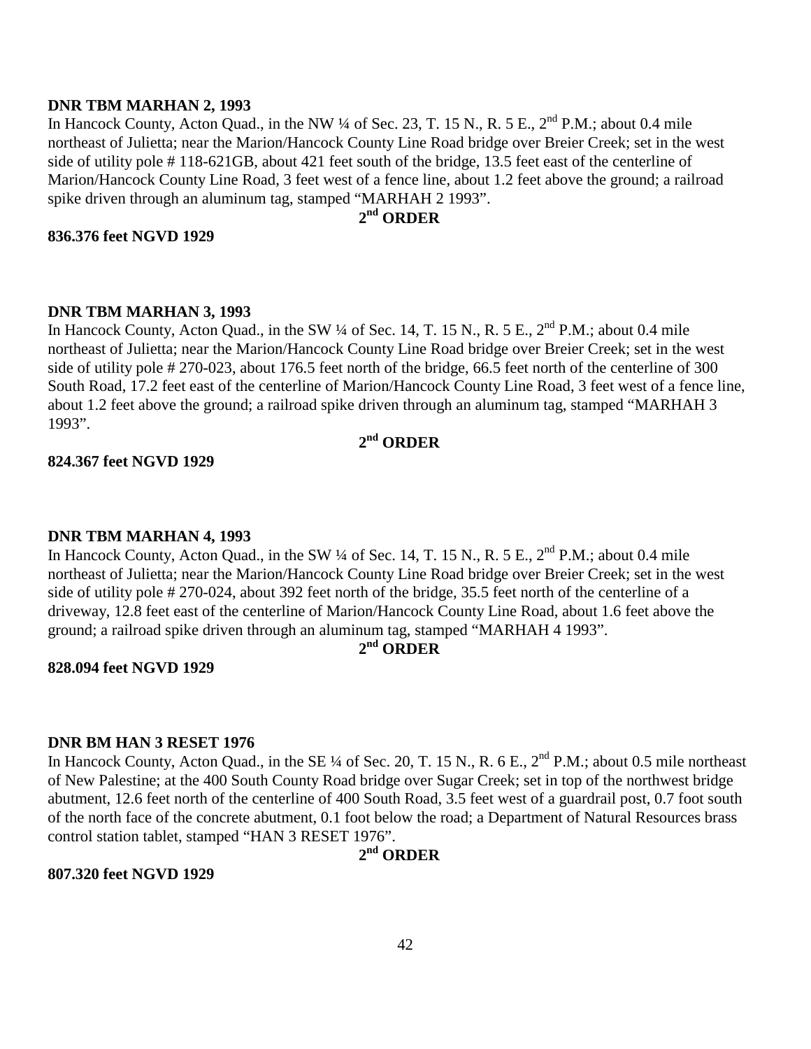**DNR TBM MARHAN 2, 1993**

In Hancock County, Acton Quad., in the NW ¼ of Sec. 23, T. 15 N., R. 5 E., 2nd P.M.; about 0.4 mile northeast of Julietta; near the Marion/Hancock County Line Road bridge over Breier Creek; set in the west side of utility pole # 118-621GB, about 421 feet south of the bridge, 13.5 feet east of the centerline of Marion/Hancock County Line Road, 3 feet west of a fence line, about 1.2 feet above the ground; a railroad spike driven through an aluminum tag, stamped "MARHAH 2 1993".

**2nd ORDER**

**836.376 feet NGVD 1929**

**DNR TBM MARHAN 3, 1993**

In Hancock County, Acton Quad., in the SW ¼ of Sec. 14, T. 15 N., R. 5 E., 2nd P.M.; about 0.4 mile northeast of Julietta; near the Marion/Hancock County Line Road bridge over Breier Creek; set in the west side of utility pole # 270-023, about 176.5 feet north of the bridge, 66.5 feet north of the centerline of 300 South Road, 17.2 feet east of the centerline of Marion/Hancock County Line Road, 3 feet west of a fence line, about 1.2 feet above the ground; a railroad spike driven through an aluminum tag, stamped "MARHAH 3 1993".

**2nd ORDER**

**824.367 feet NGVD 1929**

**DNR TBM MARHAN 4, 1993**

In Hancock County, Acton Quad., in the SW ¼ of Sec. 14, T. 15 N., R. 5 E., 2nd P.M.; about 0.4 mile northeast of Julietta; near the Marion/Hancock County Line Road bridge over Breier Creek; set in the west side of utility pole # 270-024, about 392 feet north of the bridge, 35.5 feet north of the centerline of a driveway, 12.8 feet east of the centerline of Marion/Hancock County Line Road, about 1.6 feet above the ground; a railroad spike driven through an aluminum tag, stamped "MARHAH 4 1993".

**2nd ORDER**

**828.094 feet NGVD 1929**

**DNR BM HAN 3 RESET 1976**

In Hancock County, Acton Quad., in the SE ¼ of Sec. 20, T. 15 N., R. 6 E., 2nd P.M.; about 0.5 mile northeast of New Palestine; at the 400 South County Road bridge over Sugar Creek; set in top of the northwest bridge abutment, 12.6 feet north of the centerline of 400 South Road, 3.5 feet west of a guardrail post, 0.7 foot south of the north face of the concrete abutment, 0.1 foot below the road; a Department of Natural Resources brass control station tablet, stamped "HAN 3 RESET 1976".

**2nd ORDER**

**807.320 feet NGVD 1929**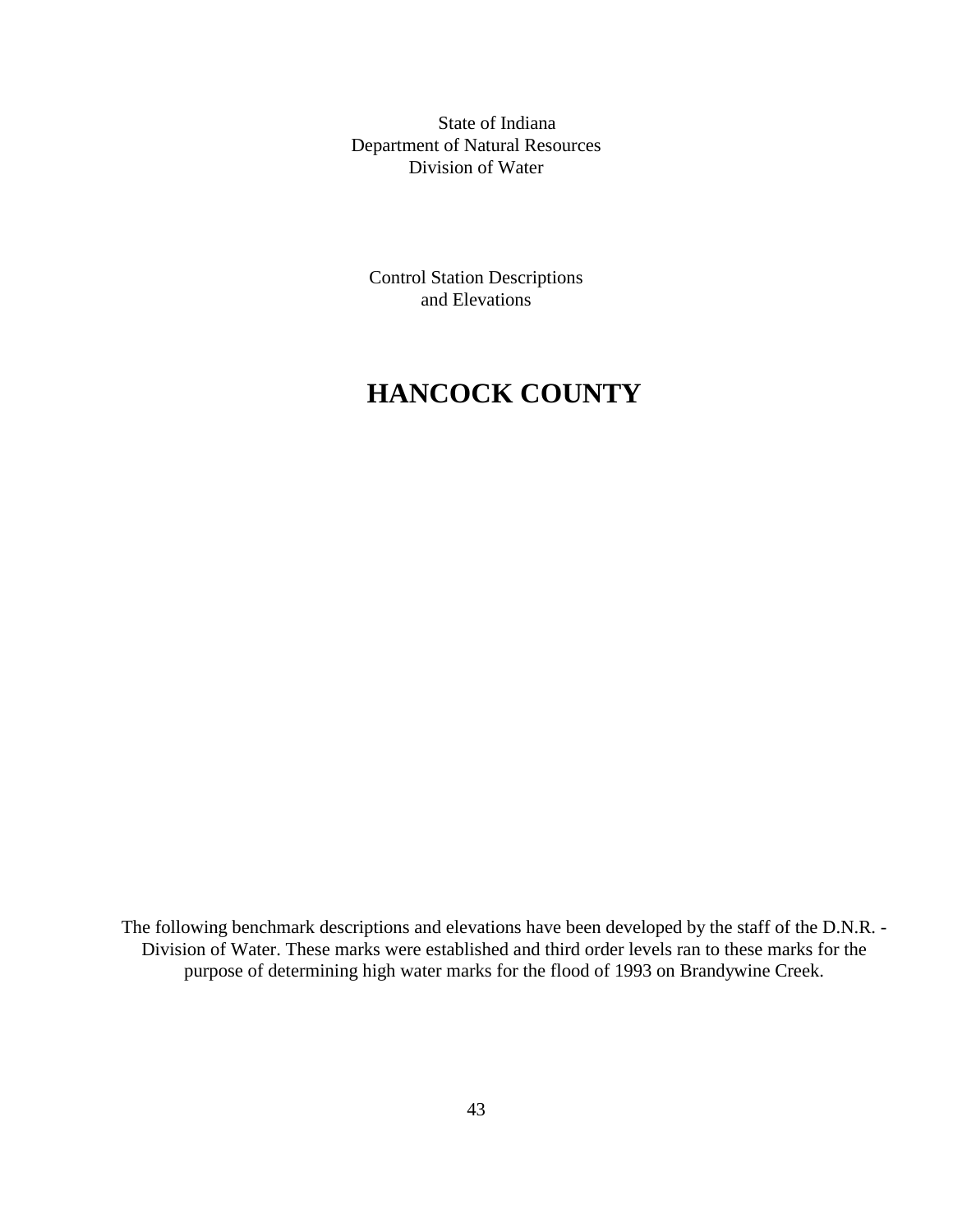State of Indiana
Department of Natural Resources
Division of Water

Control Station Descriptions
and Elevations

# HANCOCK COUNTY

The following benchmark descriptions and elevations have been developed by the staff of the D.N.R. - Division of Water. These marks were established and third order levels ran to these marks for the purpose of determining high water marks for the flood of 1993 on Brandywine Creek.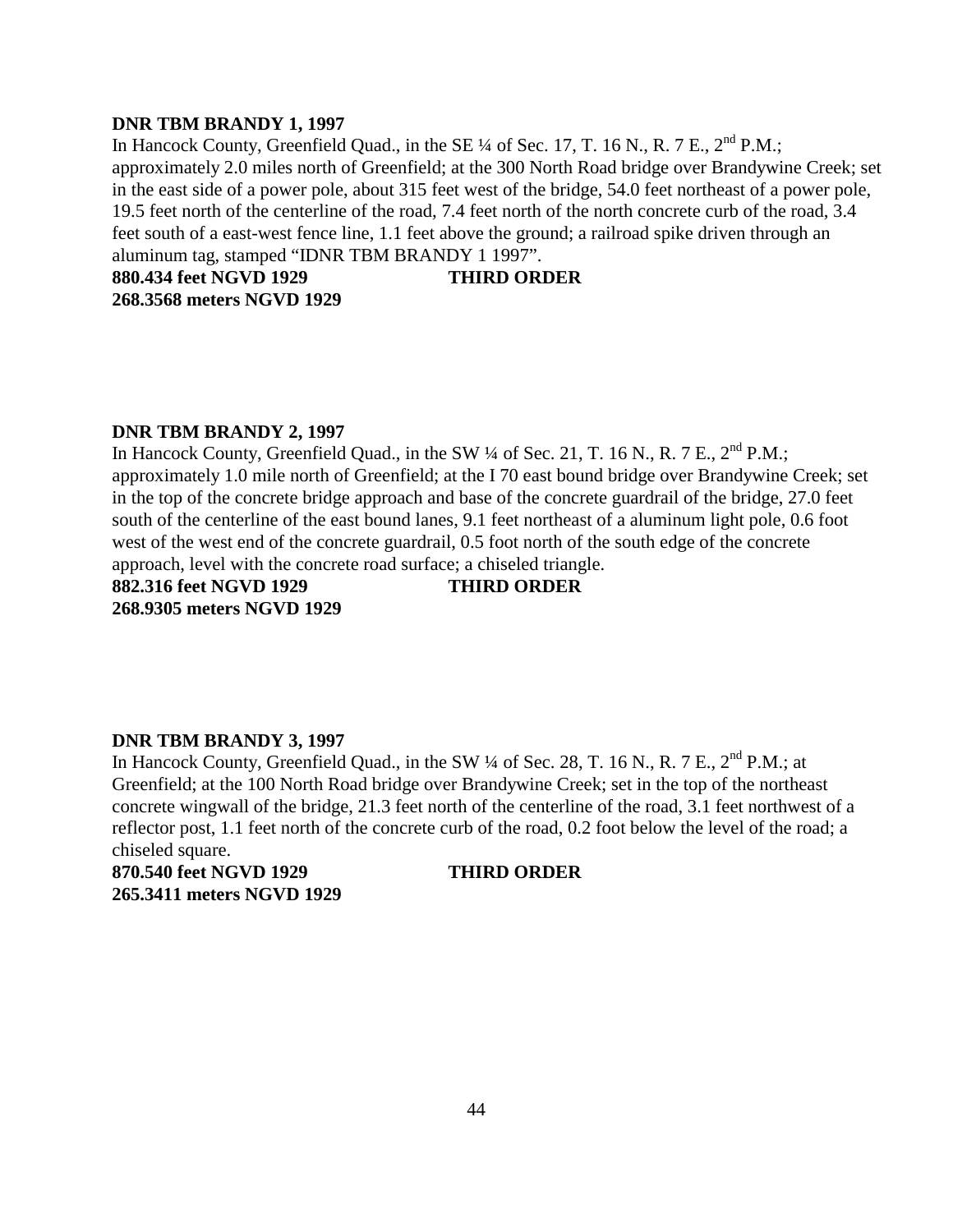**DNR TBM BRANDY 1, 1997**

In Hancock County, Greenfield Quad., in the SE ¼ of Sec. 17, T. 16 N., R. 7 E., 2nd P.M.; approximately 2.0 miles north of Greenfield; at the 300 North Road bridge over Brandywine Creek; set in the east side of a power pole, about 315 feet west of the bridge, 54.0 feet northeast of a power pole, 19.5 feet north of the centerline of the road, 7.4 feet north of the north concrete curb of the road, 3.4 feet south of a east-west fence line, 1.1 feet above the ground; a railroad spike driven through an aluminum tag, stamped "IDNR TBM BRANDY 1 1997".

**880.434 feet NGVD 1929 THIRD ORDER**
**268.3568 meters NGVD 1929**

**DNR TBM BRANDY 2, 1997**

In Hancock County, Greenfield Quad., in the SW ¼ of Sec. 21, T. 16 N., R. 7 E., 2nd P.M.; approximately 1.0 mile north of Greenfield; at the I 70 east bound bridge over Brandywine Creek; set in the top of the concrete bridge approach and base of the concrete guardrail of the bridge, 27.0 feet south of the centerline of the east bound lanes, 9.1 feet northeast of a aluminum light pole, 0.6 foot west of the west end of the concrete guardrail, 0.5 foot north of the south edge of the concrete approach, level with the concrete road surface; a chiseled triangle.

**882.316 feet NGVD 1929 THIRD ORDER**
**268.9305 meters NGVD 1929**

**DNR TBM BRANDY 3, 1997**

In Hancock County, Greenfield Quad., in the SW ¼ of Sec. 28, T. 16 N., R. 7 E., 2nd P.M.; at Greenfield; at the 100 North Road bridge over Brandywine Creek; set in the top of the northeast concrete wingwall of the bridge, 21.3 feet north of the centerline of the road, 3.1 feet northwest of a reflector post, 1.1 feet north of the concrete curb of the road, 0.2 foot below the level of the road; a chiseled square.

**870.540 feet NGVD 1929 THIRD ORDER**
**265.3411 meters NGVD 1929**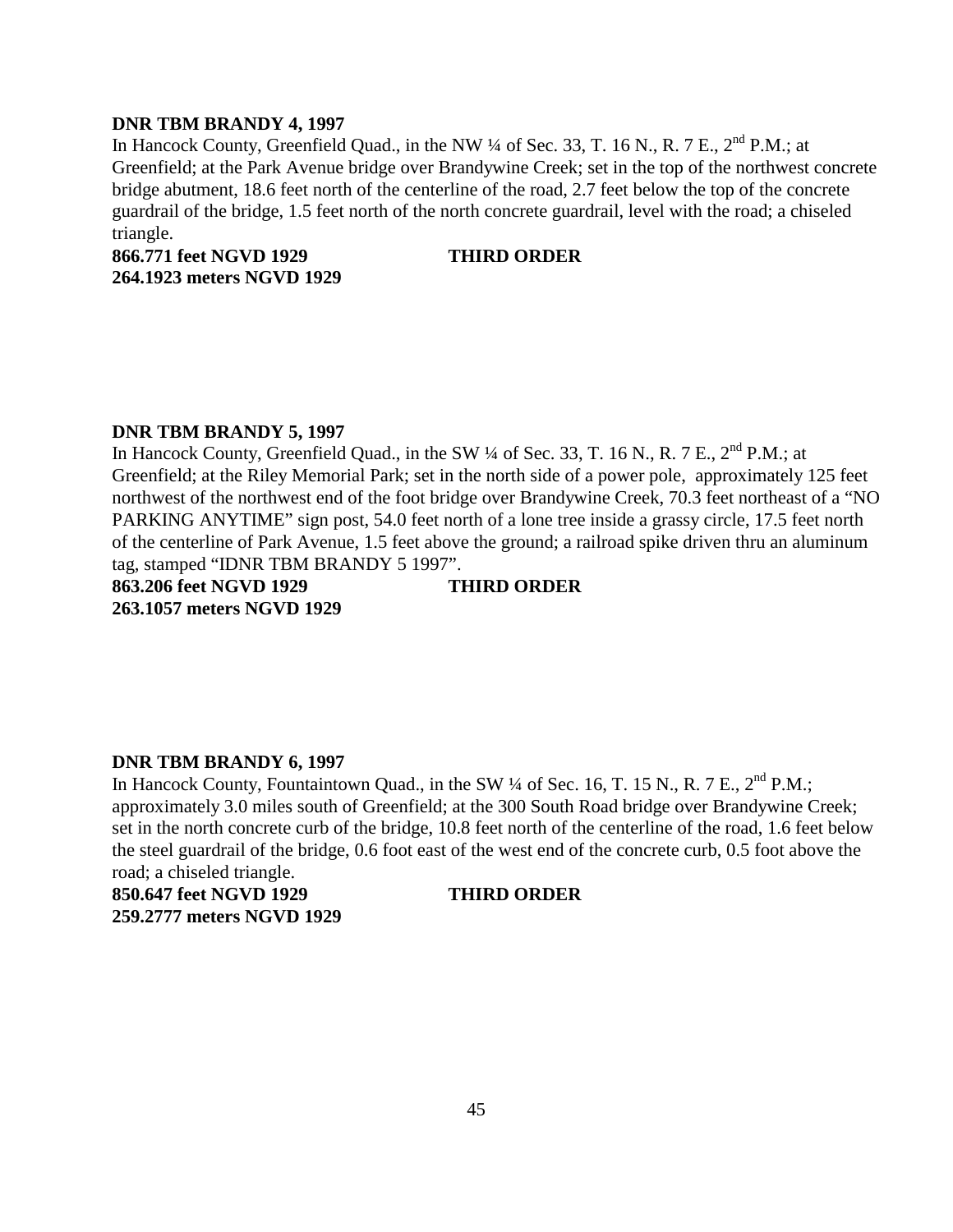**DNR TBM BRANDY 4, 1997**

In Hancock County, Greenfield Quad., in the NW ¼ of Sec. 33, T. 16 N., R. 7 E., 2nd P.M.; at Greenfield; at the Park Avenue bridge over Brandywine Creek; set in the top of the northwest concrete bridge abutment, 18.6 feet north of the centerline of the road, 2.7 feet below the top of the concrete guardrail of the bridge, 1.5 feet north of the north concrete guardrail, level with the road; a chiseled triangle.

**866.771 feet NGVD 1929 THIRD ORDER**
**264.1923 meters NGVD 1929**

**DNR TBM BRANDY 5, 1997**

In Hancock County, Greenfield Quad., in the SW ¼ of Sec. 33, T. 16 N., R. 7 E., 2nd P.M.; at Greenfield; at the Riley Memorial Park; set in the north side of a power pole, approximately 125 feet northwest of the northwest end of the foot bridge over Brandywine Creek, 70.3 feet northeast of a "NO PARKING ANYTIME" sign post, 54.0 feet north of a lone tree inside a grassy circle, 17.5 feet north of the centerline of Park Avenue, 1.5 feet above the ground; a railroad spike driven thru an aluminum tag, stamped "IDNR TBM BRANDY 5 1997".

**863.206 feet NGVD 1929 THIRD ORDER**
**263.1057 meters NGVD 1929**

**DNR TBM BRANDY 6, 1997**

In Hancock County, Fountaintown Quad., in the SW ¼ of Sec. 16, T. 15 N., R. 7 E., 2nd P.M.; approximately 3.0 miles south of Greenfield; at the 300 South Road bridge over Brandywine Creek; set in the north concrete curb of the bridge, 10.8 feet north of the centerline of the road, 1.6 feet below the steel guardrail of the bridge, 0.6 foot east of the west end of the concrete curb, 0.5 foot above the road; a chiseled triangle.

**850.647 feet NGVD 1929 THIRD ORDER**
**259.2777 meters NGVD 1929**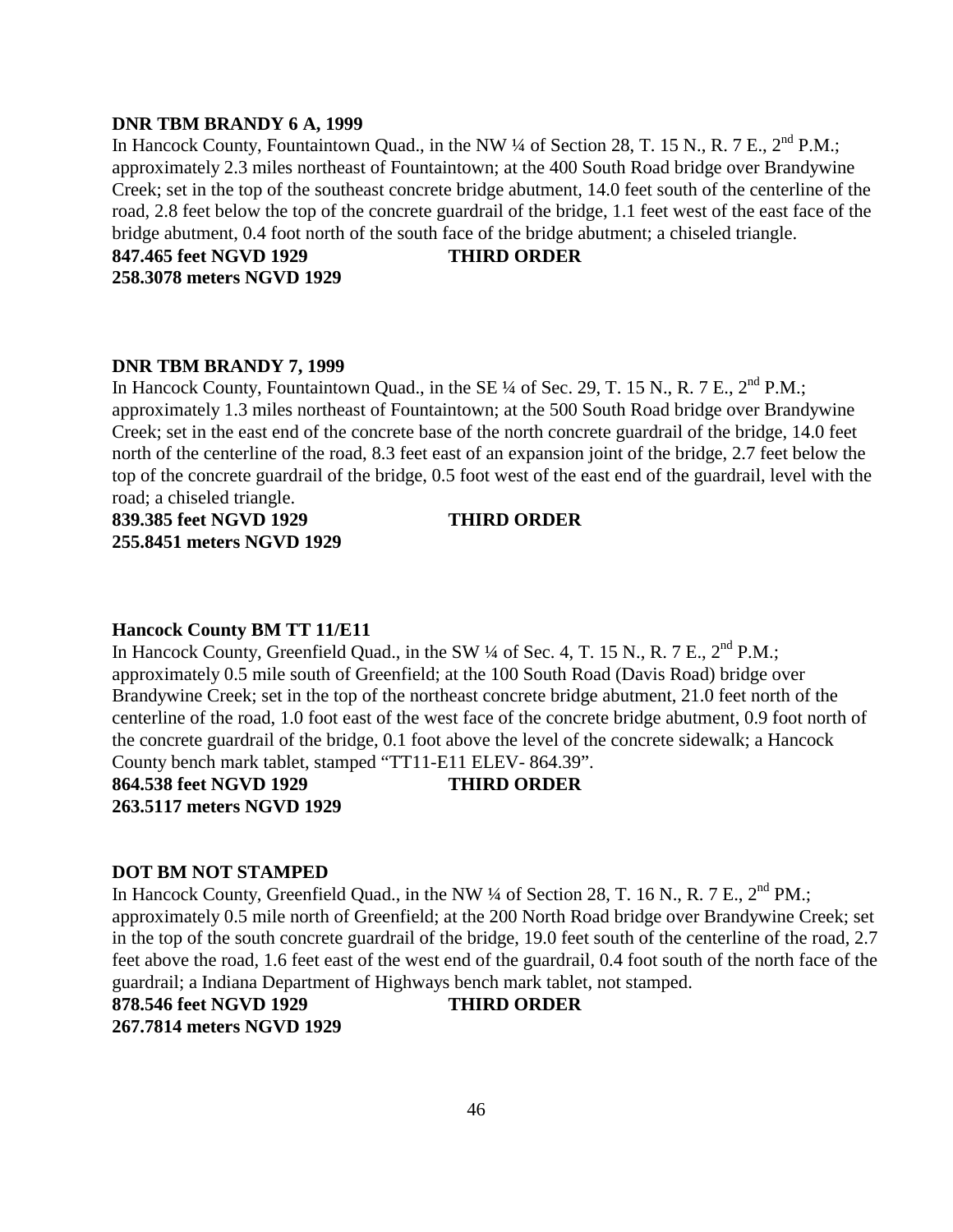**DNR TBM BRANDY 6 A, 1999**

In Hancock County, Fountaintown Quad., in the NW ¼ of Section 28, T. 15 N., R. 7 E., 2nd P.M.; approximately 2.3 miles northeast of Fountaintown; at the 400 South Road bridge over Brandywine Creek; set in the top of the southeast concrete bridge abutment, 14.0 feet south of the centerline of the road, 2.8 feet below the top of the concrete guardrail of the bridge, 1.1 feet west of the east face of the bridge abutment, 0.4 foot north of the south face of the bridge abutment; a chiseled triangle.

**847.465 feet NGVD 1929 THIRD ORDER**
**258.3078 meters NGVD 1929**

**DNR TBM BRANDY 7, 1999**

In Hancock County, Fountaintown Quad., in the SE ¼ of Sec. 29, T. 15 N., R. 7 E., 2nd P.M.; approximately 1.3 miles northeast of Fountaintown; at the 500 South Road bridge over Brandywine Creek; set in the east end of the concrete base of the north concrete guardrail of the bridge, 14.0 feet north of the centerline of the road, 8.3 feet east of an expansion joint of the bridge, 2.7 feet below the top of the concrete guardrail of the bridge, 0.5 foot west of the east end of the guardrail, level with the road; a chiseled triangle.

**839.385 feet NGVD 1929 THIRD ORDER**
**255.8451 meters NGVD 1929**

**Hancock County BM TT 11/E11**

In Hancock County, Greenfield Quad., in the SW ¼ of Sec. 4, T. 15 N., R. 7 E., 2nd P.M.; approximately 0.5 mile south of Greenfield; at the 100 South Road (Davis Road) bridge over Brandywine Creek; set in the top of the northeast concrete bridge abutment, 21.0 feet north of the centerline of the road, 1.0 foot east of the west face of the concrete bridge abutment, 0.9 foot north of the concrete guardrail of the bridge, 0.1 foot above the level of the concrete sidewalk; a Hancock County bench mark tablet, stamped "TT11-E11 ELEV- 864.39".

**864.538 feet NGVD 1929 THIRD ORDER**
**263.5117 meters NGVD 1929**

**DOT BM NOT STAMPED**

In Hancock County, Greenfield Quad., in the NW ¼ of Section 28, T. 16 N., R. 7 E., 2nd PM.; approximately 0.5 mile north of Greenfield; at the 200 North Road bridge over Brandywine Creek; set in the top of the south concrete guardrail of the bridge, 19.0 feet south of the centerline of the road, 2.7 feet above the road, 1.6 feet east of the west end of the guardrail, 0.4 foot south of the north face of the guardrail; a Indiana Department of Highways bench mark tablet, not stamped.

**878.546 feet NGVD 1929 THIRD ORDER**
**267.7814 meters NGVD 1929**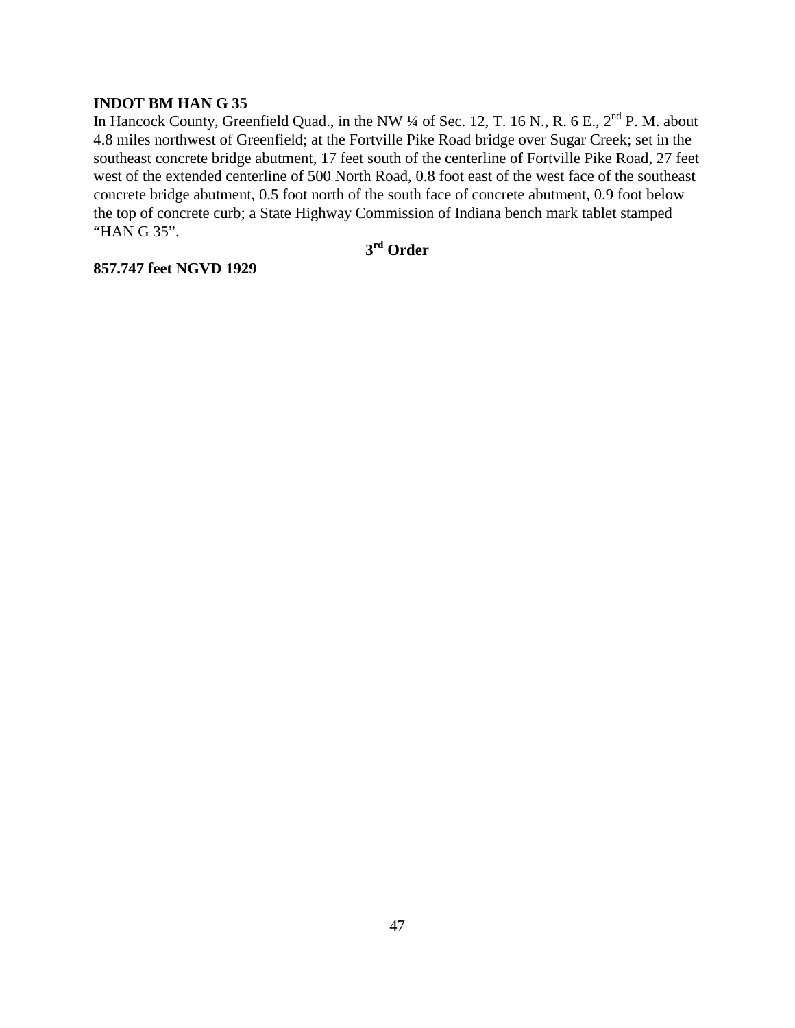**INDOT BM HAN G 35**

In Hancock County, Greenfield Quad., in the NW ¼ of Sec. 12, T. 16 N., R. 6 E., 2nd P. M. about 4.8 miles northwest of Greenfield; at the Fortville Pike Road bridge over Sugar Creek; set in the southeast concrete bridge abutment, 17 feet south of the centerline of Fortville Pike Road, 27 feet west of the extended centerline of 500 North Road, 0.8 foot east of the west face of the southeast concrete bridge abutment, 0.5 foot north of the south face of concrete abutment, 0.9 foot below the top of concrete curb; a State Highway Commission of Indiana bench mark tablet stamped "HAN G 35".

**3rd Order**

**857.747 feet NGVD 1929**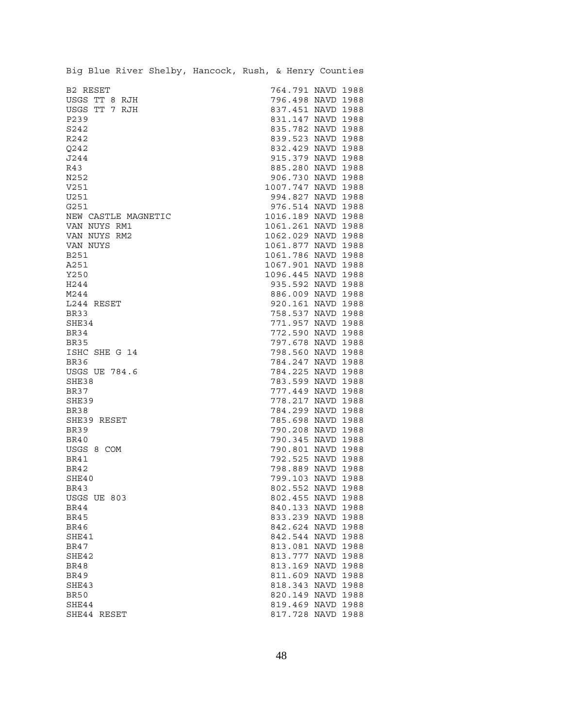Big Blue River Shelby, Hancock, Rush, & Henry Counties

| | |
|---|---|
| B2 RESET | 764.791 NAVD 1988 |
| USGS TT 8 RJH | 796.498 NAVD 1988 |
| USGS TT 7 RJH | 837.451 NAVD 1988 |
| P239 | 831.147 NAVD 1988 |
| S242 | 835.782 NAVD 1988 |
| R242 | 839.523 NAVD 1988 |
| Q242 | 832.429 NAVD 1988 |
| J244 | 915.379 NAVD 1988 |
| R43 | 885.280 NAVD 1988 |
| N252 | 906.730 NAVD 1988 |
| V251 | 1007.747 NAVD 1988 |
| U251 | 994.827 NAVD 1988 |
| G251 | 976.514 NAVD 1988 |
| NEW CASTLE MAGNETIC | 1016.189 NAVD 1988 |
| VAN NUYS RM1 | 1061.261 NAVD 1988 |
| VAN NUYS RM2 | 1062.029 NAVD 1988 |
| VAN NUYS | 1061.877 NAVD 1988 |
| B251 | 1061.786 NAVD 1988 |
| A251 | 1067.901 NAVD 1988 |
| Y250 | 1096.445 NAVD 1988 |
| H244 | 935.592 NAVD 1988 |
| M244 | 886.009 NAVD 1988 |
| L244 RESET | 920.161 NAVD 1988 |
| BR33 | 758.537 NAVD 1988 |
| SHE34 | 771.957 NAVD 1988 |
| BR34 | 772.590 NAVD 1988 |
| BR35 | 797.678 NAVD 1988 |
| ISHC SHE G 14 | 798.560 NAVD 1988 |
| BR36 | 784.247 NAVD 1988 |
| USGS UE 784.6 | 784.225 NAVD 1988 |
| SHE38 | 783.599 NAVD 1988 |
| BR37 | 777.449 NAVD 1988 |
| SHE39 | 778.217 NAVD 1988 |
| BR38 | 784.299 NAVD 1988 |
| SHE39 RESET | 785.698 NAVD 1988 |
| BR39 | 790.208 NAVD 1988 |
| BR40 | 790.345 NAVD 1988 |
| USGS 8 COM | 790.801 NAVD 1988 |
| BR41 | 792.525 NAVD 1988 |
| BR42 | 798.889 NAVD 1988 |
| SHE40 | 799.103 NAVD 1988 |
| BR43 | 802.552 NAVD 1988 |
| USGS UE 803 | 802.455 NAVD 1988 |
| BR44 | 840.133 NAVD 1988 |
| BR45 | 833.239 NAVD 1988 |
| BR46 | 842.624 NAVD 1988 |
| SHE41 | 842.544 NAVD 1988 |
| BR47 | 813.081 NAVD 1988 |
| SHE42 | 813.777 NAVD 1988 |
| BR48 | 813.169 NAVD 1988 |
| BR49 | 811.609 NAVD 1988 |
| SHE43 | 818.343 NAVD 1988 |
| BR50 | 820.149 NAVD 1988 |
| SHE44 | 819.469 NAVD 1988 |
| SHE44 RESET | 817.728 NAVD 1988 |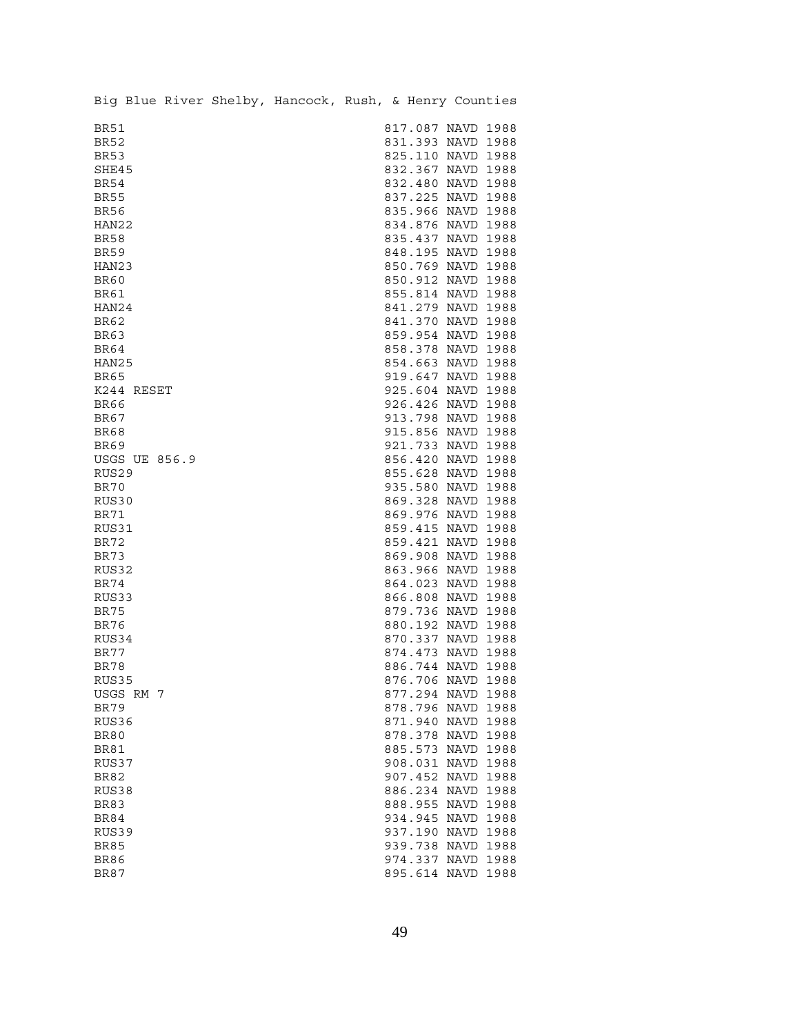Big Blue River Shelby, Hancock, Rush, & Henry Counties

```
BR51                                817.087 NAVD 1988
BR52                                831.393 NAVD 1988
BR53                                825.110 NAVD 1988
SHE45                               832.367 NAVD 1988
BR54                                832.480 NAVD 1988
BR55                                837.225 NAVD 1988
BR56                                835.966 NAVD 1988
HAN22                               834.876 NAVD 1988
BR58                                835.437 NAVD 1988
BR59                                848.195 NAVD 1988
HAN23                               850.769 NAVD 1988
BR60                                850.912 NAVD 1988
BR61                                855.814 NAVD 1988
HAN24                               841.279 NAVD 1988
BR62                                841.370 NAVD 1988
BR63                                859.954 NAVD 1988
BR64                                858.378 NAVD 1988
HAN25                               854.663 NAVD 1988
BR65                                919.647 NAVD 1988
K244 RESET                          925.604 NAVD 1988
BR66                                926.426 NAVD 1988
BR67                                913.798 NAVD 1988
BR68                                915.856 NAVD 1988
BR69                                921.733 NAVD 1988
USGS UE 856.9                       856.420 NAVD 1988
RUS29                               855.628 NAVD 1988
BR70                                935.580 NAVD 1988
RUS30                               869.328 NAVD 1988
BR71                                869.976 NAVD 1988
RUS31                               859.415 NAVD 1988
BR72                                859.421 NAVD 1988
BR73                                869.908 NAVD 1988
RUS32                               863.966 NAVD 1988
BR74                                864.023 NAVD 1988
RUS33                               866.808 NAVD 1988
BR75                                879.736 NAVD 1988
BR76                                880.192 NAVD 1988
RUS34                               870.337 NAVD 1988
BR77                                874.473 NAVD 1988
BR78                                886.744 NAVD 1988
RUS35                               876.706 NAVD 1988
USGS RM 7                           877.294 NAVD 1988
BR79                                878.796 NAVD 1988
RUS36                               871.940 NAVD 1988
BR80                                878.378 NAVD 1988
BR81                                885.573 NAVD 1988
RUS37                               908.031 NAVD 1988
BR82                                907.452 NAVD 1988
RUS38                               886.234 NAVD 1988
BR83                                888.955 NAVD 1988
BR84                                934.945 NAVD 1988
RUS39                               937.190 NAVD 1988
BR85                                939.738 NAVD 1988
BR86                                974.337 NAVD 1988
BR87                                895.614 NAVD 1988
```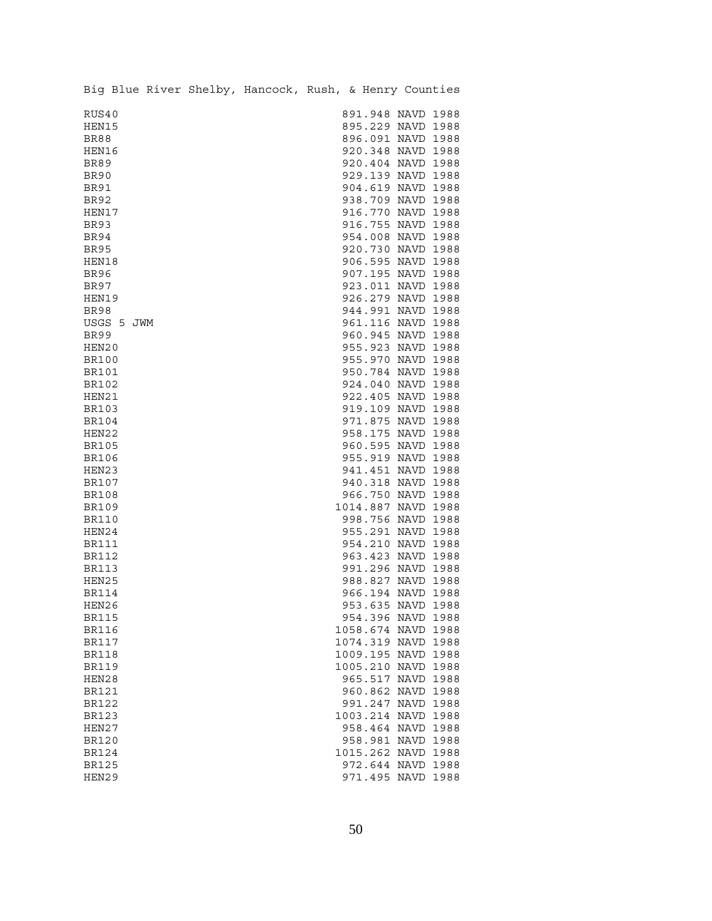Big Blue River Shelby, Hancock, Rush, & Henry Counties

| | |
|---|---|
| RUS40 | 891.948 NAVD 1988 |
| HEN15 | 895.229 NAVD 1988 |
| BR88 | 896.091 NAVD 1988 |
| HEN16 | 920.348 NAVD 1988 |
| BR89 | 920.404 NAVD 1988 |
| BR90 | 929.139 NAVD 1988 |
| BR91 | 904.619 NAVD 1988 |
| BR92 | 938.709 NAVD 1988 |
| HEN17 | 916.770 NAVD 1988 |
| BR93 | 916.755 NAVD 1988 |
| BR94 | 954.008 NAVD 1988 |
| BR95 | 920.730 NAVD 1988 |
| HEN18 | 906.595 NAVD 1988 |
| BR96 | 907.195 NAVD 1988 |
| BR97 | 923.011 NAVD 1988 |
| HEN19 | 926.279 NAVD 1988 |
| BR98 | 944.991 NAVD 1988 |
| USGS 5 JWM | 961.116 NAVD 1988 |
| BR99 | 960.945 NAVD 1988 |
| HEN20 | 955.923 NAVD 1988 |
| BR100 | 955.970 NAVD 1988 |
| BR101 | 950.784 NAVD 1988 |
| BR102 | 924.040 NAVD 1988 |
| HEN21 | 922.405 NAVD 1988 |
| BR103 | 919.109 NAVD 1988 |
| BR104 | 971.875 NAVD 1988 |
| HEN22 | 958.175 NAVD 1988 |
| BR105 | 960.595 NAVD 1988 |
| BR106 | 955.919 NAVD 1988 |
| HEN23 | 941.451 NAVD 1988 |
| BR107 | 940.318 NAVD 1988 |
| BR108 | 966.750 NAVD 1988 |
| BR109 | 1014.887 NAVD 1988 |
| BR110 | 998.756 NAVD 1988 |
| HEN24 | 955.291 NAVD 1988 |
| BR111 | 954.210 NAVD 1988 |
| BR112 | 963.423 NAVD 1988 |
| BR113 | 991.296 NAVD 1988 |
| HEN25 | 988.827 NAVD 1988 |
| BR114 | 966.194 NAVD 1988 |
| HEN26 | 953.635 NAVD 1988 |
| BR115 | 954.396 NAVD 1988 |
| BR116 | 1058.674 NAVD 1988 |
| BR117 | 1074.319 NAVD 1988 |
| BR118 | 1009.195 NAVD 1988 |
| BR119 | 1005.210 NAVD 1988 |
| HEN28 | 965.517 NAVD 1988 |
| BR121 | 960.862 NAVD 1988 |
| BR122 | 991.247 NAVD 1988 |
| BR123 | 1003.214 NAVD 1988 |
| HEN27 | 958.464 NAVD 1988 |
| BR120 | 958.981 NAVD 1988 |
| BR124 | 1015.262 NAVD 1988 |
| BR125 | 972.644 NAVD 1988 |
| HEN29 | 971.495 NAVD 1988 |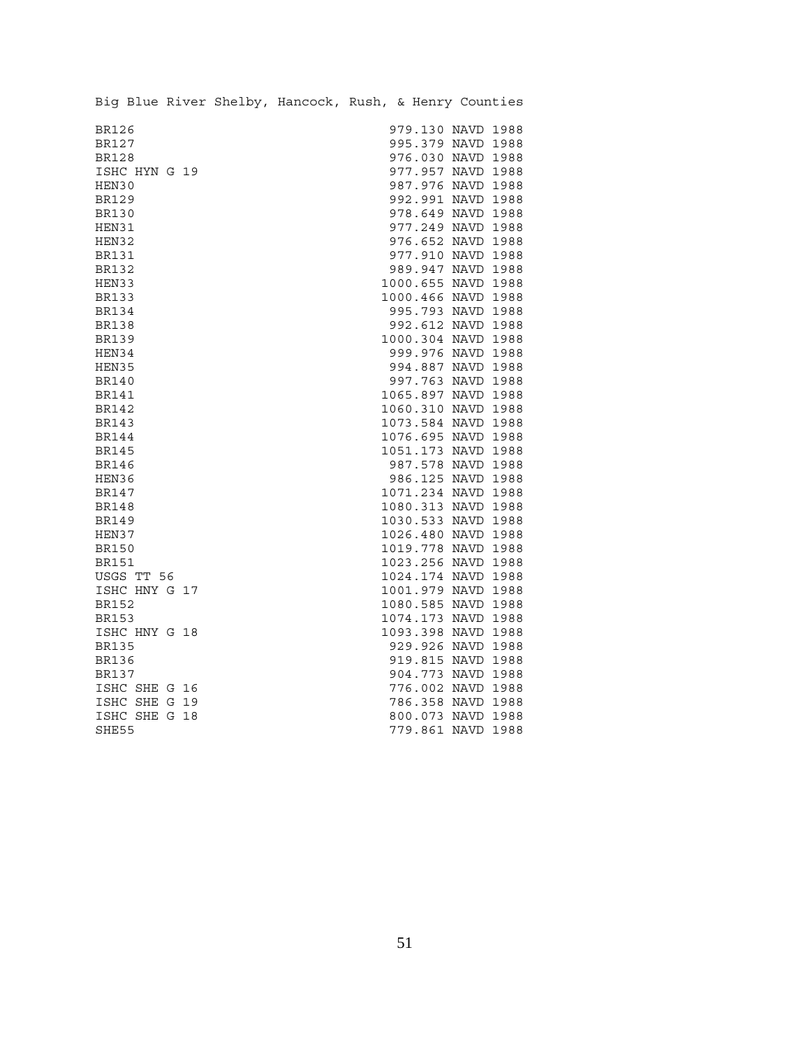Big Blue River Shelby, Hancock, Rush, & Henry Counties

```
BR126                                    979.130 NAVD 1988
BR127                                    995.379 NAVD 1988
BR128                                    976.030 NAVD 1988
ISHC HYN G 19                            977.957 NAVD 1988
HEN30                                    987.976 NAVD 1988
BR129                                    992.991 NAVD 1988
BR130                                    978.649 NAVD 1988
HEN31                                    977.249 NAVD 1988
HEN32                                    976.652 NAVD 1988
BR131                                    977.910 NAVD 1988
BR132                                    989.947 NAVD 1988
HEN33                                   1000.655 NAVD 1988
BR133                                   1000.466 NAVD 1988
BR134                                    995.793 NAVD 1988
BR138                                    992.612 NAVD 1988
BR139                                   1000.304 NAVD 1988
HEN34                                    999.976 NAVD 1988
HEN35                                    994.887 NAVD 1988
BR140                                    997.763 NAVD 1988
BR141                                   1065.897 NAVD 1988
BR142                                   1060.310 NAVD 1988
BR143                                   1073.584 NAVD 1988
BR144                                   1076.695 NAVD 1988
BR145                                   1051.173 NAVD 1988
BR146                                    987.578 NAVD 1988
HEN36                                    986.125 NAVD 1988
BR147                                   1071.234 NAVD 1988
BR148                                   1080.313 NAVD 1988
BR149                                   1030.533 NAVD 1988
HEN37                                   1026.480 NAVD 1988
BR150                                   1019.778 NAVD 1988
BR151                                   1023.256 NAVD 1988
USGS TT 56                              1024.174 NAVD 1988
ISHC HNY G 17                           1001.979 NAVD 1988
BR152                                   1080.585 NAVD 1988
BR153                                   1074.173 NAVD 1988
ISHC HNY G 18                           1093.398 NAVD 1988
BR135                                    929.926 NAVD 1988
BR136                                    919.815 NAVD 1988
BR137                                    904.773 NAVD 1988
ISHC SHE G 16                            776.002 NAVD 1988
ISHC SHE G 19                            786.358 NAVD 1988
ISHC SHE G 18                            800.073 NAVD 1988
SHE55                                    779.861 NAVD 1988
```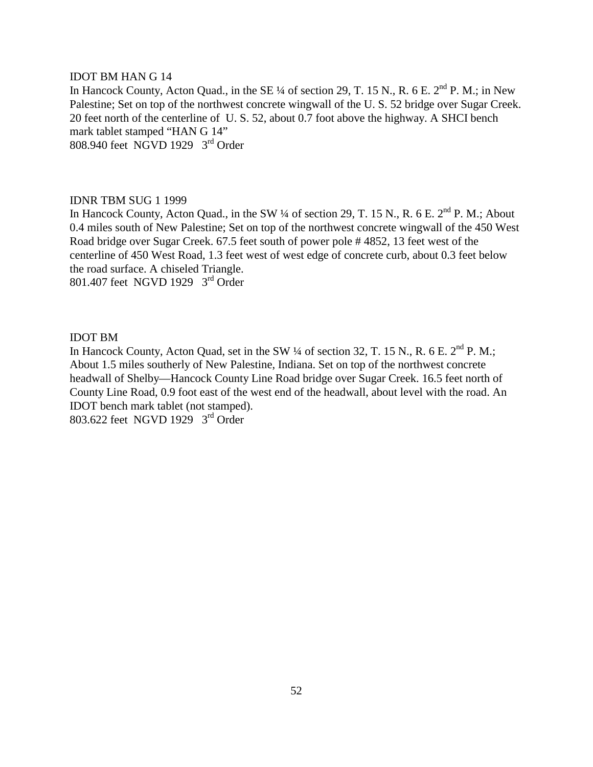IDOT BM HAN G 14

In Hancock County, Acton Quad., in the SE ¼ of section 29, T. 15 N., R. 6 E. 2nd P. M.; in New Palestine; Set on top of the northwest concrete wingwall of the U. S. 52 bridge over Sugar Creek. 20 feet north of the centerline of U. S. 52, about 0.7 foot above the highway. A SHCI bench mark tablet stamped "HAN G 14"

808.940 feet NGVD 1929 3rd Order

IDNR TBM SUG 1 1999

In Hancock County, Acton Quad., in the SW ¼ of section 29, T. 15 N., R. 6 E. 2nd P. M.; About 0.4 miles south of New Palestine; Set on top of the northwest concrete wingwall of the 450 West Road bridge over Sugar Creek. 67.5 feet south of power pole # 4852, 13 feet west of the centerline of 450 West Road, 1.3 feet west of west edge of concrete curb, about 0.3 feet below the road surface. A chiseled Triangle.

801.407 feet NGVD 1929 3rd Order

IDOT BM

In Hancock County, Acton Quad, set in the SW ¼ of section 32, T. 15 N., R. 6 E. 2nd P. M.; About 1.5 miles southerly of New Palestine, Indiana. Set on top of the northwest concrete headwall of Shelby—Hancock County Line Road bridge over Sugar Creek. 16.5 feet north of County Line Road, 0.9 foot east of the west end of the headwall, about level with the road. An IDOT bench mark tablet (not stamped).

803.622 feet NGVD 1929 3rd Order